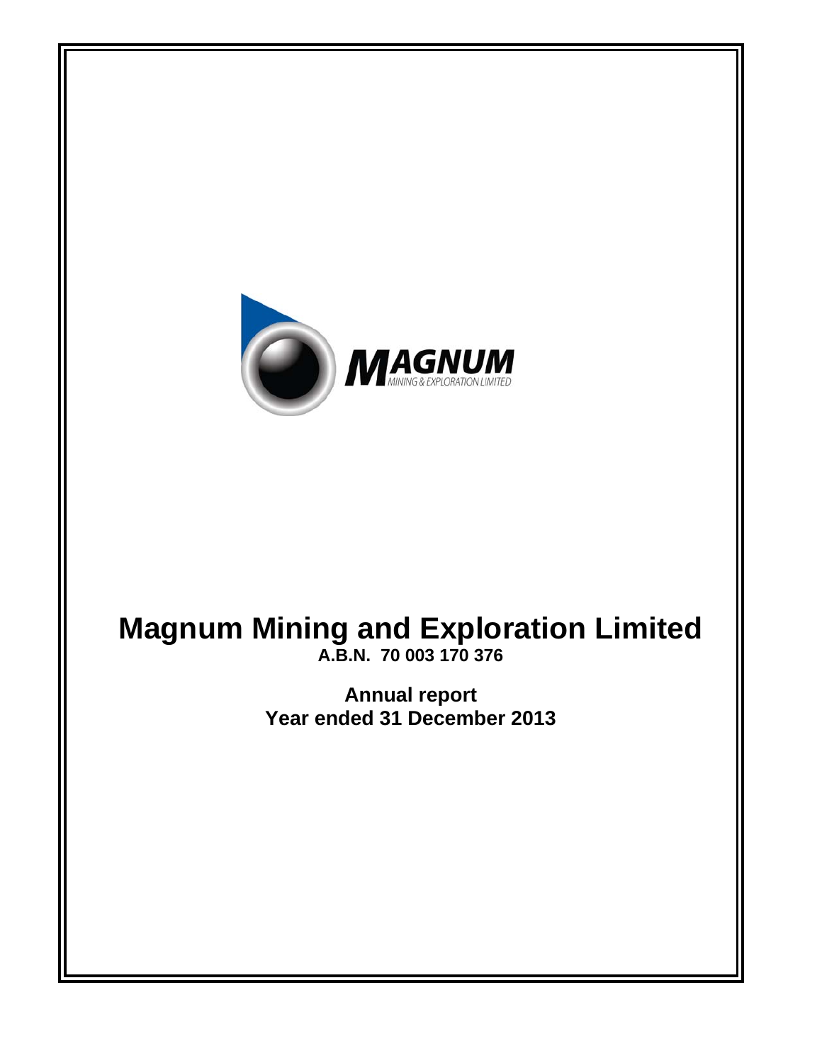# Magnum Mining and Exploration Limited

**A.B.N. 70 003 170 376**

**Annual report**

**Year ended 31 December 2013**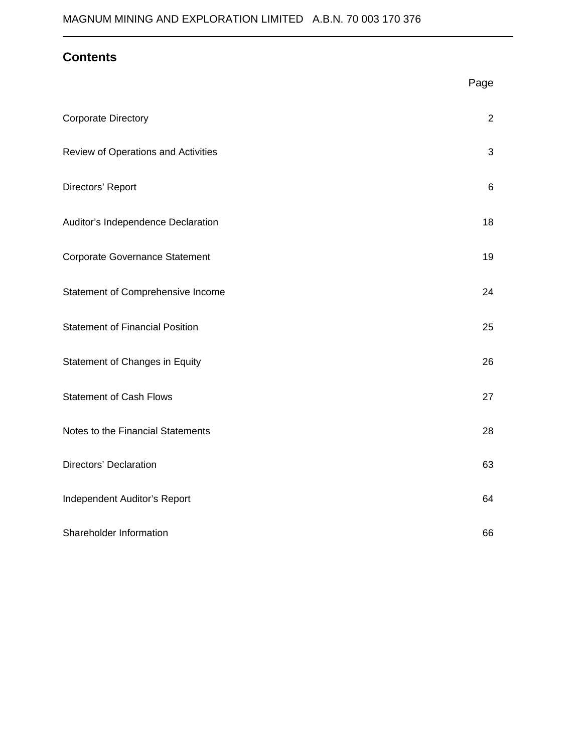## Contents

| | Page |
|---|---|
| Corporate Directory | 2 |
| Review of Operations and Activities | 3 |
| Directors' Report | 6 |
| Auditor's Independence Declaration | 18 |
| Corporate Governance Statement | 19 |
| Statement of Comprehensive Income | 24 |
| Statement of Financial Position | 25 |
| Statement of Changes in Equity | 26 |
| Statement of Cash Flows | 27 |
| Notes to the Financial Statements | 28 |
| Directors' Declaration | 63 |
| Independent Auditor's Report | 64 |
| Shareholder Information | 66 |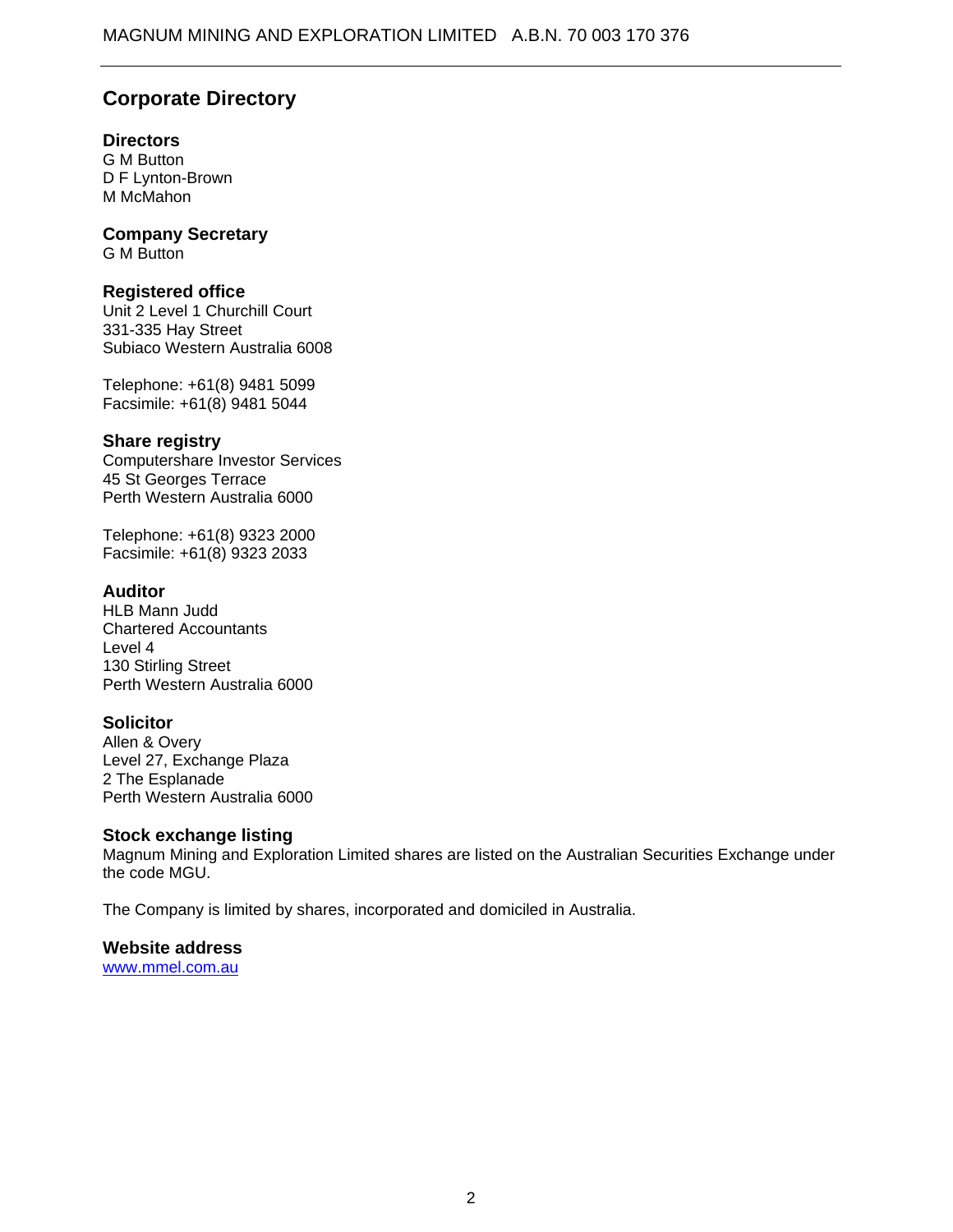# Corporate Directory

### Directors
G M Button
D F Lynton-Brown
M McMahon

### Company Secretary
G M Button

### Registered office
Unit 2 Level 1 Churchill Court
331-335 Hay Street
Subiaco Western Australia 6008

Telephone: +61(8) 9481 5099
Facsimile: +61(8) 9481 5044

### Share registry
Computershare Investor Services
45 St Georges Terrace
Perth Western Australia 6000

Telephone: +61(8) 9323 2000
Facsimile: +61(8) 9323 2033

### Auditor
HLB Mann Judd
Chartered Accountants
Level 4
130 Stirling Street
Perth Western Australia 6000

### Solicitor
Allen & Overy
Level 27, Exchange Plaza
2 The Esplanade
Perth Western Australia 6000

### Stock exchange listing
Magnum Mining and Exploration Limited shares are listed on the Australian Securities Exchange under the code MGU.

The Company is limited by shares, incorporated and domiciled in Australia.

### Website address
www.mmel.com.au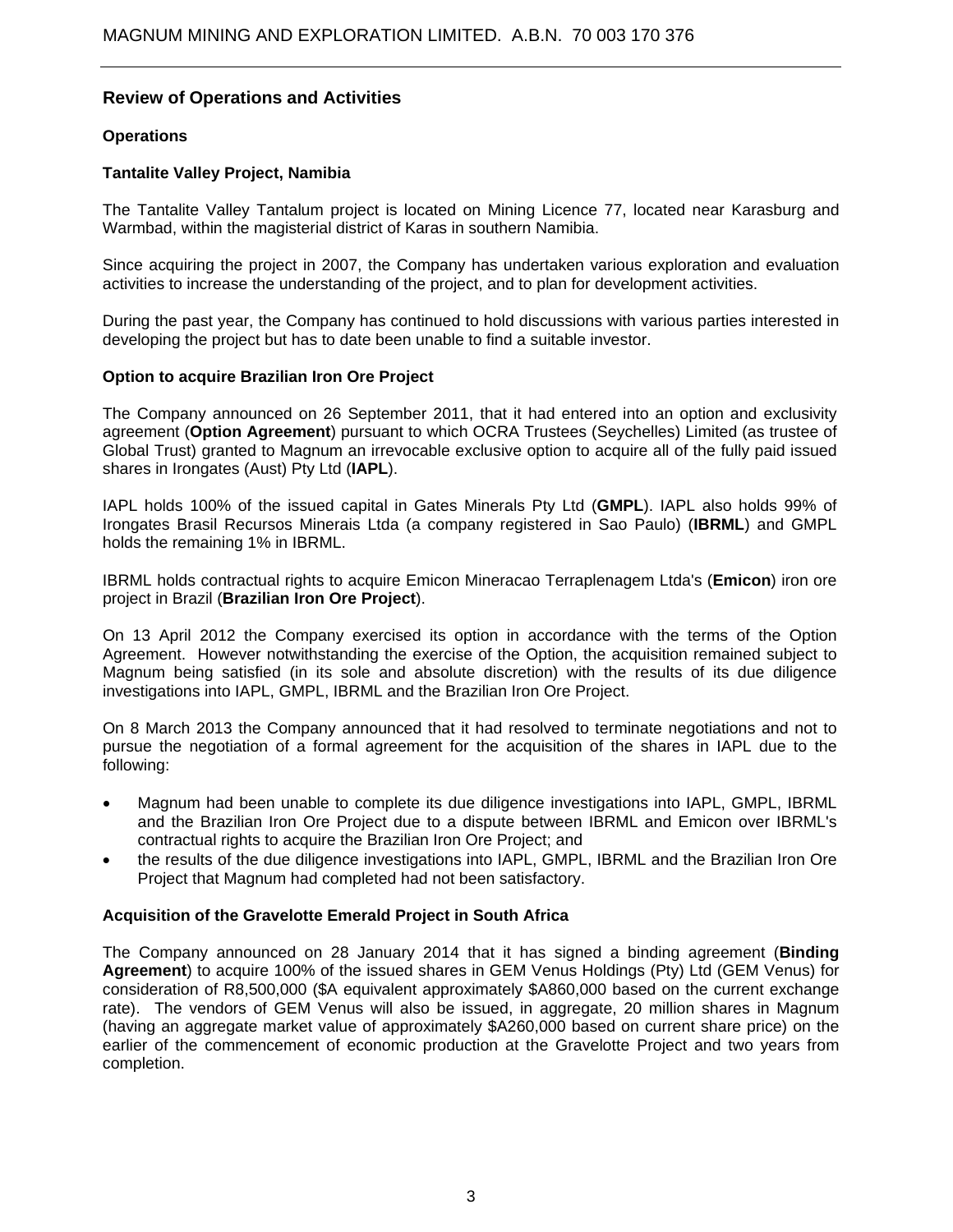## Review of Operations and Activities

### Operations

### Tantalite Valley Project, Namibia

The Tantalite Valley Tantalum project is located on Mining Licence 77, located near Karasburg and Warmbad, within the magisterial district of Karas in southern Namibia.

Since acquiring the project in 2007, the Company has undertaken various exploration and evaluation activities to increase the understanding of the project, and to plan for development activities.

During the past year, the Company has continued to hold discussions with various parties interested in developing the project but has to date been unable to find a suitable investor.

### Option to acquire Brazilian Iron Ore Project

The Company announced on 26 September 2011, that it had entered into an option and exclusivity agreement (**Option Agreement**) pursuant to which OCRA Trustees (Seychelles) Limited (as trustee of Global Trust) granted to Magnum an irrevocable exclusive option to acquire all of the fully paid issued shares in Irongates (Aust) Pty Ltd (**IAPL**).

IAPL holds 100% of the issued capital in Gates Minerals Pty Ltd (**GMPL**). IAPL also holds 99% of Irongates Brasil Recursos Minerais Ltda (a company registered in Sao Paulo) (**IBRML**) and GMPL holds the remaining 1% in IBRML.

IBRML holds contractual rights to acquire Emicon Mineracao Terraplenagem Ltda's (**Emicon**) iron ore project in Brazil (**Brazilian Iron Ore Project**).

On 13 April 2012 the Company exercised its option in accordance with the terms of the Option Agreement. However notwithstanding the exercise of the Option, the acquisition remained subject to Magnum being satisfied (in its sole and absolute discretion) with the results of its due diligence investigations into IAPL, GMPL, IBRML and the Brazilian Iron Ore Project.

On 8 March 2013 the Company announced that it had resolved to terminate negotiations and not to pursue the negotiation of a formal agreement for the acquisition of the shares in IAPL due to the following:

- Magnum had been unable to complete its due diligence investigations into IAPL, GMPL, IBRML and the Brazilian Iron Ore Project due to a dispute between IBRML and Emicon over IBRML's contractual rights to acquire the Brazilian Iron Ore Project; and
- the results of the due diligence investigations into IAPL, GMPL, IBRML and the Brazilian Iron Ore Project that Magnum had completed had not been satisfactory.

### Acquisition of the Gravelotte Emerald Project in South Africa

The Company announced on 28 January 2014 that it has signed a binding agreement (**Binding Agreement**) to acquire 100% of the issued shares in GEM Venus Holdings (Pty) Ltd (GEM Venus) for consideration of R8,500,000 ($A equivalent approximately $A860,000 based on the current exchange rate). The vendors of GEM Venus will also be issued, in aggregate, 20 million shares in Magnum (having an aggregate market value of approximately $A260,000 based on current share price) on the earlier of the commencement of economic production at the Gravelotte Project and two years from completion.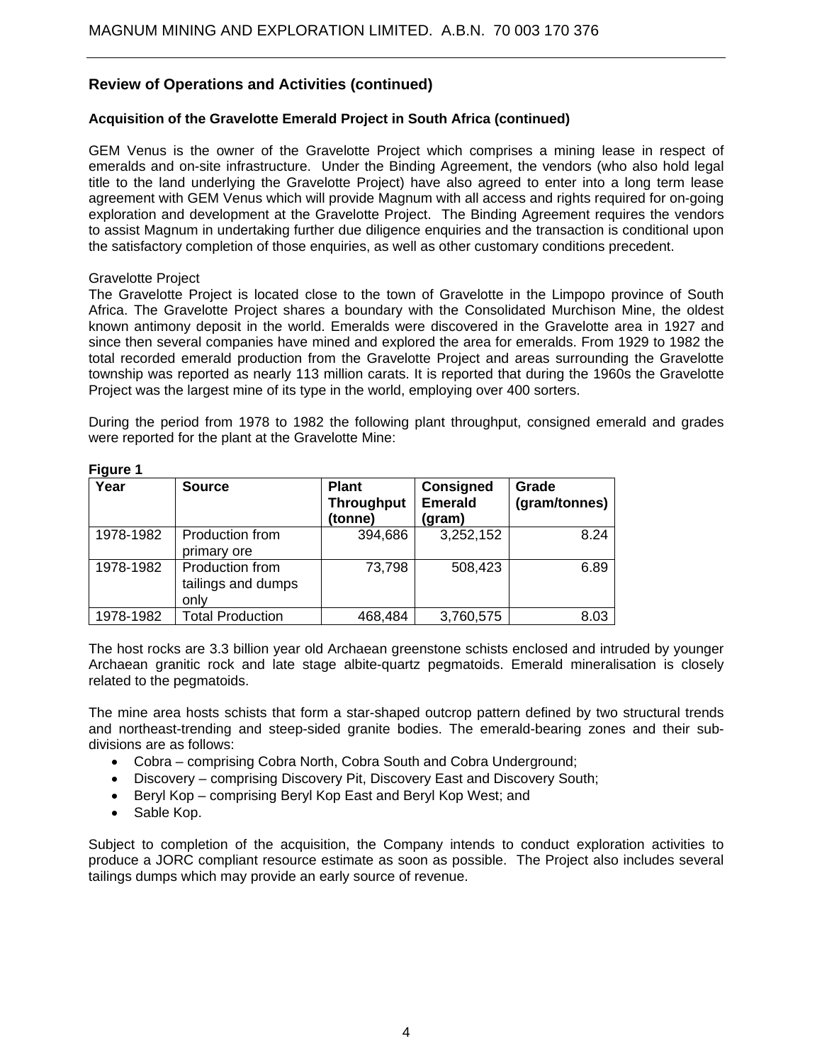## Review of Operations and Activities (continued)

### Acquisition of the Gravelotte Emerald Project in South Africa (continued)

GEM Venus is the owner of the Gravelotte Project which comprises a mining lease in respect of emeralds and on-site infrastructure. Under the Binding Agreement, the vendors (who also hold legal title to the land underlying the Gravelotte Project) have also agreed to enter into a long term lease agreement with GEM Venus which will provide Magnum with all access and rights required for on-going exploration and development at the Gravelotte Project. The Binding Agreement requires the vendors to assist Magnum in undertaking further due diligence enquiries and the transaction is conditional upon the satisfactory completion of those enquiries, as well as other customary conditions precedent.

Gravelotte Project

The Gravelotte Project is located close to the town of Gravelotte in the Limpopo province of South Africa. The Gravelotte Project shares a boundary with the Consolidated Murchison Mine, the oldest known antimony deposit in the world. Emeralds were discovered in the Gravelotte area in 1927 and since then several companies have mined and explored the area for emeralds. From 1929 to 1982 the total recorded emerald production from the Gravelotte Project and areas surrounding the Gravelotte township was reported as nearly 113 million carats. It is reported that during the 1960s the Gravelotte Project was the largest mine of its type in the world, employing over 400 sorters.

During the period from 1978 to 1982 the following plant throughput, consigned emerald and grades were reported for the plant at the Gravelotte Mine:

**Figure 1**

| Year | Source | Plant Throughput (tonne) | Consigned Emerald (gram) | Grade (gram/tonnes) |
|---|---|---|---|---|
| 1978-1982 | Production from primary ore | 394,686 | 3,252,152 | 8.24 |
| 1978-1982 | Production from tailings and dumps only | 73,798 | 508,423 | 6.89 |
| 1978-1982 | Total Production | 468,484 | 3,760,575 | 8.03 |

The host rocks are 3.3 billion year old Archaean greenstone schists enclosed and intruded by younger Archaean granitic rock and late stage albite-quartz pegmatoids. Emerald mineralisation is closely related to the pegmatoids.

The mine area hosts schists that form a star-shaped outcrop pattern defined by two structural trends and northeast-trending and steep-sided granite bodies. The emerald-bearing zones and their sub-divisions are as follows:

- Cobra – comprising Cobra North, Cobra South and Cobra Underground;
- Discovery – comprising Discovery Pit, Discovery East and Discovery South;
- Beryl Kop – comprising Beryl Kop East and Beryl Kop West; and
- Sable Kop.

Subject to completion of the acquisition, the Company intends to conduct exploration activities to produce a JORC compliant resource estimate as soon as possible. The Project also includes several tailings dumps which may provide an early source of revenue.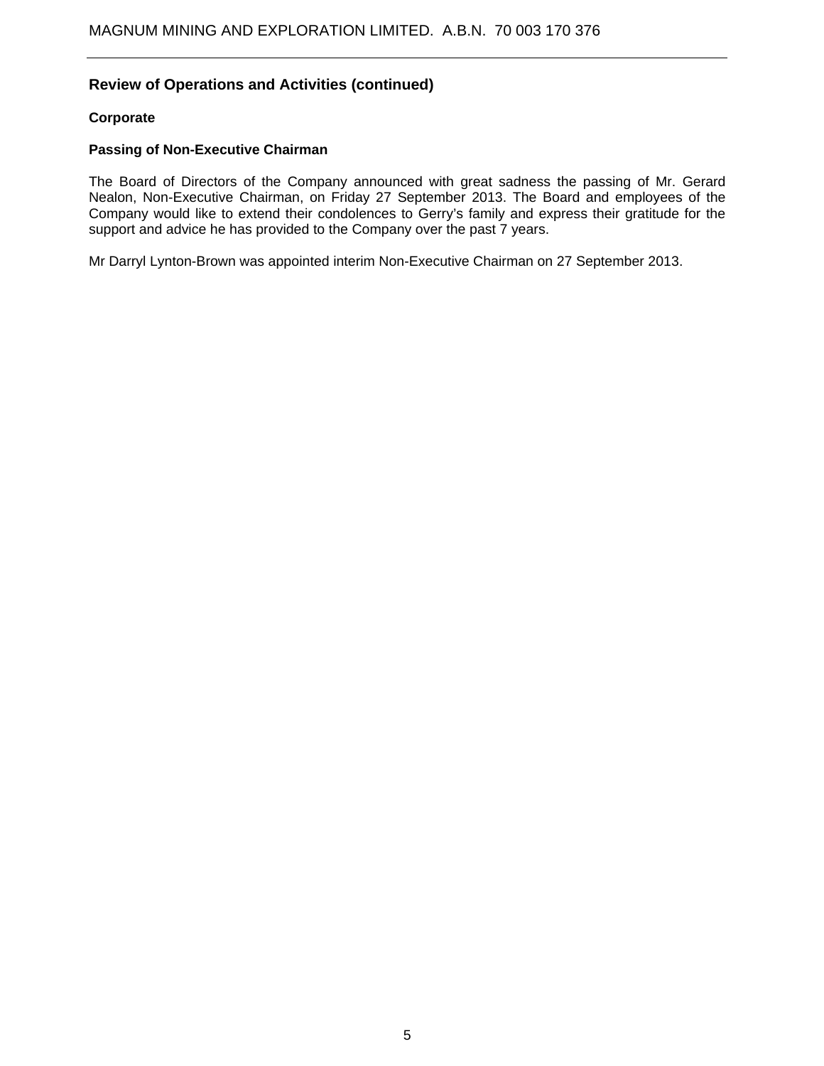## Review of Operations and Activities (continued)

### Corporate

### Passing of Non-Executive Chairman

The Board of Directors of the Company announced with great sadness the passing of Mr. Gerard Nealon, Non-Executive Chairman, on Friday 27 September 2013. The Board and employees of the Company would like to extend their condolences to Gerry's family and express their gratitude for the support and advice he has provided to the Company over the past 7 years.

Mr Darryl Lynton-Brown was appointed interim Non-Executive Chairman on 27 September 2013.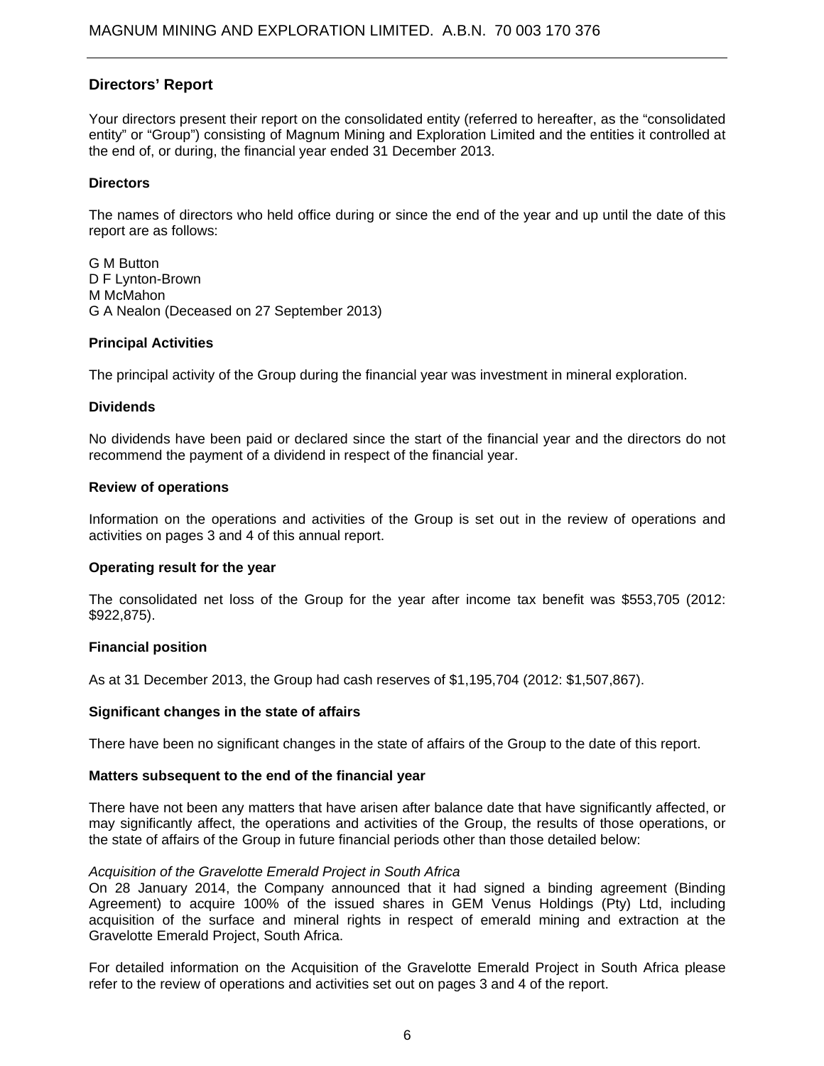## Directors' Report

Your directors present their report on the consolidated entity (referred to hereafter, as the "consolidated entity" or "Group") consisting of Magnum Mining and Exploration Limited and the entities it controlled at the end of, or during, the financial year ended 31 December 2013.

### Directors

The names of directors who held office during or since the end of the year and up until the date of this report are as follows:

G M Button
D F Lynton-Brown
M McMahon
G A Nealon (Deceased on 27 September 2013)

### Principal Activities

The principal activity of the Group during the financial year was investment in mineral exploration.

### Dividends

No dividends have been paid or declared since the start of the financial year and the directors do not recommend the payment of a dividend in respect of the financial year.

### Review of operations

Information on the operations and activities of the Group is set out in the review of operations and activities on pages 3 and 4 of this annual report.

### Operating result for the year

The consolidated net loss of the Group for the year after income tax benefit was $553,705 (2012: $922,875).

### Financial position

As at 31 December 2013, the Group had cash reserves of $1,195,704 (2012: $1,507,867).

### Significant changes in the state of affairs

There have been no significant changes in the state of affairs of the Group to the date of this report.

### Matters subsequent to the end of the financial year

There have not been any matters that have arisen after balance date that have significantly affected, or may significantly affect, the operations and activities of the Group, the results of those operations, or the state of affairs of the Group in future financial periods other than those detailed below:

*Acquisition of the Gravelotte Emerald Project in South Africa*
On 28 January 2014, the Company announced that it had signed a binding agreement (Binding Agreement) to acquire 100% of the issued shares in GEM Venus Holdings (Pty) Ltd, including acquisition of the surface and mineral rights in respect of emerald mining and extraction at the Gravelotte Emerald Project, South Africa.

For detailed information on the Acquisition of the Gravelotte Emerald Project in South Africa please refer to the review of operations and activities set out on pages 3 and 4 of the report.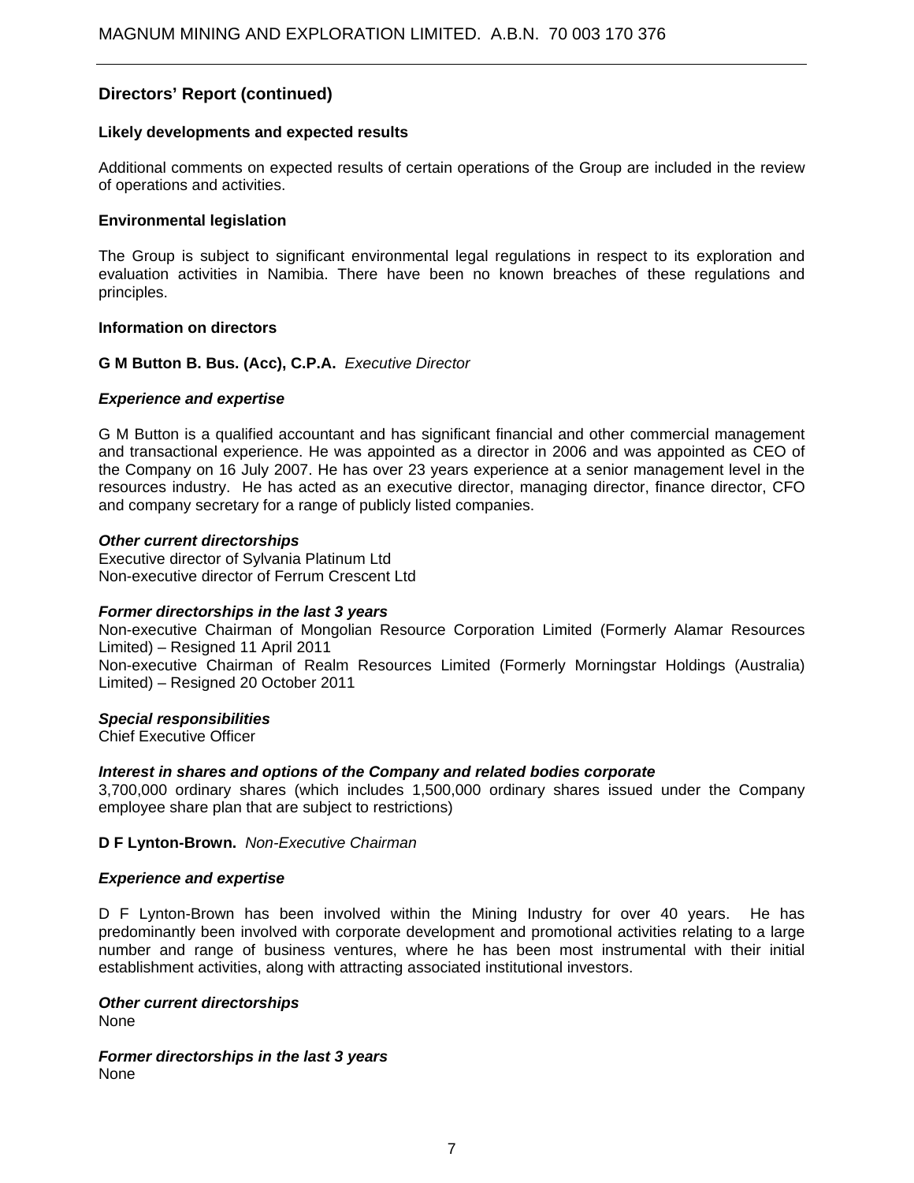## Directors' Report (continued)

### Likely developments and expected results

Additional comments on expected results of certain operations of the Group are included in the review of operations and activities.

### Environmental legislation

The Group is subject to significant environmental legal regulations in respect to its exploration and evaluation activities in Namibia. There have been no known breaches of these regulations and principles.

### Information on directors

**G M Button B. Bus. (Acc), C.P.A.** *Executive Director*

***Experience and expertise***

G M Button is a qualified accountant and has significant financial and other commercial management and transactional experience. He was appointed as a director in 2006 and was appointed as CEO of the Company on 16 July 2007. He has over 23 years experience at a senior management level in the resources industry. He has acted as an executive director, managing director, finance director, CFO and company secretary for a range of publicly listed companies.

***Other current directorships***
Executive director of Sylvania Platinum Ltd
Non-executive director of Ferrum Crescent Ltd

***Former directorships in the last 3 years***
Non-executive Chairman of Mongolian Resource Corporation Limited (Formerly Alamar Resources Limited) – Resigned 11 April 2011
Non-executive Chairman of Realm Resources Limited (Formerly Morningstar Holdings (Australia) Limited) – Resigned 20 October 2011

***Special responsibilities***
Chief Executive Officer

***Interest in shares and options of the Company and related bodies corporate***
3,700,000 ordinary shares (which includes 1,500,000 ordinary shares issued under the Company employee share plan that are subject to restrictions)

**D F Lynton-Brown.** *Non-Executive Chairman*

***Experience and expertise***

D F Lynton-Brown has been involved within the Mining Industry for over 40 years. He has predominantly been involved with corporate development and promotional activities relating to a large number and range of business ventures, where he has been most instrumental with their initial establishment activities, along with attracting associated institutional investors.

***Other current directorships***
None

***Former directorships in the last 3 years***
None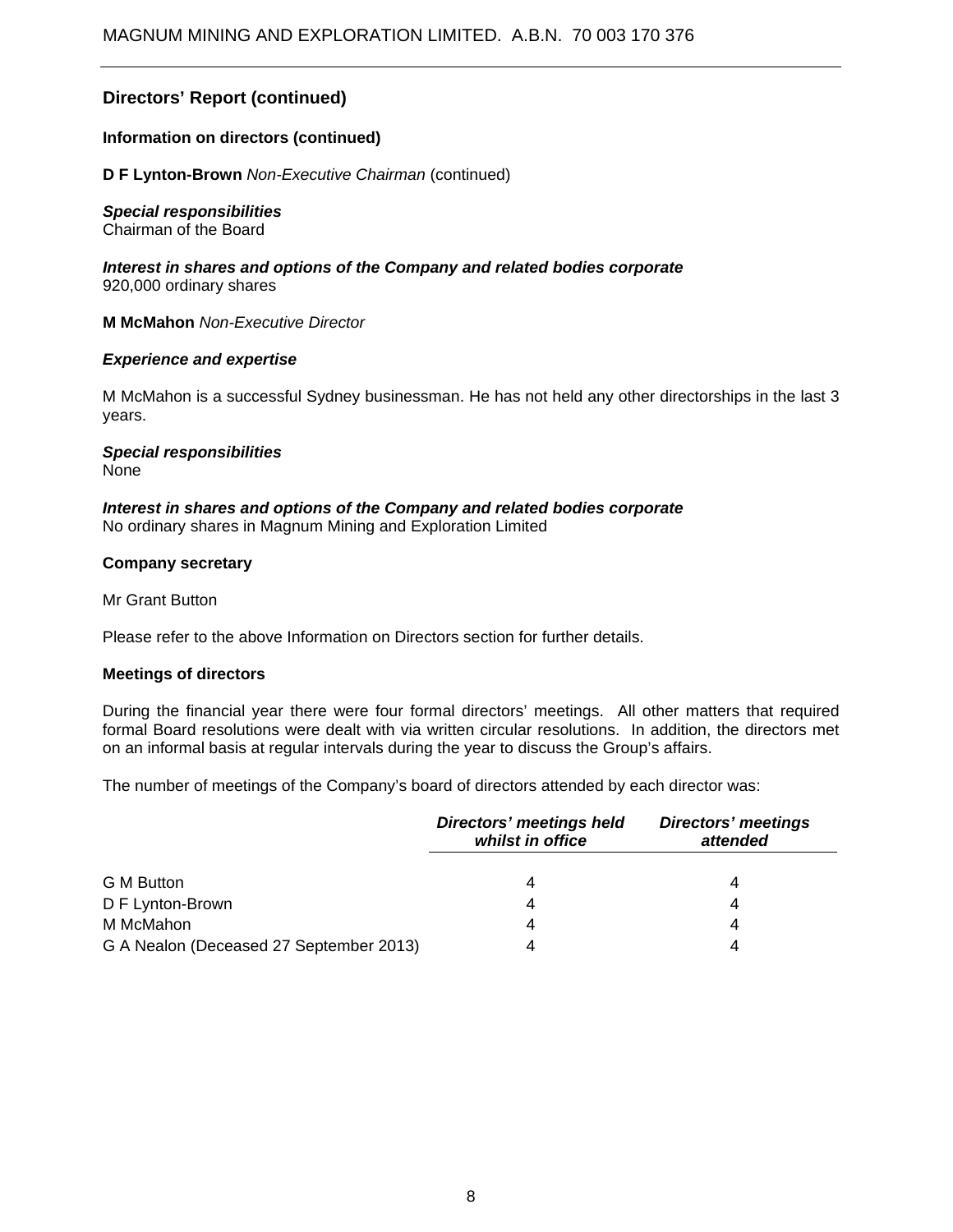## Directors' Report (continued)

### Information on directors (continued)

**D F Lynton-Brown** *Non-Executive Chairman* (continued)

***Special responsibilities***
Chairman of the Board

***Interest in shares and options of the Company and related bodies corporate***
920,000 ordinary shares

**M McMahon** *Non-Executive Director*

***Experience and expertise***

M McMahon is a successful Sydney businessman. He has not held any other directorships in the last 3 years.

***Special responsibilities***
None

***Interest in shares and options of the Company and related bodies corporate***
No ordinary shares in Magnum Mining and Exploration Limited

### Company secretary

Mr Grant Button

Please refer to the above Information on Directors section for further details.

### Meetings of directors

During the financial year there were four formal directors' meetings. All other matters that required formal Board resolutions were dealt with via written circular resolutions. In addition, the directors met on an informal basis at regular intervals during the year to discuss the Group's affairs.

The number of meetings of the Company's board of directors attended by each director was:

| | *Directors' meetings held whilst in office* | *Directors' meetings attended* |
|---|---|---|
| G M Button | 4 | 4 |
| D F Lynton-Brown | 4 | 4 |
| M McMahon | 4 | 4 |
| G A Nealon (Deceased 27 September 2013) | 4 | 4 |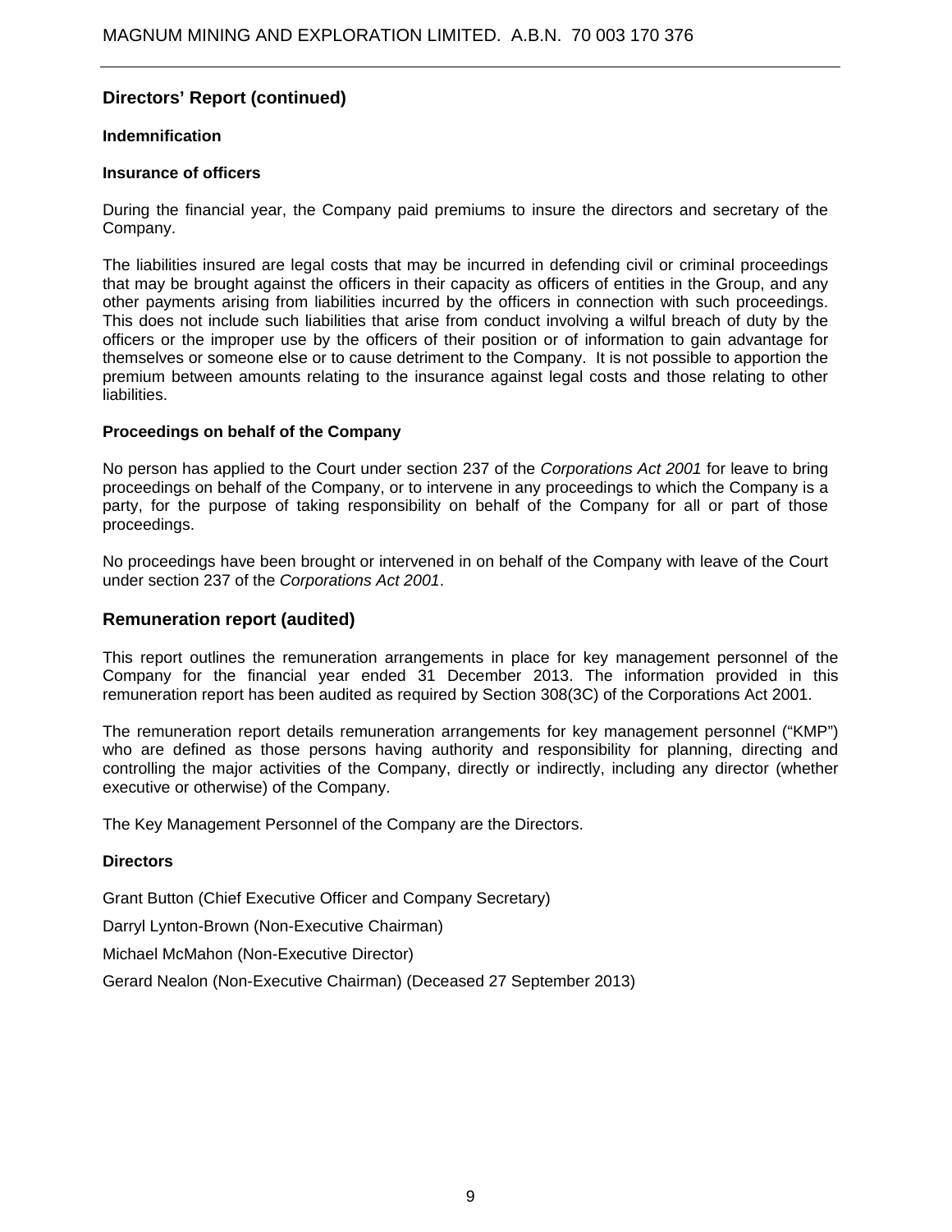## Directors' Report (continued)

### Indemnification

### Insurance of officers

During the financial year, the Company paid premiums to insure the directors and secretary of the Company.

The liabilities insured are legal costs that may be incurred in defending civil or criminal proceedings that may be brought against the officers in their capacity as officers of entities in the Group, and any other payments arising from liabilities incurred by the officers in connection with such proceedings. This does not include such liabilities that arise from conduct involving a wilful breach of duty by the officers or the improper use by the officers of their position or of information to gain advantage for themselves or someone else or to cause detriment to the Company. It is not possible to apportion the premium between amounts relating to the insurance against legal costs and those relating to other liabilities.

### Proceedings on behalf of the Company

No person has applied to the Court under section 237 of the *Corporations Act 2001* for leave to bring proceedings on behalf of the Company, or to intervene in any proceedings to which the Company is a party, for the purpose of taking responsibility on behalf of the Company for all or part of those proceedings.

No proceedings have been brought or intervened in on behalf of the Company with leave of the Court under section 237 of the *Corporations Act 2001*.

## Remuneration report (audited)

This report outlines the remuneration arrangements in place for key management personnel of the Company for the financial year ended 31 December 2013. The information provided in this remuneration report has been audited as required by Section 308(3C) of the Corporations Act 2001.

The remuneration report details remuneration arrangements for key management personnel ("KMP") who are defined as those persons having authority and responsibility for planning, directing and controlling the major activities of the Company, directly or indirectly, including any director (whether executive or otherwise) of the Company.

The Key Management Personnel of the Company are the Directors.

### Directors

Grant Button (Chief Executive Officer and Company Secretary)

Darryl Lynton-Brown (Non-Executive Chairman)

Michael McMahon (Non-Executive Director)

Gerard Nealon (Non-Executive Chairman) (Deceased 27 September 2013)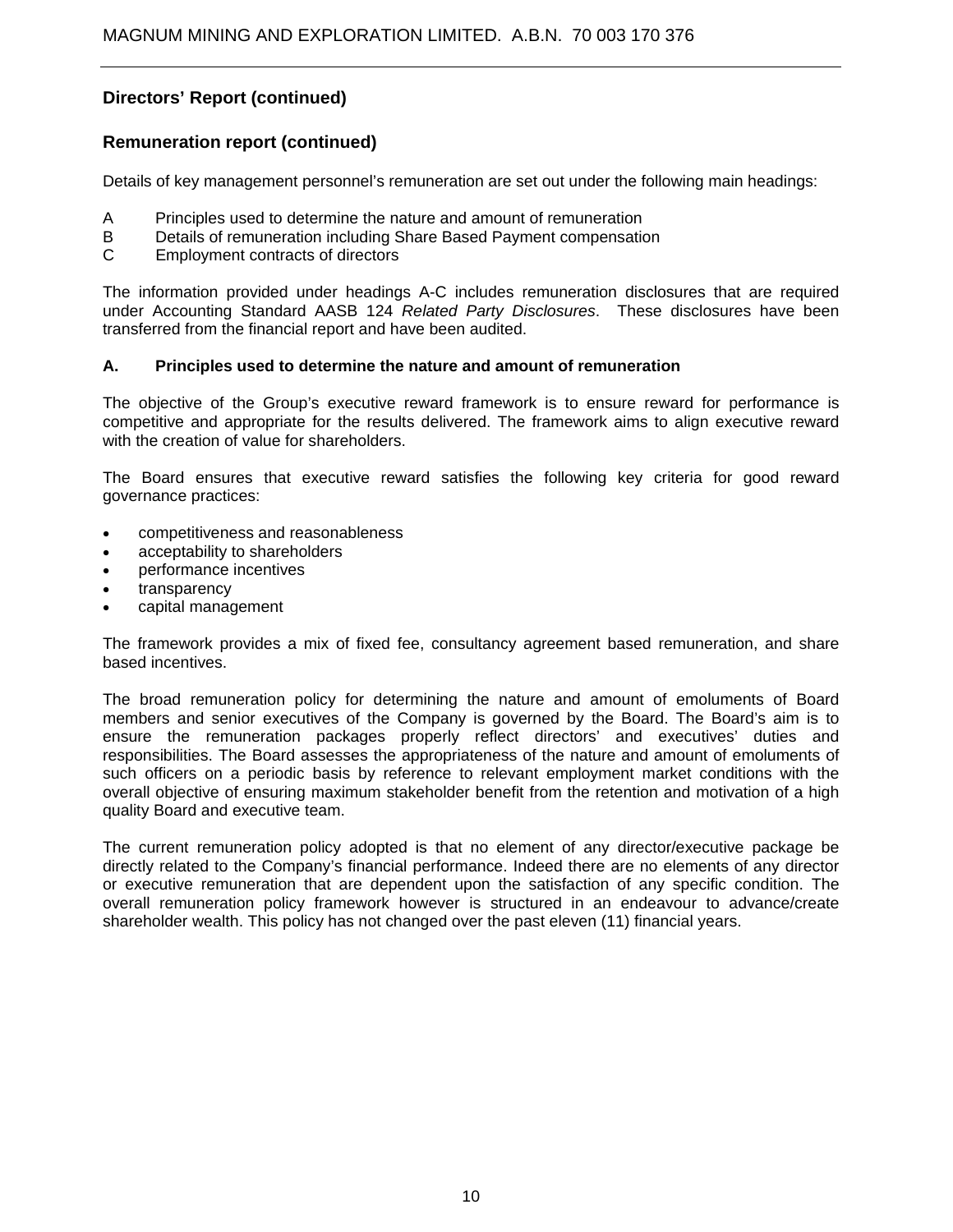## Directors' Report (continued)

## Remuneration report (continued)

Details of key management personnel's remuneration are set out under the following main headings:

A Principles used to determine the nature and amount of remuneration
B Details of remuneration including Share Based Payment compensation
C Employment contracts of directors

The information provided under headings A-C includes remuneration disclosures that are required under Accounting Standard AASB 124 *Related Party Disclosures*. These disclosures have been transferred from the financial report and have been audited.

### A. Principles used to determine the nature and amount of remuneration

The objective of the Group's executive reward framework is to ensure reward for performance is competitive and appropriate for the results delivered. The framework aims to align executive reward with the creation of value for shareholders.

The Board ensures that executive reward satisfies the following key criteria for good reward governance practices:

- competitiveness and reasonableness
- acceptability to shareholders
- performance incentives
- transparency
- capital management

The framework provides a mix of fixed fee, consultancy agreement based remuneration, and share based incentives.

The broad remuneration policy for determining the nature and amount of emoluments of Board members and senior executives of the Company is governed by the Board. The Board's aim is to ensure the remuneration packages properly reflect directors' and executives' duties and responsibilities. The Board assesses the appropriateness of the nature and amount of emoluments of such officers on a periodic basis by reference to relevant employment market conditions with the overall objective of ensuring maximum stakeholder benefit from the retention and motivation of a high quality Board and executive team.

The current remuneration policy adopted is that no element of any director/executive package be directly related to the Company's financial performance. Indeed there are no elements of any director or executive remuneration that are dependent upon the satisfaction of any specific condition. The overall remuneration policy framework however is structured in an endeavour to advance/create shareholder wealth. This policy has not changed over the past eleven (11) financial years.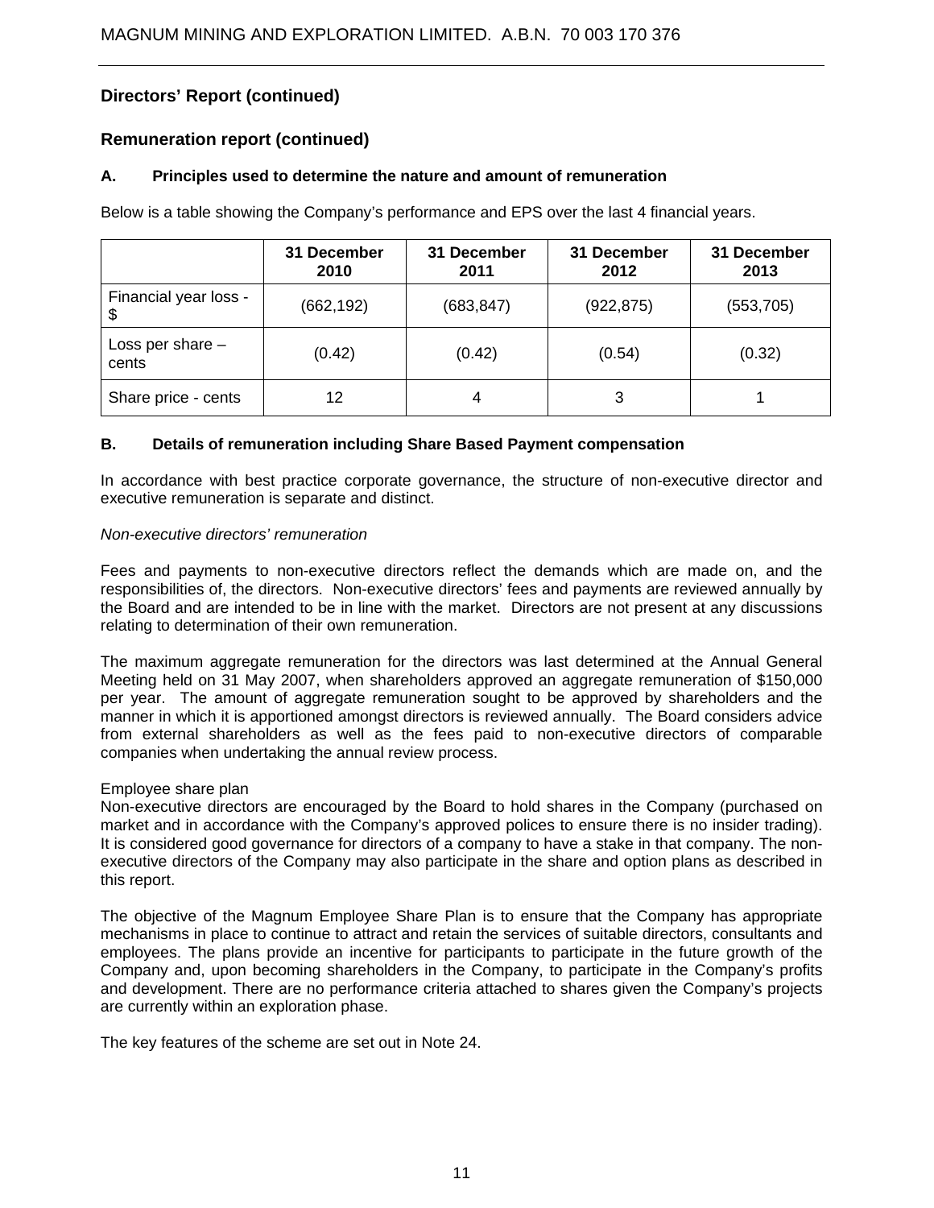## Directors' Report (continued)

## Remuneration report (continued)

### A. Principles used to determine the nature and amount of remuneration

Below is a table showing the Company's performance and EPS over the last 4 financial years.

| | 31 December 2010 | 31 December 2011 | 31 December 2012 | 31 December 2013 |
|---|---|---|---|---|
| Financial year loss - $ | (662,192) | (683,847) | (922,875) | (553,705) |
| Loss per share – cents | (0.42) | (0.42) | (0.54) | (0.32) |
| Share price - cents | 12 | 4 | 3 | 1 |

### B. Details of remuneration including Share Based Payment compensation

In accordance with best practice corporate governance, the structure of non-executive director and executive remuneration is separate and distinct.

*Non-executive directors' remuneration*

Fees and payments to non-executive directors reflect the demands which are made on, and the responsibilities of, the directors. Non-executive directors' fees and payments are reviewed annually by the Board and are intended to be in line with the market. Directors are not present at any discussions relating to determination of their own remuneration.

The maximum aggregate remuneration for the directors was last determined at the Annual General Meeting held on 31 May 2007, when shareholders approved an aggregate remuneration of $150,000 per year. The amount of aggregate remuneration sought to be approved by shareholders and the manner in which it is apportioned amongst directors is reviewed annually. The Board considers advice from external shareholders as well as the fees paid to non-executive directors of comparable companies when undertaking the annual review process.

Employee share plan

Non-executive directors are encouraged by the Board to hold shares in the Company (purchased on market and in accordance with the Company's approved polices to ensure there is no insider trading). It is considered good governance for directors of a company to have a stake in that company. The non-executive directors of the Company may also participate in the share and option plans as described in this report.

The objective of the Magnum Employee Share Plan is to ensure that the Company has appropriate mechanisms in place to continue to attract and retain the services of suitable directors, consultants and employees. The plans provide an incentive for participants to participate in the future growth of the Company and, upon becoming shareholders in the Company, to participate in the Company's profits and development. There are no performance criteria attached to shares given the Company's projects are currently within an exploration phase.

The key features of the scheme are set out in Note 24.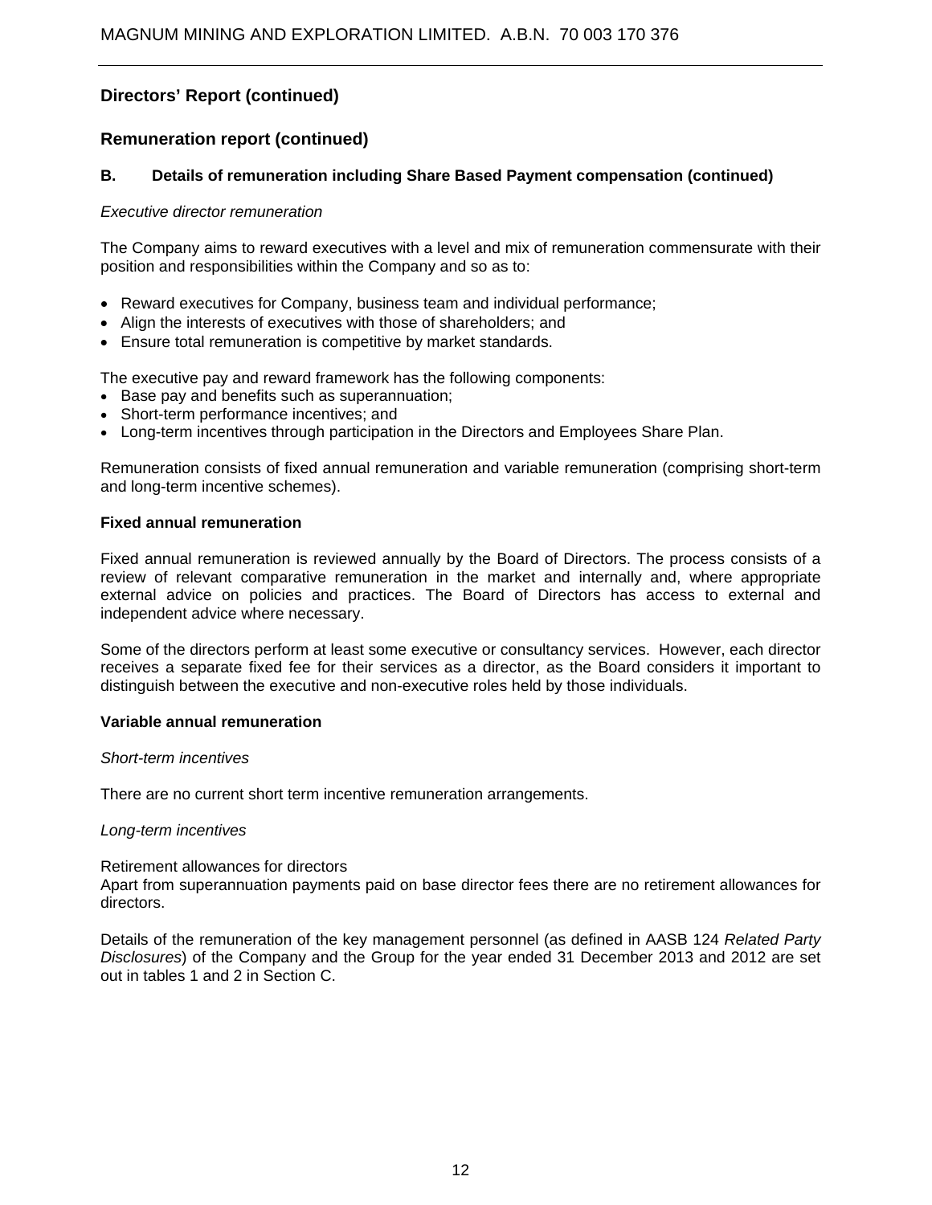## Directors' Report (continued)

## Remuneration report (continued)

### B. Details of remuneration including Share Based Payment compensation (continued)

*Executive director remuneration*

The Company aims to reward executives with a level and mix of remuneration commensurate with their position and responsibilities within the Company and so as to:

- Reward executives for Company, business team and individual performance;
- Align the interests of executives with those of shareholders; and
- Ensure total remuneration is competitive by market standards.

The executive pay and reward framework has the following components:
- Base pay and benefits such as superannuation;
- Short-term performance incentives; and
- Long-term incentives through participation in the Directors and Employees Share Plan.

Remuneration consists of fixed annual remuneration and variable remuneration (comprising short-term and long-term incentive schemes).

**Fixed annual remuneration**

Fixed annual remuneration is reviewed annually by the Board of Directors. The process consists of a review of relevant comparative remuneration in the market and internally and, where appropriate external advice on policies and practices. The Board of Directors has access to external and independent advice where necessary.

Some of the directors perform at least some executive or consultancy services. However, each director receives a separate fixed fee for their services as a director, as the Board considers it important to distinguish between the executive and non-executive roles held by those individuals.

**Variable annual remuneration**

*Short-term incentives*

There are no current short term incentive remuneration arrangements.

*Long-term incentives*

Retirement allowances for directors
Apart from superannuation payments paid on base director fees there are no retirement allowances for directors.

Details of the remuneration of the key management personnel (as defined in AASB 124 *Related Party Disclosures*) of the Company and the Group for the year ended 31 December 2013 and 2012 are set out in tables 1 and 2 in Section C.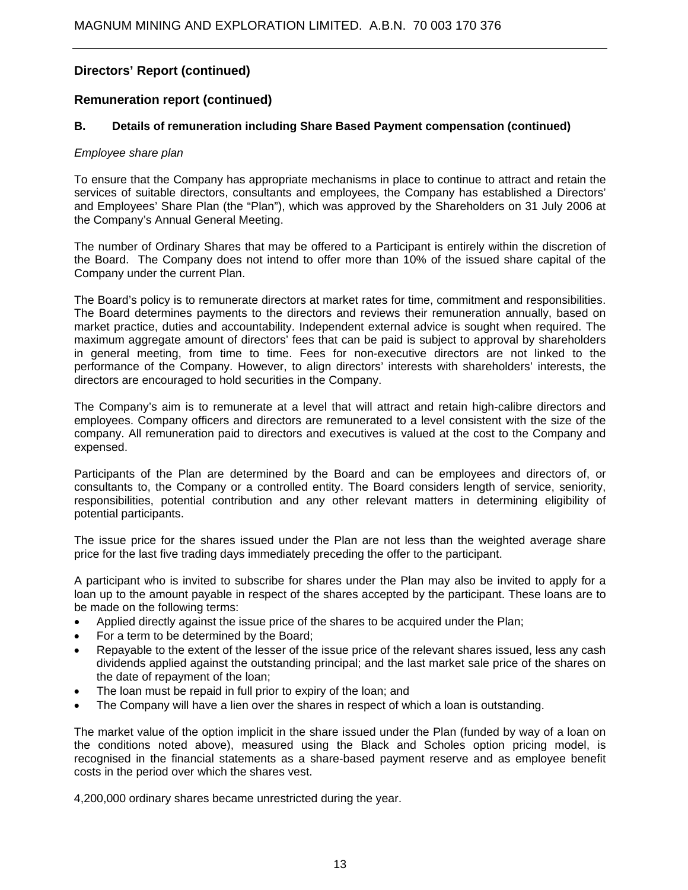## Directors' Report (continued)

## Remuneration report (continued)

### B. Details of remuneration including Share Based Payment compensation (continued)

*Employee share plan*

To ensure that the Company has appropriate mechanisms in place to continue to attract and retain the services of suitable directors, consultants and employees, the Company has established a Directors' and Employees' Share Plan (the "Plan"), which was approved by the Shareholders on 31 July 2006 at the Company's Annual General Meeting.

The number of Ordinary Shares that may be offered to a Participant is entirely within the discretion of the Board. The Company does not intend to offer more than 10% of the issued share capital of the Company under the current Plan.

The Board's policy is to remunerate directors at market rates for time, commitment and responsibilities. The Board determines payments to the directors and reviews their remuneration annually, based on market practice, duties and accountability. Independent external advice is sought when required. The maximum aggregate amount of directors' fees that can be paid is subject to approval by shareholders in general meeting, from time to time. Fees for non-executive directors are not linked to the performance of the Company. However, to align directors' interests with shareholders' interests, the directors are encouraged to hold securities in the Company.

The Company's aim is to remunerate at a level that will attract and retain high-calibre directors and employees. Company officers and directors are remunerated to a level consistent with the size of the company. All remuneration paid to directors and executives is valued at the cost to the Company and expensed.

Participants of the Plan are determined by the Board and can be employees and directors of, or consultants to, the Company or a controlled entity. The Board considers length of service, seniority, responsibilities, potential contribution and any other relevant matters in determining eligibility of potential participants.

The issue price for the shares issued under the Plan are not less than the weighted average share price for the last five trading days immediately preceding the offer to the participant.

A participant who is invited to subscribe for shares under the Plan may also be invited to apply for a loan up to the amount payable in respect of the shares accepted by the participant. These loans are to be made on the following terms:

- Applied directly against the issue price of the shares to be acquired under the Plan;
- For a term to be determined by the Board;
- Repayable to the extent of the lesser of the issue price of the relevant shares issued, less any cash dividends applied against the outstanding principal; and the last market sale price of the shares on the date of repayment of the loan;
- The loan must be repaid in full prior to expiry of the loan; and
- The Company will have a lien over the shares in respect of which a loan is outstanding.

The market value of the option implicit in the share issued under the Plan (funded by way of a loan on the conditions noted above), measured using the Black and Scholes option pricing model, is recognised in the financial statements as a share-based payment reserve and as employee benefit costs in the period over which the shares vest.

4,200,000 ordinary shares became unrestricted during the year.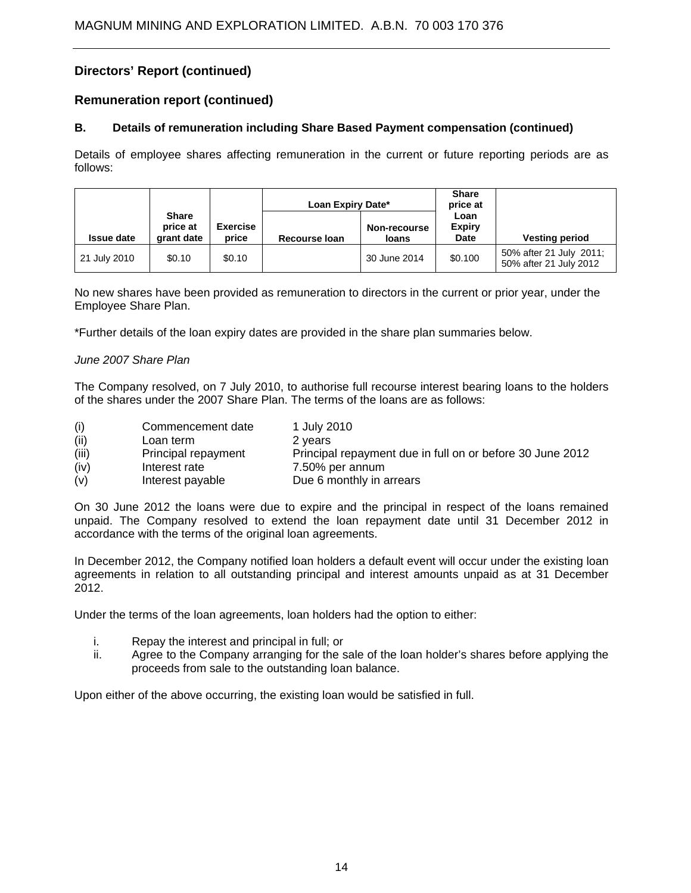## Directors' Report (continued)

## Remuneration report (continued)

### B. Details of remuneration including Share Based Payment compensation (continued)

Details of employee shares affecting remuneration in the current or future reporting periods are as follows:

| Issue date | Share price at grant date | Exercise price | Loan Expiry Date* | | Share price at Loan Expiry Date | Vesting period |
|---|---|---|---|---|---|---|
| | | | Recourse loan | Non-recourse loans | | |
| 21 July 2010 | $0.10 | $0.10 | | 30 June 2014 | $0.100 | 50% after 21 July 2011; 50% after 21 July 2012 |

No new shares have been provided as remuneration to directors in the current or prior year, under the Employee Share Plan.

*Further details of the loan expiry dates are provided in the share plan summaries below.

*June 2007 Share Plan*

The Company resolved, on 7 July 2010, to authorise full recourse interest bearing loans to the holders of the shares under the 2007 Share Plan. The terms of the loans are as follows:

| | | |
|---|---|---|
| (i) | Commencement date | 1 July 2010 |
| (ii) | Loan term | 2 years |
| (iii) | Principal repayment | Principal repayment due in full on or before 30 June 2012 |
| (iv) | Interest rate | 7.50% per annum |
| (v) | Interest payable | Due 6 monthly in arrears |

On 30 June 2012 the loans were due to expire and the principal in respect of the loans remained unpaid. The Company resolved to extend the loan repayment date until 31 December 2012 in accordance with the terms of the original loan agreements.

In December 2012, the Company notified loan holders a default event will occur under the existing loan agreements in relation to all outstanding principal and interest amounts unpaid as at 31 December 2012.

Under the terms of the loan agreements, loan holders had the option to either:

i. Repay the interest and principal in full; or
ii. Agree to the Company arranging for the sale of the loan holder's shares before applying the proceeds from sale to the outstanding loan balance.

Upon either of the above occurring, the existing loan would be satisfied in full.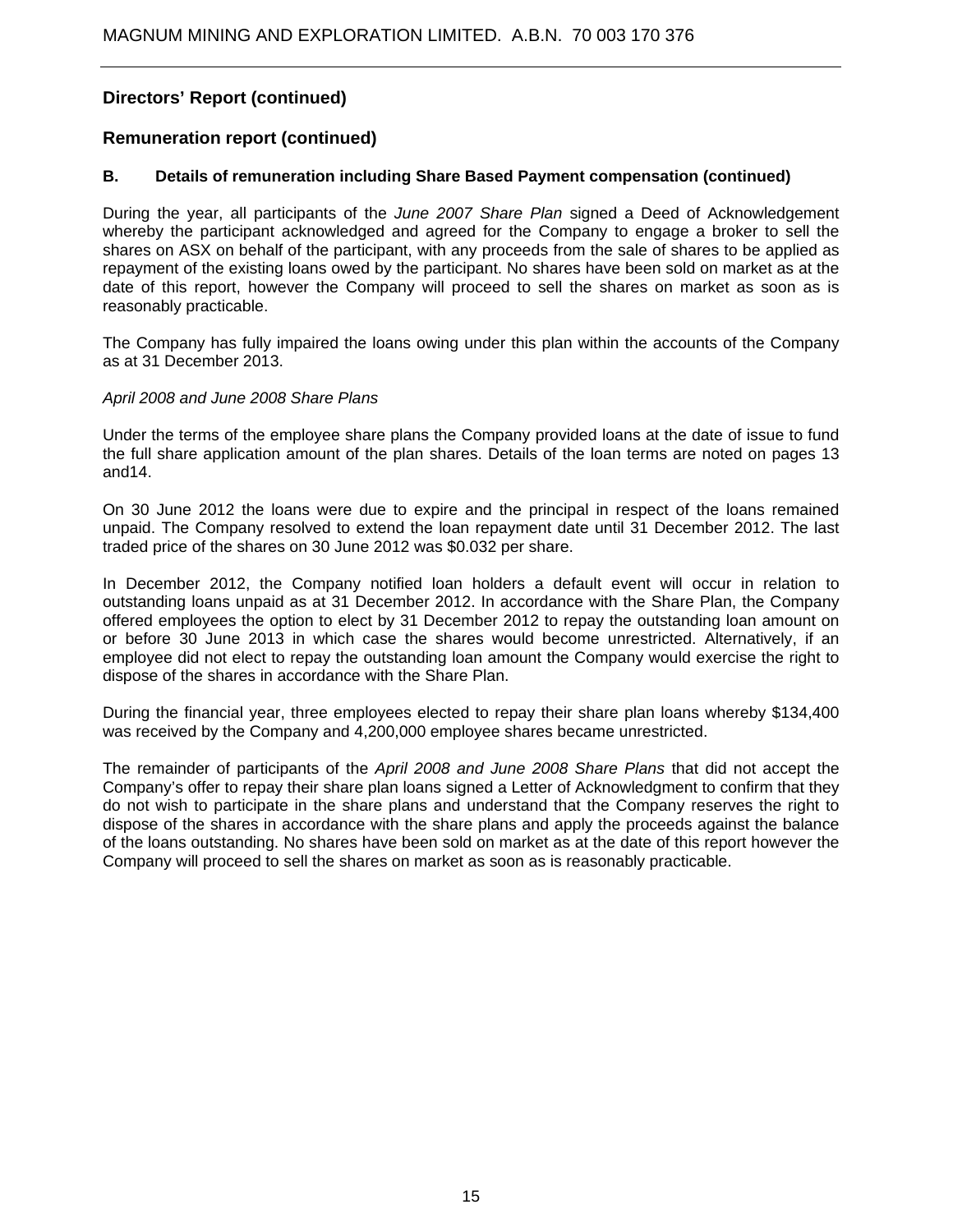## Directors' Report (continued)

## Remuneration report (continued)

### B. Details of remuneration including Share Based Payment compensation (continued)

During the year, all participants of the *June 2007 Share Plan* signed a Deed of Acknowledgement whereby the participant acknowledged and agreed for the Company to engage a broker to sell the shares on ASX on behalf of the participant, with any proceeds from the sale of shares to be applied as repayment of the existing loans owed by the participant. No shares have been sold on market as at the date of this report, however the Company will proceed to sell the shares on market as soon as is reasonably practicable.

The Company has fully impaired the loans owing under this plan within the accounts of the Company as at 31 December 2013.

*April 2008 and June 2008 Share Plans*

Under the terms of the employee share plans the Company provided loans at the date of issue to fund the full share application amount of the plan shares. Details of the loan terms are noted on pages 13 and14.

On 30 June 2012 the loans were due to expire and the principal in respect of the loans remained unpaid. The Company resolved to extend the loan repayment date until 31 December 2012. The last traded price of the shares on 30 June 2012 was $0.032 per share.

In December 2012, the Company notified loan holders a default event will occur in relation to outstanding loans unpaid as at 31 December 2012. In accordance with the Share Plan, the Company offered employees the option to elect by 31 December 2012 to repay the outstanding loan amount on or before 30 June 2013 in which case the shares would become unrestricted. Alternatively, if an employee did not elect to repay the outstanding loan amount the Company would exercise the right to dispose of the shares in accordance with the Share Plan.

During the financial year, three employees elected to repay their share plan loans whereby $134,400 was received by the Company and 4,200,000 employee shares became unrestricted.

The remainder of participants of the *April 2008 and June 2008 Share Plans* that did not accept the Company's offer to repay their share plan loans signed a Letter of Acknowledgment to confirm that they do not wish to participate in the share plans and understand that the Company reserves the right to dispose of the shares in accordance with the share plans and apply the proceeds against the balance of the loans outstanding. No shares have been sold on market as at the date of this report however the Company will proceed to sell the shares on market as soon as is reasonably practicable.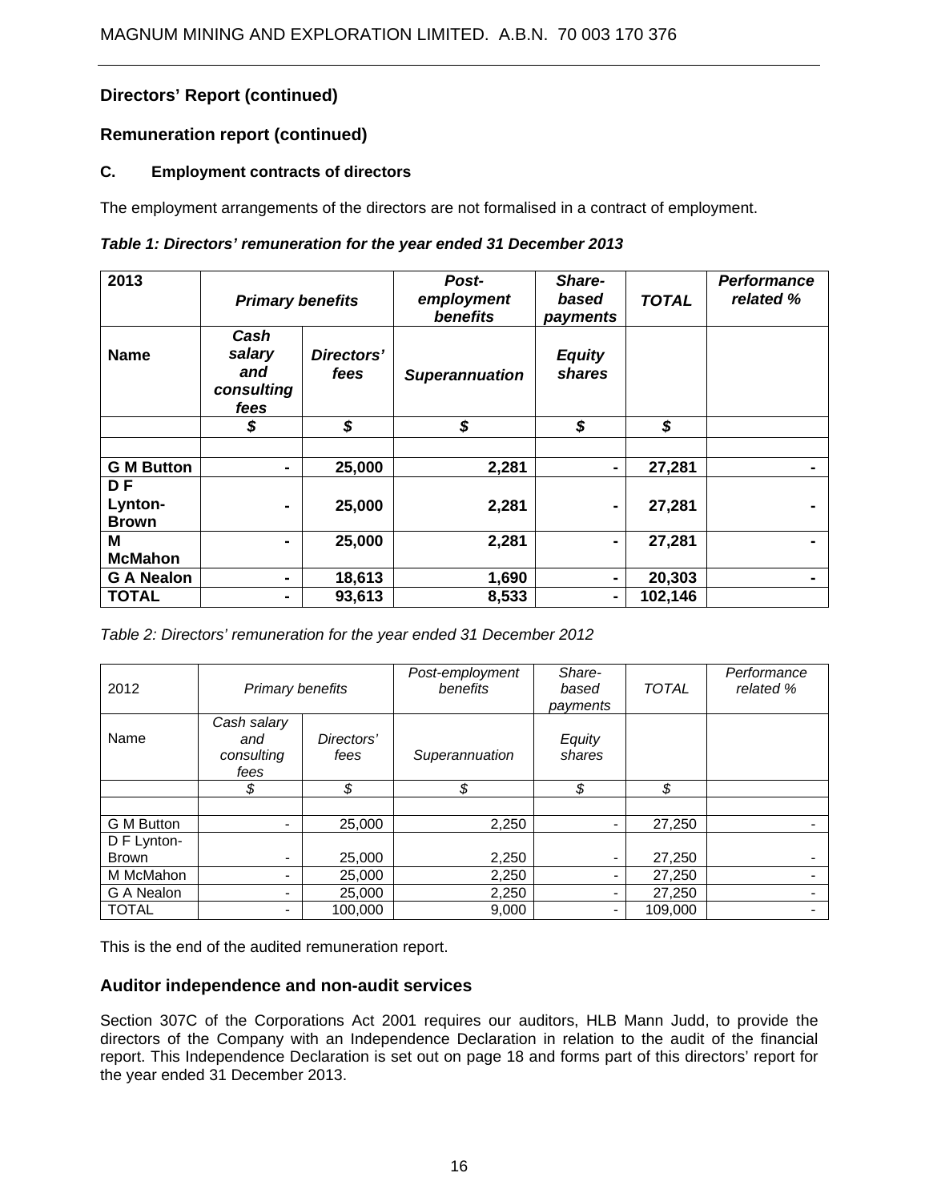## Directors' Report (continued)

## Remuneration report (continued)

### C. Employment contracts of directors

The employment arrangements of the directors are not formalised in a contract of employment.

***Table 1: Directors' remuneration for the year ended 31 December 2013***

| **2013** | ***Primary benefits*** | | ***Post-employment benefits*** | ***Share-based payments*** | ***TOTAL*** | ***Performance related %*** |
|---|---|---|---|---|---|---|
| **Name** | ***Cash salary and consulting fees*** | ***Directors' fees*** | ***Superannuation*** | ***Equity shares*** | | |
| | ***$*** | ***$*** | ***$*** | ***$*** | ***$*** | |
| | | | | | | |
| **G M Button** | **-** | **25,000** | **2,281** | **-** | **27,281** | **-** |
| **D F Lynton-Brown** | **-** | **25,000** | **2,281** | **-** | **27,281** | **-** |
| **M McMahon** | **-** | **25,000** | **2,281** | **-** | **27,281** | **-** |
| **G A Nealon** | **-** | **18,613** | **1,690** | **-** | **20,303** | **-** |
| **TOTAL** | **-** | **93,613** | **8,533** | **-** | **102,146** | |

*Table 2: Directors' remuneration for the year ended 31 December 2012*

| 2012 | *Primary benefits* | | *Post-employment benefits* | *Share-based payments* | *TOTAL* | *Performance related %* |
|---|---|---|---|---|---|---|
| Name | *Cash salary and consulting fees* | *Directors' fees* | *Superannuation* | *Equity shares* | | |
| | *$* | *$* | *$* | *$* | *$* | |
| | | | | | | |
| G M Button | - | 25,000 | 2,250 | - | 27,250 | - |
| D F Lynton-Brown | - | 25,000 | 2,250 | - | 27,250 | - |
| M McMahon | - | 25,000 | 2,250 | - | 27,250 | - |
| G A Nealon | - | 25,000 | 2,250 | - | 27,250 | - |
| TOTAL | - | 100,000 | 9,000 | - | 109,000 | - |

This is the end of the audited remuneration report.

## Auditor independence and non-audit services

Section 307C of the Corporations Act 2001 requires our auditors, HLB Mann Judd, to provide the directors of the Company with an Independence Declaration in relation to the audit of the financial report. This Independence Declaration is set out on page 18 and forms part of this directors' report for the year ended 31 December 2013.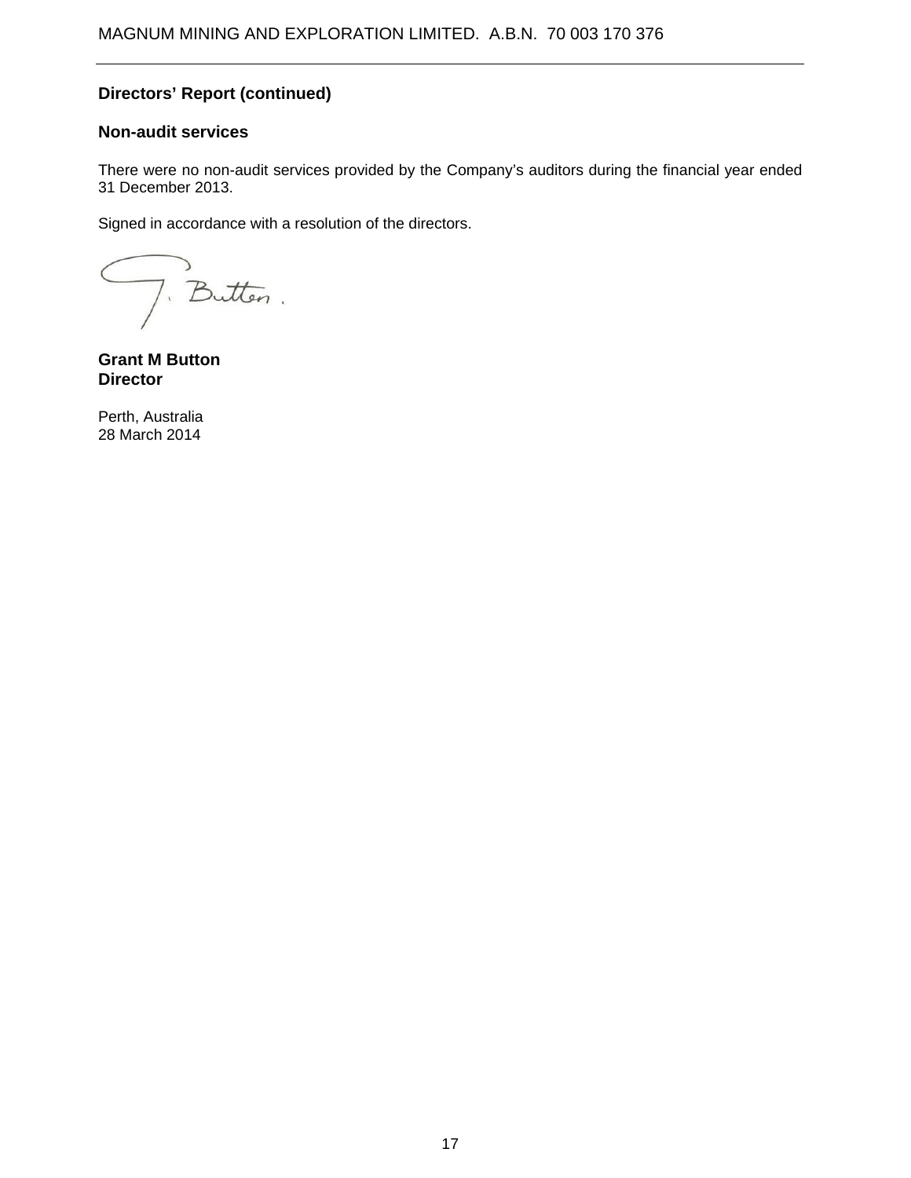## Directors' Report (continued)

### Non-audit services

There were no non-audit services provided by the Company's auditors during the financial year ended 31 December 2013.

Signed in accordance with a resolution of the directors.

**Grant M Button**
**Director**

Perth, Australia
28 March 2014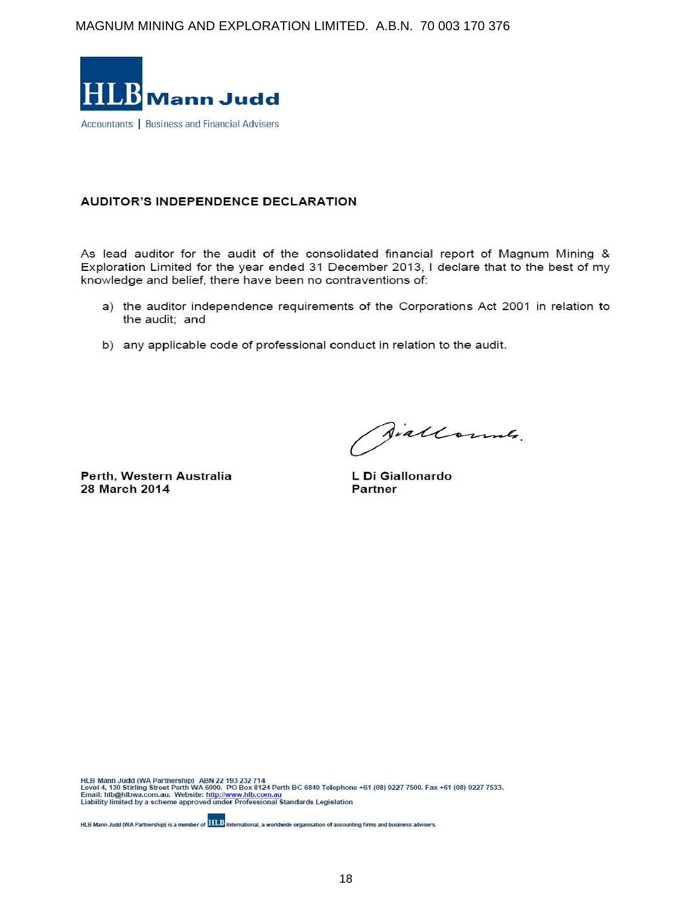HLB Mann Judd

Accountants | Business and Financial Advisers

**AUDITOR'S INDEPENDENCE DECLARATION**

As lead auditor for the audit of the consolidated financial report of Magnum Mining & Exploration Limited for the year ended 31 December 2013, I declare that to the best of my knowledge and belief, there have been no contraventions of:

a) the auditor independence requirements of the Corporations Act 2001 in relation to the audit; and

b) any applicable code of professional conduct in relation to the audit.

**Perth, Western Australia**
**28 March 2014**

**L Di Giallonardo**
**Partner**

HLB Mann Judd (WA Partnership) ABN 22 193 232 714
Level 4, 130 Stirling Street Perth WA 6000. PO Box 8124 Perth BC 6849 Telephone +61 (08) 9227 7500. Fax +61 (08) 9227 7533.
Email: hlb@hlbwa.com.au. Website: http://www.hlb.com.au
Liability limited by a scheme approved under Professional Standards Legislation

HLB Mann Judd (WA Partnership) is a member of HLB International, a worldwide organisation of accounting firms and business advisers.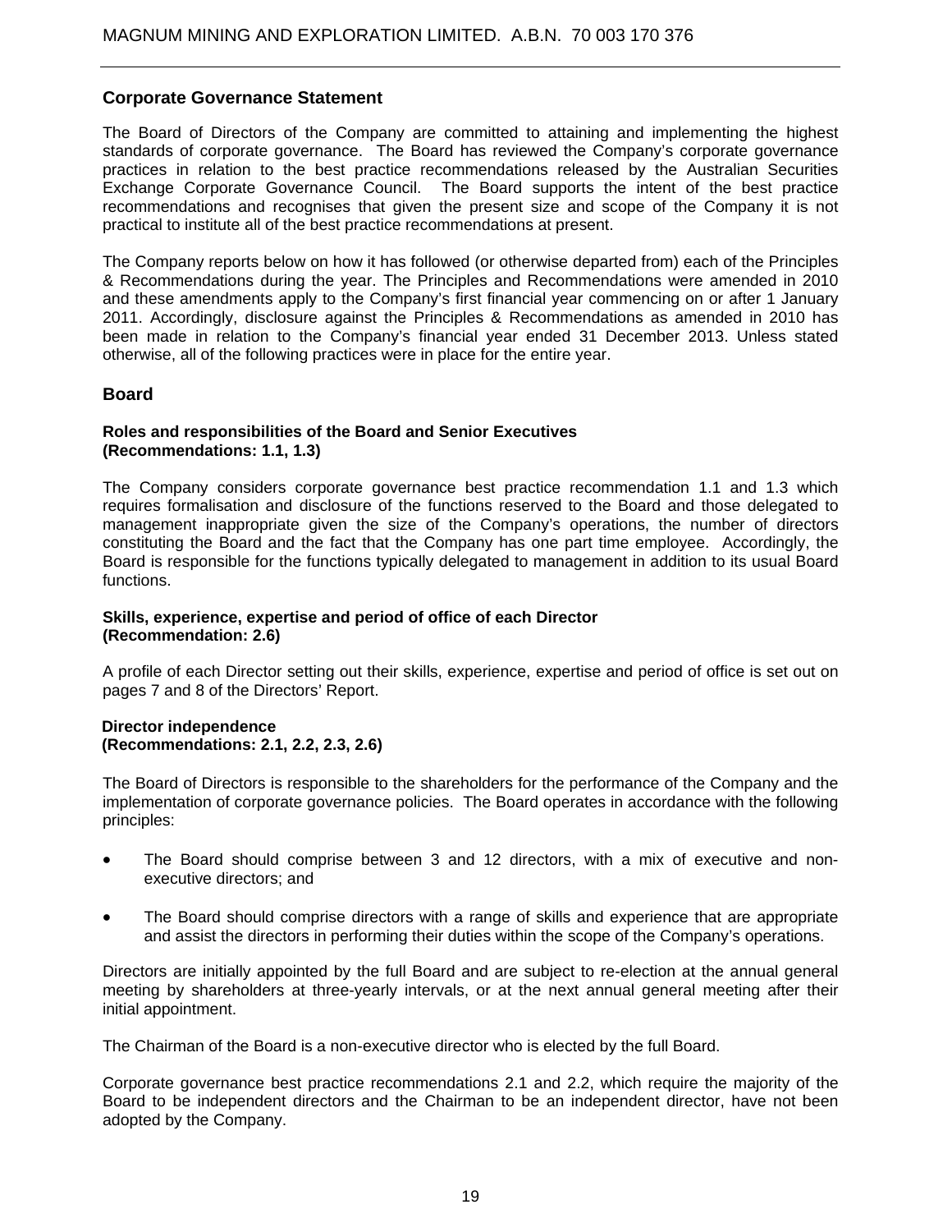## Corporate Governance Statement

The Board of Directors of the Company are committed to attaining and implementing the highest standards of corporate governance. The Board has reviewed the Company's corporate governance practices in relation to the best practice recommendations released by the Australian Securities Exchange Corporate Governance Council. The Board supports the intent of the best practice recommendations and recognises that given the present size and scope of the Company it is not practical to institute all of the best practice recommendations at present.

The Company reports below on how it has followed (or otherwise departed from) each of the Principles & Recommendations during the year. The Principles and Recommendations were amended in 2010 and these amendments apply to the Company's first financial year commencing on or after 1 January 2011. Accordingly, disclosure against the Principles & Recommendations as amended in 2010 has been made in relation to the Company's financial year ended 31 December 2013. Unless stated otherwise, all of the following practices were in place for the entire year.

## Board

### Roles and responsibilities of the Board and Senior Executives (Recommendations: 1.1, 1.3)

The Company considers corporate governance best practice recommendation 1.1 and 1.3 which requires formalisation and disclosure of the functions reserved to the Board and those delegated to management inappropriate given the size of the Company's operations, the number of directors constituting the Board and the fact that the Company has one part time employee. Accordingly, the Board is responsible for the functions typically delegated to management in addition to its usual Board functions.

### Skills, experience, expertise and period of office of each Director (Recommendation: 2.6)

A profile of each Director setting out their skills, experience, expertise and period of office is set out on pages 7 and 8 of the Directors' Report.

### Director independence (Recommendations: 2.1, 2.2, 2.3, 2.6)

The Board of Directors is responsible to the shareholders for the performance of the Company and the implementation of corporate governance policies. The Board operates in accordance with the following principles:

- The Board should comprise between 3 and 12 directors, with a mix of executive and non-executive directors; and
- The Board should comprise directors with a range of skills and experience that are appropriate and assist the directors in performing their duties within the scope of the Company's operations.

Directors are initially appointed by the full Board and are subject to re-election at the annual general meeting by shareholders at three-yearly intervals, or at the next annual general meeting after their initial appointment.

The Chairman of the Board is a non-executive director who is elected by the full Board.

Corporate governance best practice recommendations 2.1 and 2.2, which require the majority of the Board to be independent directors and the Chairman to be an independent director, have not been adopted by the Company.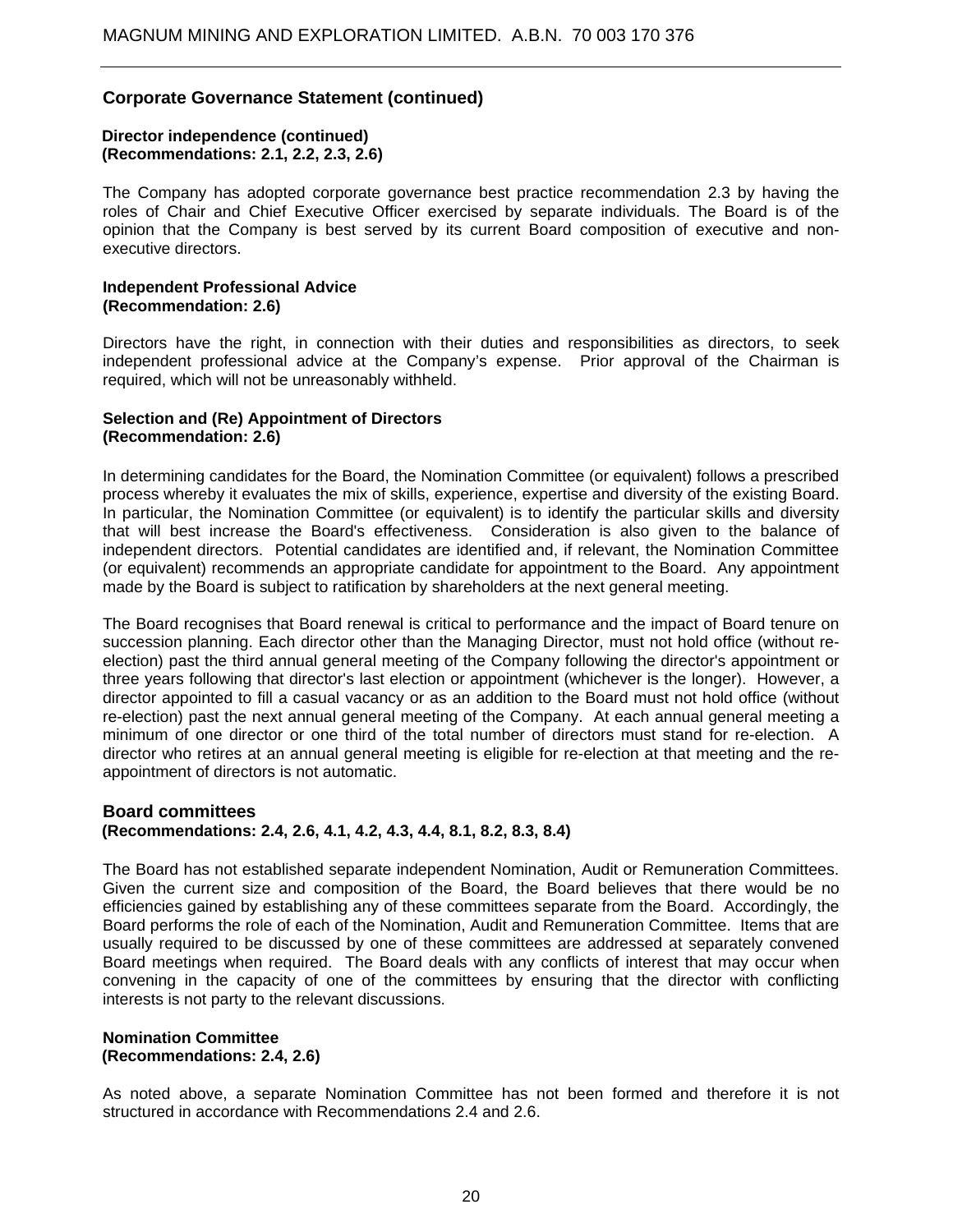## Corporate Governance Statement (continued)

**Director independence (continued)**
**(Recommendations: 2.1, 2.2, 2.3, 2.6)**

The Company has adopted corporate governance best practice recommendation 2.3 by having the roles of Chair and Chief Executive Officer exercised by separate individuals. The Board is of the opinion that the Company is best served by its current Board composition of executive and non-executive directors.

**Independent Professional Advice**
**(Recommendation: 2.6)**

Directors have the right, in connection with their duties and responsibilities as directors, to seek independent professional advice at the Company's expense. Prior approval of the Chairman is required, which will not be unreasonably withheld.

**Selection and (Re) Appointment of Directors**
**(Recommendation: 2.6)**

In determining candidates for the Board, the Nomination Committee (or equivalent) follows a prescribed process whereby it evaluates the mix of skills, experience, expertise and diversity of the existing Board. In particular, the Nomination Committee (or equivalent) is to identify the particular skills and diversity that will best increase the Board's effectiveness. Consideration is also given to the balance of independent directors. Potential candidates are identified and, if relevant, the Nomination Committee (or equivalent) recommends an appropriate candidate for appointment to the Board. Any appointment made by the Board is subject to ratification by shareholders at the next general meeting.

The Board recognises that Board renewal is critical to performance and the impact of Board tenure on succession planning. Each director other than the Managing Director, must not hold office (without re-election) past the third annual general meeting of the Company following the director's appointment or three years following that director's last election or appointment (whichever is the longer). However, a director appointed to fill a casual vacancy or as an addition to the Board must not hold office (without re-election) past the next annual general meeting of the Company. At each annual general meeting a minimum of one director or one third of the total number of directors must stand for re-election. A director who retires at an annual general meeting is eligible for re-election at that meeting and the re-appointment of directors is not automatic.

### Board committees
**(Recommendations: 2.4, 2.6, 4.1, 4.2, 4.3, 4.4, 8.1, 8.2, 8.3, 8.4)**

The Board has not established separate independent Nomination, Audit or Remuneration Committees. Given the current size and composition of the Board, the Board believes that there would be no efficiencies gained by establishing any of these committees separate from the Board. Accordingly, the Board performs the role of each of the Nomination, Audit and Remuneration Committee. Items that are usually required to be discussed by one of these committees are addressed at separately convened Board meetings when required. The Board deals with any conflicts of interest that may occur when convening in the capacity of one of the committees by ensuring that the director with conflicting interests is not party to the relevant discussions.

**Nomination Committee**
**(Recommendations: 2.4, 2.6)**

As noted above, a separate Nomination Committee has not been formed and therefore it is not structured in accordance with Recommendations 2.4 and 2.6.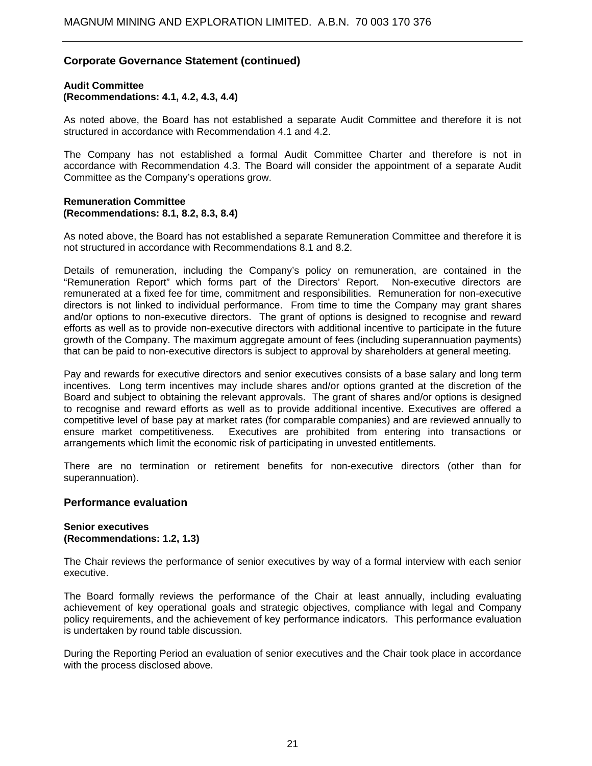## Corporate Governance Statement (continued)

**Audit Committee**
**(Recommendations: 4.1, 4.2, 4.3, 4.4)**

As noted above, the Board has not established a separate Audit Committee and therefore it is not structured in accordance with Recommendation 4.1 and 4.2.

The Company has not established a formal Audit Committee Charter and therefore is not in accordance with Recommendation 4.3. The Board will consider the appointment of a separate Audit Committee as the Company's operations grow.

**Remuneration Committee**
**(Recommendations: 8.1, 8.2, 8.3, 8.4)**

As noted above, the Board has not established a separate Remuneration Committee and therefore it is not structured in accordance with Recommendations 8.1 and 8.2.

Details of remuneration, including the Company's policy on remuneration, are contained in the "Remuneration Report" which forms part of the Directors' Report. Non-executive directors are remunerated at a fixed fee for time, commitment and responsibilities. Remuneration for non-executive directors is not linked to individual performance. From time to time the Company may grant shares and/or options to non-executive directors. The grant of options is designed to recognise and reward efforts as well as to provide non-executive directors with additional incentive to participate in the future growth of the Company. The maximum aggregate amount of fees (including superannuation payments) that can be paid to non-executive directors is subject to approval by shareholders at general meeting.

Pay and rewards for executive directors and senior executives consists of a base salary and long term incentives. Long term incentives may include shares and/or options granted at the discretion of the Board and subject to obtaining the relevant approvals. The grant of shares and/or options is designed to recognise and reward efforts as well as to provide additional incentive. Executives are offered a competitive level of base pay at market rates (for comparable companies) and are reviewed annually to ensure market competitiveness. Executives are prohibited from entering into transactions or arrangements which limit the economic risk of participating in unvested entitlements.

There are no termination or retirement benefits for non-executive directors (other than for superannuation).

### Performance evaluation

**Senior executives**
**(Recommendations: 1.2, 1.3)**

The Chair reviews the performance of senior executives by way of a formal interview with each senior executive.

The Board formally reviews the performance of the Chair at least annually, including evaluating achievement of key operational goals and strategic objectives, compliance with legal and Company policy requirements, and the achievement of key performance indicators. This performance evaluation is undertaken by round table discussion.

During the Reporting Period an evaluation of senior executives and the Chair took place in accordance with the process disclosed above.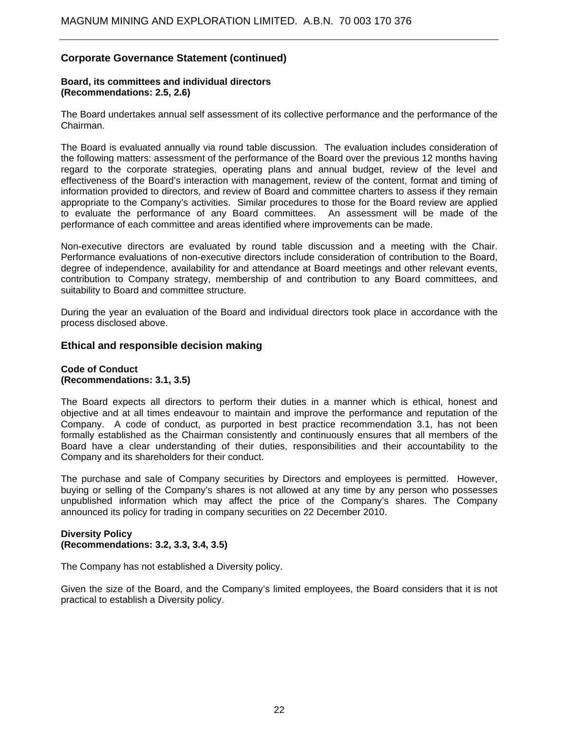## Corporate Governance Statement (continued)

**Board, its committees and individual directors**
**(Recommendations: 2.5, 2.6)**

The Board undertakes annual self assessment of its collective performance and the performance of the Chairman.

The Board is evaluated annually via round table discussion. The evaluation includes consideration of the following matters: assessment of the performance of the Board over the previous 12 months having regard to the corporate strategies, operating plans and annual budget, review of the level and effectiveness of the Board's interaction with management, review of the content, format and timing of information provided to directors, and review of Board and committee charters to assess if they remain appropriate to the Company's activities. Similar procedures to those for the Board review are applied to evaluate the performance of any Board committees. An assessment will be made of the performance of each committee and areas identified where improvements can be made.

Non-executive directors are evaluated by round table discussion and a meeting with the Chair. Performance evaluations of non-executive directors include consideration of contribution to the Board, degree of independence, availability for and attendance at Board meetings and other relevant events, contribution to Company strategy, membership of and contribution to any Board committees, and suitability to Board and committee structure.

During the year an evaluation of the Board and individual directors took place in accordance with the process disclosed above.

## Ethical and responsible decision making

**Code of Conduct**
**(Recommendations: 3.1, 3.5)**

The Board expects all directors to perform their duties in a manner which is ethical, honest and objective and at all times endeavour to maintain and improve the performance and reputation of the Company. A code of conduct, as purported in best practice recommendation 3.1, has not been formally established as the Chairman consistently and continuously ensures that all members of the Board have a clear understanding of their duties, responsibilities and their accountability to the Company and its shareholders for their conduct.

The purchase and sale of Company securities by Directors and employees is permitted. However, buying or selling of the Company's shares is not allowed at any time by any person who possesses unpublished information which may affect the price of the Company's shares. The Company announced its policy for trading in company securities on 22 December 2010.

**Diversity Policy**
**(Recommendations: 3.2, 3.3, 3.4, 3.5)**

The Company has not established a Diversity policy.

Given the size of the Board, and the Company's limited employees, the Board considers that it is not practical to establish a Diversity policy.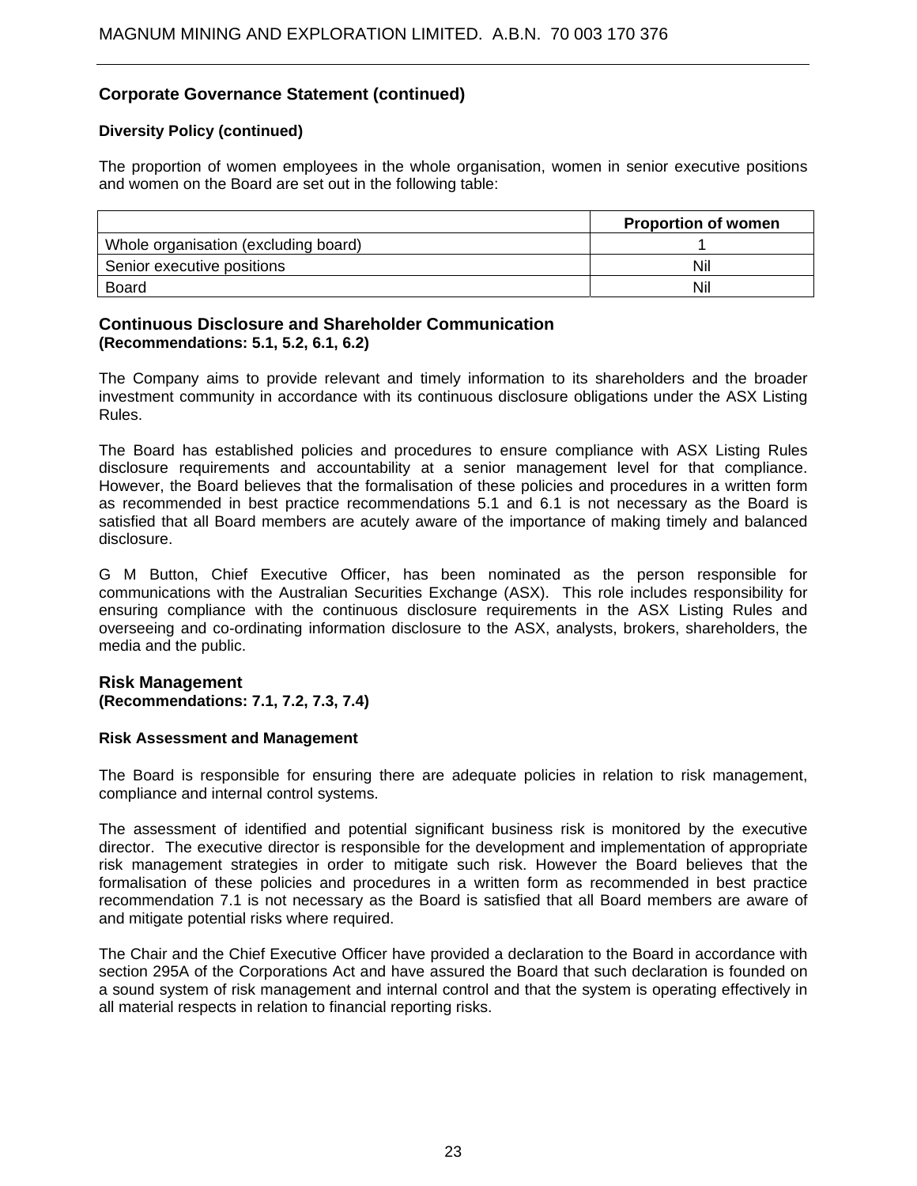## Corporate Governance Statement (continued)

### Diversity Policy (continued)

The proportion of women employees in the whole organisation, women in senior executive positions and women on the Board are set out in the following table:

| | Proportion of women |
|---|---|
| Whole organisation (excluding board) | 1 |
| Senior executive positions | Nil |
| Board | Nil |

## Continuous Disclosure and Shareholder Communication
**(Recommendations: 5.1, 5.2, 6.1, 6.2)**

The Company aims to provide relevant and timely information to its shareholders and the broader investment community in accordance with its continuous disclosure obligations under the ASX Listing Rules.

The Board has established policies and procedures to ensure compliance with ASX Listing Rules disclosure requirements and accountability at a senior management level for that compliance. However, the Board believes that the formalisation of these policies and procedures in a written form as recommended in best practice recommendations 5.1 and 6.1 is not necessary as the Board is satisfied that all Board members are acutely aware of the importance of making timely and balanced disclosure.

G M Button, Chief Executive Officer, has been nominated as the person responsible for communications with the Australian Securities Exchange (ASX). This role includes responsibility for ensuring compliance with the continuous disclosure requirements in the ASX Listing Rules and overseeing and co-ordinating information disclosure to the ASX, analysts, brokers, shareholders, the media and the public.

## Risk Management
**(Recommendations: 7.1, 7.2, 7.3, 7.4)**

### Risk Assessment and Management

The Board is responsible for ensuring there are adequate policies in relation to risk management, compliance and internal control systems.

The assessment of identified and potential significant business risk is monitored by the executive director. The executive director is responsible for the development and implementation of appropriate risk management strategies in order to mitigate such risk. However the Board believes that the formalisation of these policies and procedures in a written form as recommended in best practice recommendation 7.1 is not necessary as the Board is satisfied that all Board members are aware of and mitigate potential risks where required.

The Chair and the Chief Executive Officer have provided a declaration to the Board in accordance with section 295A of the Corporations Act and have assured the Board that such declaration is founded on a sound system of risk management and internal control and that the system is operating effectively in all material respects in relation to financial reporting risks.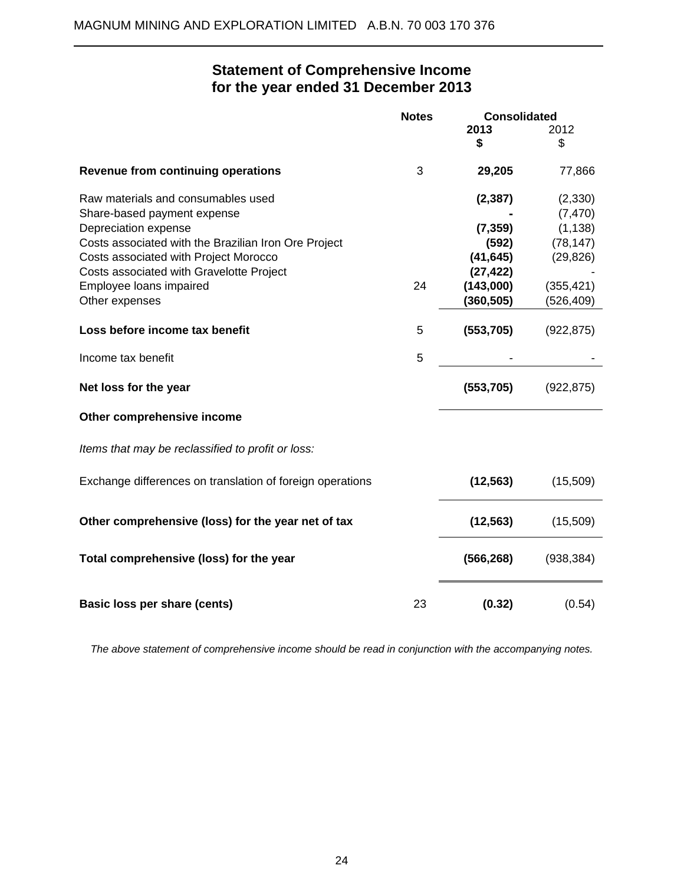## Statement of Comprehensive Income
## for the year ended 31 December 2013

| | Notes | Consolidated | |
|---|---|---|---|
| | | **2013** | 2012 |
| | | **$** | $ |
| **Revenue from continuing operations** | 3 | **29,205** | 77,866 |
| Raw materials and consumables used | | **(2,387)** | (2,330) |
| Share-based payment expense | | **-** | (7,470) |
| Depreciation expense | | **(7,359)** | (1,138) |
| Costs associated with the Brazilian Iron Ore Project | | **(592)** | (78,147) |
| Costs associated with Project Morocco | | **(41,645)** | (29,826) |
| Costs associated with Gravelotte Project | | **(27,422)** | - |
| Employee loans impaired | 24 | **(143,000)** | (355,421) |
| Other expenses | | **(360,505)** | (526,409) |
| **Loss before income tax benefit** | 5 | **(553,705)** | (922,875) |
| Income tax benefit | 5 | - | - |
| **Net loss for the year** | | **(553,705)** | (922,875) |
| **Other comprehensive income** | | | |
| *Items that may be reclassified to profit or loss:* | | | |
| Exchange differences on translation of foreign operations | | **(12,563)** | (15,509) |
| **Other comprehensive (loss) for the year net of tax** | | **(12,563)** | (15,509) |
| **Total comprehensive (loss) for the year** | | **(566,268)** | (938,384) |
| **Basic loss per share (cents)** | 23 | **(0.32)** | (0.54) |

*The above statement of comprehensive income should be read in conjunction with the accompanying notes.*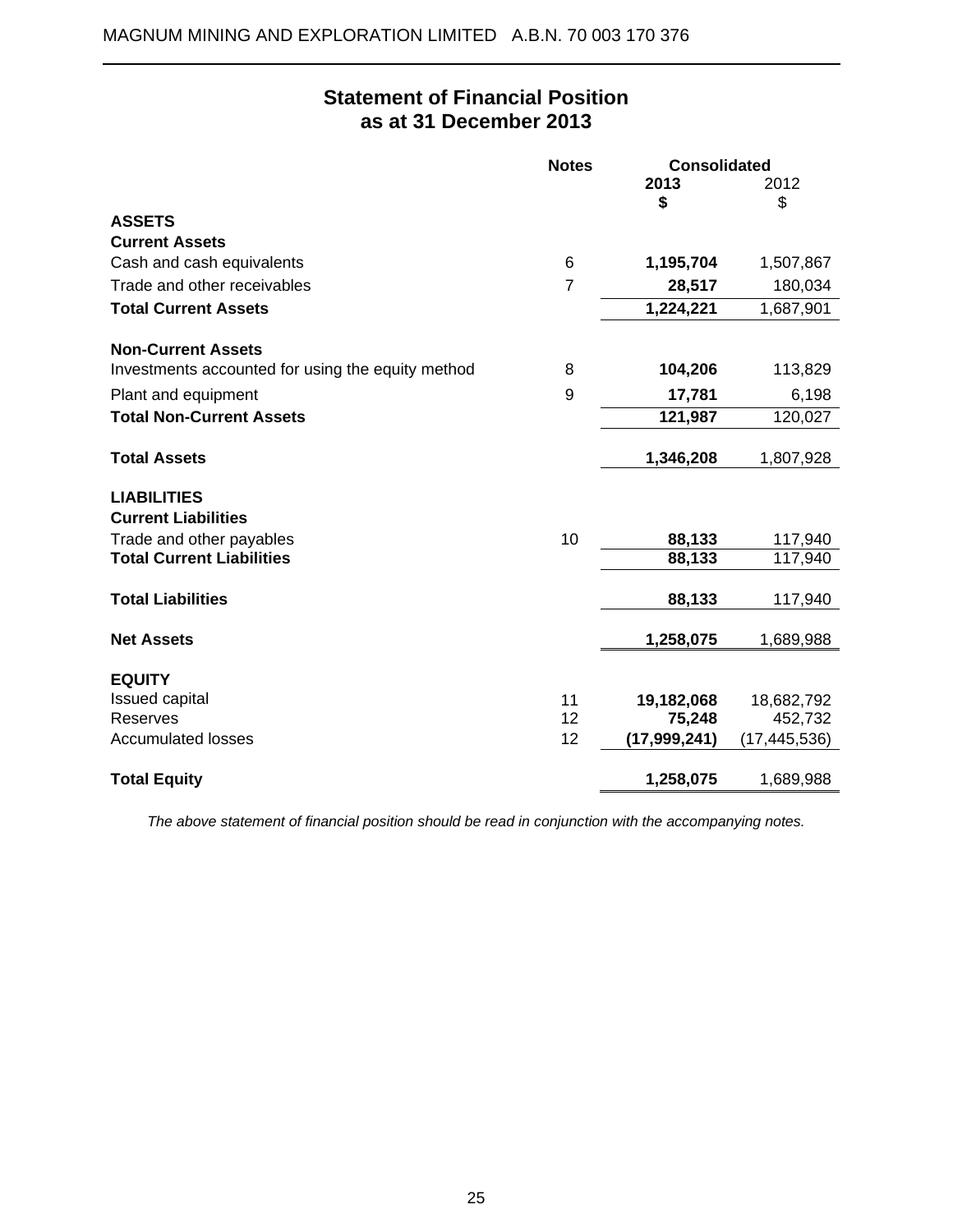## Statement of Financial Position as at 31 December 2013

| | Notes | Consolidated 2013 $ | 2012 $ |
|---|---|---|---|
| **ASSETS** | | | |
| **Current Assets** | | | |
| Cash and cash equivalents | 6 | **1,195,704** | 1,507,867 |
| Trade and other receivables | 7 | **28,517** | 180,034 |
| **Total Current Assets** | | **1,224,221** | 1,687,901 |
| | | | |
| **Non-Current Assets** | | | |
| Investments accounted for using the equity method | 8 | **104,206** | 113,829 |
| Plant and equipment | 9 | **17,781** | 6,198 |
| **Total Non-Current Assets** | | **121,987** | 120,027 |
| | | | |
| **Total Assets** | | **1,346,208** | 1,807,928 |
| | | | |
| **LIABILITIES** | | | |
| **Current Liabilities** | | | |
| Trade and other payables | 10 | **88,133** | 117,940 |
| **Total Current Liabilities** | | **88,133** | 117,940 |
| | | | |
| **Total Liabilities** | | **88,133** | 117,940 |
| | | | |
| **Net Assets** | | **1,258,075** | 1,689,988 |
| | | | |
| **EQUITY** | | | |
| Issued capital | 11 | **19,182,068** | 18,682,792 |
| Reserves | 12 | **75,248** | 452,732 |
| Accumulated losses | 12 | **(17,999,241)** | (17,445,536) |
| | | | |
| **Total Equity** | | **1,258,075** | 1,689,988 |

*The above statement of financial position should be read in conjunction with the accompanying notes.*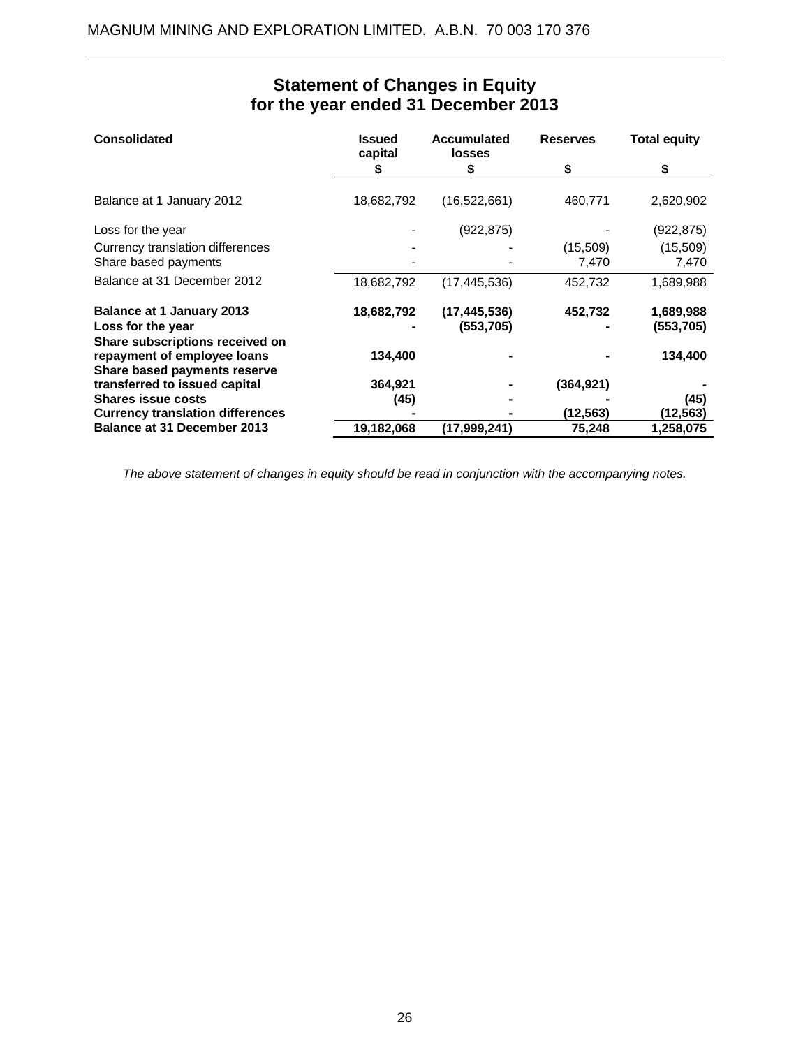# Statement of Changes in Equity for the year ended 31 December 2013

| Consolidated | Issued capital | Accumulated losses | Reserves | Total equity |
|---|---|---|---|---|
| | $ | $ | $ | $ |
| Balance at 1 January 2012 | 18,682,792 | (16,522,661) | 460,771 | 2,620,902 |
| Loss for the year | - | (922,875) | - | (922,875) |
| Currency translation differences | - | - | (15,509) | (15,509) |
| Share based payments | - | - | 7,470 | 7,470 |
| Balance at 31 December 2012 | 18,682,792 | (17,445,536) | 452,732 | 1,689,988 |
| **Balance at 1 January 2013** | **18,682,792** | **(17,445,536)** | **452,732** | **1,689,988** |
| **Loss for the year** | **-** | **(553,705)** | **-** | **(553,705)** |
| **Share subscriptions received on repayment of employee loans** | **134,400** | **-** | **-** | **134,400** |
| **Share based payments reserve transferred to issued capital** | **364,921** | **-** | **(364,921)** | **-** |
| **Shares issue costs** | **(45)** | **-** | **-** | **(45)** |
| **Currency translation differences** | **-** | **-** | **(12,563)** | **(12,563)** |
| **Balance at 31 December 2013** | **19,182,068** | **(17,999,241)** | **75,248** | **1,258,075** |

*The above statement of changes in equity should be read in conjunction with the accompanying notes.*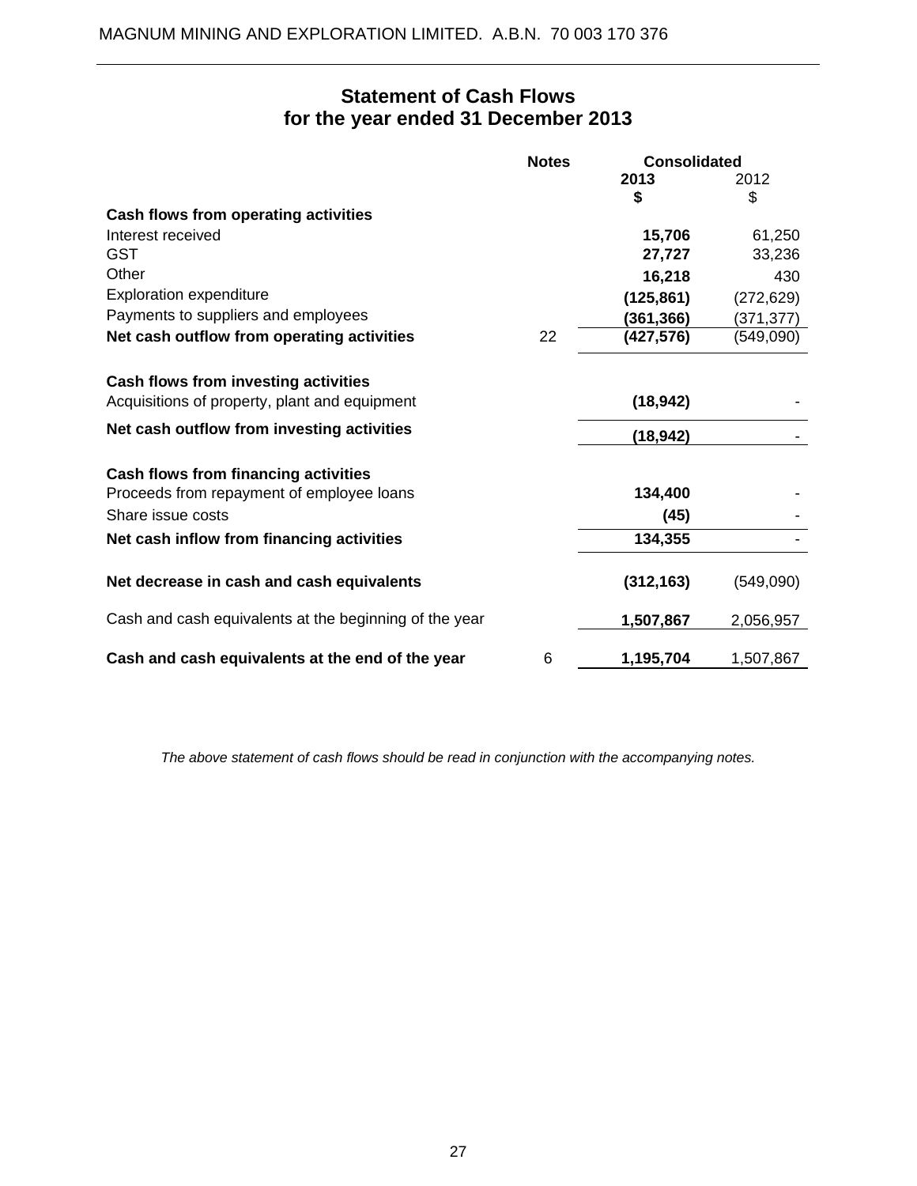MAGNUM MINING AND EXPLORATION LIMITED. A.B.N. 70 003 170 376

## Statement of Cash Flows
## for the year ended 31 December 2013

| | Notes | Consolidated | |
|---|---|---|---|
| | | **2013** | 2012 |
| | | **$** | $ |
| **Cash flows from operating activities** | | | |
| Interest received | | **15,706** | 61,250 |
| GST | | **27,727** | 33,236 |
| Other | | **16,218** | 430 |
| Exploration expenditure | | **(125,861)** | (272,629) |
| Payments to suppliers and employees | | **(361,366)** | (371,377) |
| **Net cash outflow from operating activities** | 22 | **(427,576)** | (549,090) |
| | | | |
| **Cash flows from investing activities** | | | |
| Acquisitions of property, plant and equipment | | **(18,942)** | - |
| **Net cash outflow from investing activities** | | **(18,942)** | - |
| | | | |
| **Cash flows from financing activities** | | | |
| Proceeds from repayment of employee loans | | **134,400** | - |
| Share issue costs | | **(45)** | - |
| **Net cash inflow from financing activities** | | **134,355** | - |
| | | | |
| **Net decrease in cash and cash equivalents** | | **(312,163)** | (549,090) |
| | | | |
| Cash and cash equivalents at the beginning of the year | | **1,507,867** | 2,056,957 |
| | | | |
| **Cash and cash equivalents at the end of the year** | 6 | **1,195,704** | 1,507,867 |

*The above statement of cash flows should be read in conjunction with the accompanying notes.*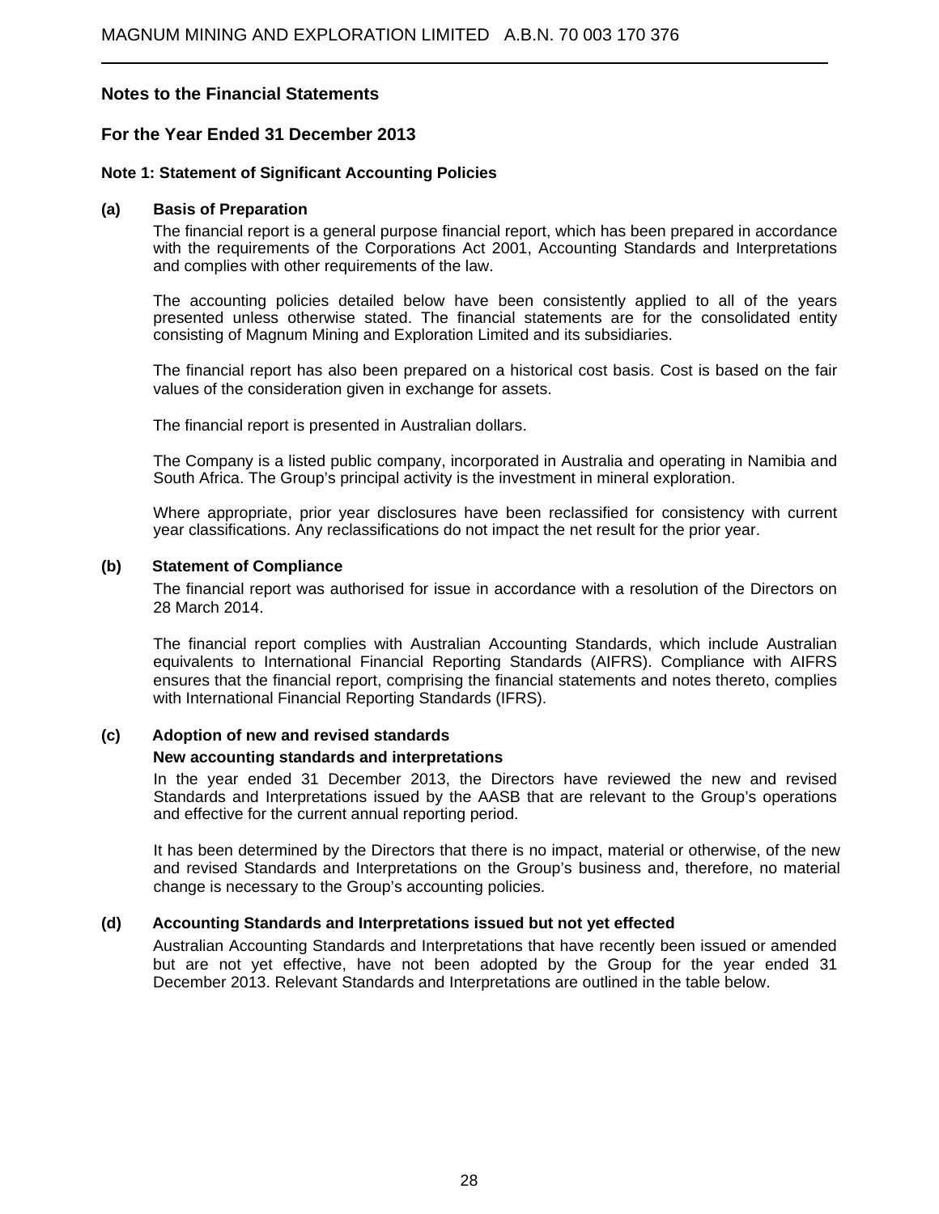## Notes to the Financial Statements

## For the Year Ended 31 December 2013

### Note 1: Statement of Significant Accounting Policies

#### (a) Basis of Preparation

The financial report is a general purpose financial report, which has been prepared in accordance with the requirements of the Corporations Act 2001, Accounting Standards and Interpretations and complies with other requirements of the law.

The accounting policies detailed below have been consistently applied to all of the years presented unless otherwise stated. The financial statements are for the consolidated entity consisting of Magnum Mining and Exploration Limited and its subsidiaries.

The financial report has also been prepared on a historical cost basis. Cost is based on the fair values of the consideration given in exchange for assets.

The financial report is presented in Australian dollars.

The Company is a listed public company, incorporated in Australia and operating in Namibia and South Africa. The Group's principal activity is the investment in mineral exploration.

Where appropriate, prior year disclosures have been reclassified for consistency with current year classifications. Any reclassifications do not impact the net result for the prior year.

#### (b) Statement of Compliance

The financial report was authorised for issue in accordance with a resolution of the Directors on 28 March 2014.

The financial report complies with Australian Accounting Standards, which include Australian equivalents to International Financial Reporting Standards (AIFRS). Compliance with AIFRS ensures that the financial report, comprising the financial statements and notes thereto, complies with International Financial Reporting Standards (IFRS).

#### (c) Adoption of new and revised standards

**New accounting standards and interpretations**

In the year ended 31 December 2013, the Directors have reviewed the new and revised Standards and Interpretations issued by the AASB that are relevant to the Group's operations and effective for the current annual reporting period.

It has been determined by the Directors that there is no impact, material or otherwise, of the new and revised Standards and Interpretations on the Group's business and, therefore, no material change is necessary to the Group's accounting policies.

#### (d) Accounting Standards and Interpretations issued but not yet effected

Australian Accounting Standards and Interpretations that have recently been issued or amended but are not yet effective, have not been adopted by the Group for the year ended 31 December 2013. Relevant Standards and Interpretations are outlined in the table below.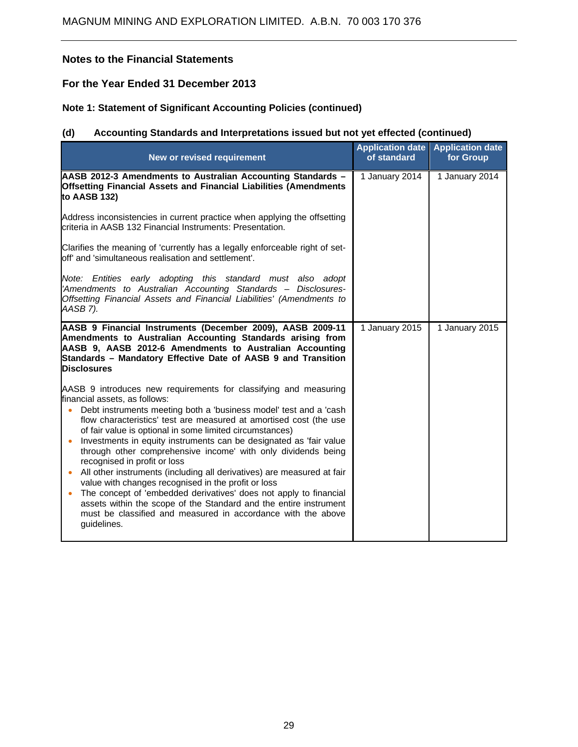## Notes to the Financial Statements

## For the Year Ended 31 December 2013

### Note 1: Statement of Significant Accounting Policies (continued)

### (d) Accounting Standards and Interpretations issued but not yet effected (continued)

| New or revised requirement | Application date of standard | Application date for Group |
|---|---|---|
| **AASB 2012-3 Amendments to Australian Accounting Standards – Offsetting Financial Assets and Financial Liabilities (Amendments to AASB 132)**<br><br>Address inconsistencies in current practice when applying the offsetting criteria in AASB 132 Financial Instruments: Presentation.<br><br>Clarifies the meaning of 'currently has a legally enforceable right of set-off' and 'simultaneous realisation and settlement'.<br><br>*Note: Entities early adopting this standard must also adopt 'Amendments to Australian Accounting Standards – Disclosures-Offsetting Financial Assets and Financial Liabilities' (Amendments to AASB 7).* | 1 January 2014 | 1 January 2014 |
| **AASB 9 Financial Instruments (December 2009), AASB 2009-11 Amendments to Australian Accounting Standards arising from AASB 9, AASB 2012-6 Amendments to Australian Accounting Standards – Mandatory Effective Date of AASB 9 and Transition Disclosures**<br><br>AASB 9 introduces new requirements for classifying and measuring financial assets, as follows:<br>• Debt instruments meeting both a 'business model' test and a 'cash flow characteristics' test are measured at amortised cost (the use of fair value is optional in some limited circumstances)<br>• Investments in equity instruments can be designated as 'fair value through other comprehensive income' with only dividends being recognised in profit or loss<br>• All other instruments (including all derivatives) are measured at fair value with changes recognised in the profit or loss<br>• The concept of 'embedded derivatives' does not apply to financial assets within the scope of the Standard and the entire instrument must be classified and measured in accordance with the above guidelines. | 1 January 2015 | 1 January 2015 |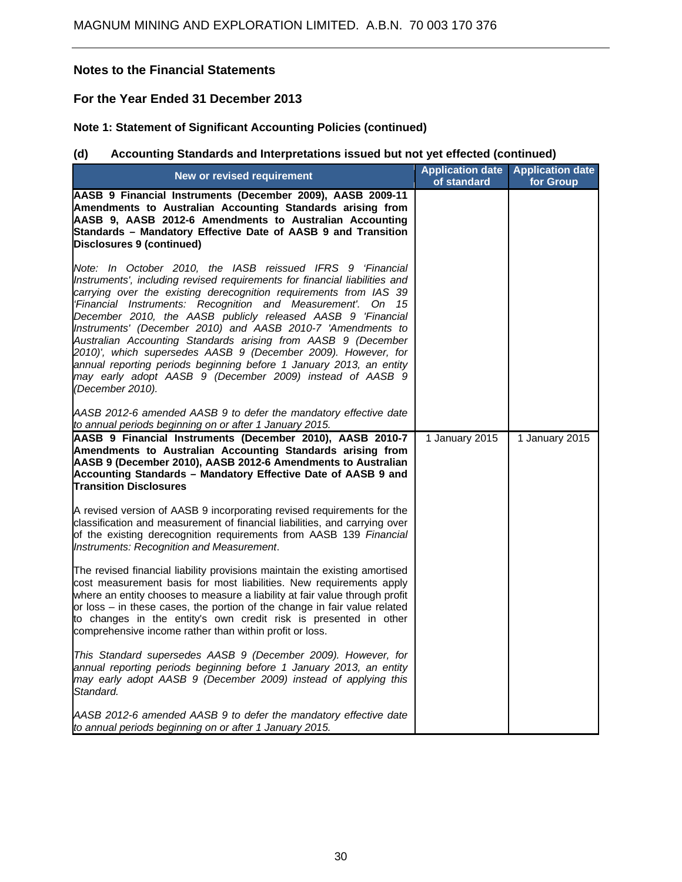## Notes to the Financial Statements

## For the Year Ended 31 December 2013

### Note 1: Statement of Significant Accounting Policies (continued)

#### (d) Accounting Standards and Interpretations issued but not yet effected (continued)

| New or revised requirement | Application date of standard | Application date for Group |
|---|---|---|
| **AASB 9 Financial Instruments (December 2009), AASB 2009-11 Amendments to Australian Accounting Standards arising from AASB 9, AASB 2012-6 Amendments to Australian Accounting Standards – Mandatory Effective Date of AASB 9 and Transition Disclosures 9 (continued)**<br><br>*Note: In October 2010, the IASB reissued IFRS 9 'Financial Instruments', including revised requirements for financial liabilities and carrying over the existing derecognition requirements from IAS 39 'Financial Instruments: Recognition and Measurement'. On 15 December 2010, the AASB publicly released AASB 9 'Financial Instruments' (December 2010) and AASB 2010-7 'Amendments to Australian Accounting Standards arising from AASB 9 (December 2010)', which supersedes AASB 9 (December 2009). However, for annual reporting periods beginning before 1 January 2013, an entity may early adopt AASB 9 (December 2009) instead of AASB 9 (December 2010).*<br><br>*AASB 2012-6 amended AASB 9 to defer the mandatory effective date to annual periods beginning on or after 1 January 2015.* | | |
| **AASB 9 Financial Instruments (December 2010), AASB 2010-7 Amendments to Australian Accounting Standards arising from AASB 9 (December 2010), AASB 2012-6 Amendments to Australian Accounting Standards – Mandatory Effective Date of AASB 9 and Transition Disclosures**<br><br>A revised version of AASB 9 incorporating revised requirements for the classification and measurement of financial liabilities, and carrying over of the existing derecognition requirements from AASB 139 *Financial Instruments: Recognition and Measurement*.<br><br>The revised financial liability provisions maintain the existing amortised cost measurement basis for most liabilities. New requirements apply where an entity chooses to measure a liability at fair value through profit or loss – in these cases, the portion of the change in fair value related to changes in the entity's own credit risk is presented in other comprehensive income rather than within profit or loss.<br><br>*This Standard supersedes AASB 9 (December 2009). However, for annual reporting periods beginning before 1 January 2013, an entity may early adopt AASB 9 (December 2009) instead of applying this Standard.*<br><br>*AASB 2012-6 amended AASB 9 to defer the mandatory effective date to annual periods beginning on or after 1 January 2015.* | 1 January 2015 | 1 January 2015 |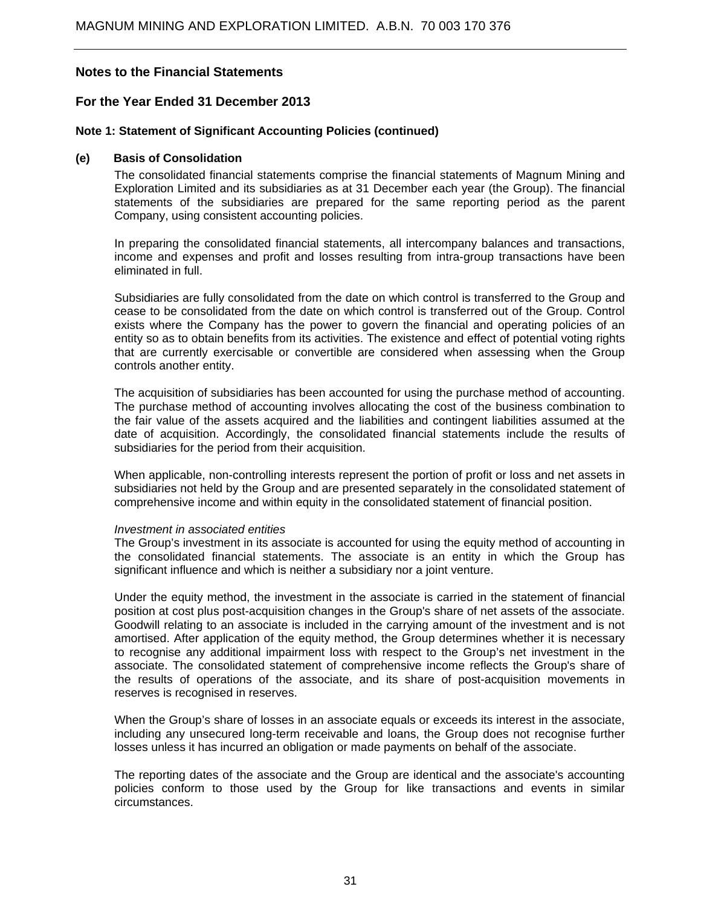## Notes to the Financial Statements

## For the Year Ended 31 December 2013

### Note 1: Statement of Significant Accounting Policies (continued)

#### (e) Basis of Consolidation

The consolidated financial statements comprise the financial statements of Magnum Mining and Exploration Limited and its subsidiaries as at 31 December each year (the Group). The financial statements of the subsidiaries are prepared for the same reporting period as the parent Company, using consistent accounting policies.

In preparing the consolidated financial statements, all intercompany balances and transactions, income and expenses and profit and losses resulting from intra-group transactions have been eliminated in full.

Subsidiaries are fully consolidated from the date on which control is transferred to the Group and cease to be consolidated from the date on which control is transferred out of the Group. Control exists where the Company has the power to govern the financial and operating policies of an entity so as to obtain benefits from its activities. The existence and effect of potential voting rights that are currently exercisable or convertible are considered when assessing when the Group controls another entity.

The acquisition of subsidiaries has been accounted for using the purchase method of accounting. The purchase method of accounting involves allocating the cost of the business combination to the fair value of the assets acquired and the liabilities and contingent liabilities assumed at the date of acquisition. Accordingly, the consolidated financial statements include the results of subsidiaries for the period from their acquisition.

When applicable, non-controlling interests represent the portion of profit or loss and net assets in subsidiaries not held by the Group and are presented separately in the consolidated statement of comprehensive income and within equity in the consolidated statement of financial position.

*Investment in associated entities*

The Group's investment in its associate is accounted for using the equity method of accounting in the consolidated financial statements. The associate is an entity in which the Group has significant influence and which is neither a subsidiary nor a joint venture.

Under the equity method, the investment in the associate is carried in the statement of financial position at cost plus post-acquisition changes in the Group's share of net assets of the associate. Goodwill relating to an associate is included in the carrying amount of the investment and is not amortised. After application of the equity method, the Group determines whether it is necessary to recognise any additional impairment loss with respect to the Group's net investment in the associate. The consolidated statement of comprehensive income reflects the Group's share of the results of operations of the associate, and its share of post-acquisition movements in reserves is recognised in reserves.

When the Group's share of losses in an associate equals or exceeds its interest in the associate, including any unsecured long-term receivable and loans, the Group does not recognise further losses unless it has incurred an obligation or made payments on behalf of the associate.

The reporting dates of the associate and the Group are identical and the associate's accounting policies conform to those used by the Group for like transactions and events in similar circumstances.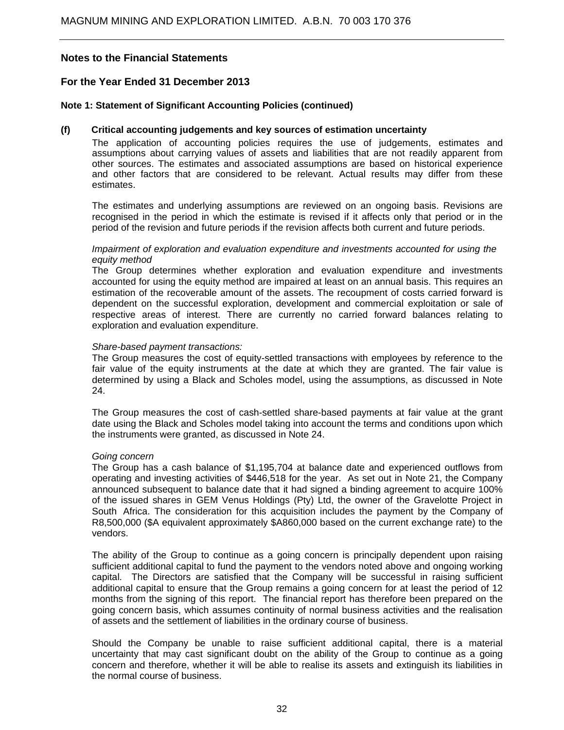## Notes to the Financial Statements

## For the Year Ended 31 December 2013

### Note 1: Statement of Significant Accounting Policies (continued)

#### (f) Critical accounting judgements and key sources of estimation uncertainty

The application of accounting policies requires the use of judgements, estimates and assumptions about carrying values of assets and liabilities that are not readily apparent from other sources. The estimates and associated assumptions are based on historical experience and other factors that are considered to be relevant. Actual results may differ from these estimates.

The estimates and underlying assumptions are reviewed on an ongoing basis. Revisions are recognised in the period in which the estimate is revised if it affects only that period or in the period of the revision and future periods if the revision affects both current and future periods.

*Impairment of exploration and evaluation expenditure and investments accounted for using the equity method*

The Group determines whether exploration and evaluation expenditure and investments accounted for using the equity method are impaired at least on an annual basis. This requires an estimation of the recoverable amount of the assets. The recoupment of costs carried forward is dependent on the successful exploration, development and commercial exploitation or sale of respective areas of interest. There are currently no carried forward balances relating to exploration and evaluation expenditure.

*Share-based payment transactions:*

The Group measures the cost of equity-settled transactions with employees by reference to the fair value of the equity instruments at the date at which they are granted. The fair value is determined by using a Black and Scholes model, using the assumptions, as discussed in Note 24.

The Group measures the cost of cash-settled share-based payments at fair value at the grant date using the Black and Scholes model taking into account the terms and conditions upon which the instruments were granted, as discussed in Note 24.

*Going concern*

The Group has a cash balance of $1,195,704 at balance date and experienced outflows from operating and investing activities of $446,518 for the year. As set out in Note 21, the Company announced subsequent to balance date that it had signed a binding agreement to acquire 100% of the issued shares in GEM Venus Holdings (Pty) Ltd, the owner of the Gravelotte Project in South Africa. The consideration for this acquisition includes the payment by the Company of R8,500,000 ($A equivalent approximately $A860,000 based on the current exchange rate) to the vendors.

The ability of the Group to continue as a going concern is principally dependent upon raising sufficient additional capital to fund the payment to the vendors noted above and ongoing working capital. The Directors are satisfied that the Company will be successful in raising sufficient additional capital to ensure that the Group remains a going concern for at least the period of 12 months from the signing of this report. The financial report has therefore been prepared on the going concern basis, which assumes continuity of normal business activities and the realisation of assets and the settlement of liabilities in the ordinary course of business.

Should the Company be unable to raise sufficient additional capital, there is a material uncertainty that may cast significant doubt on the ability of the Group to continue as a going concern and therefore, whether it will be able to realise its assets and extinguish its liabilities in the normal course of business.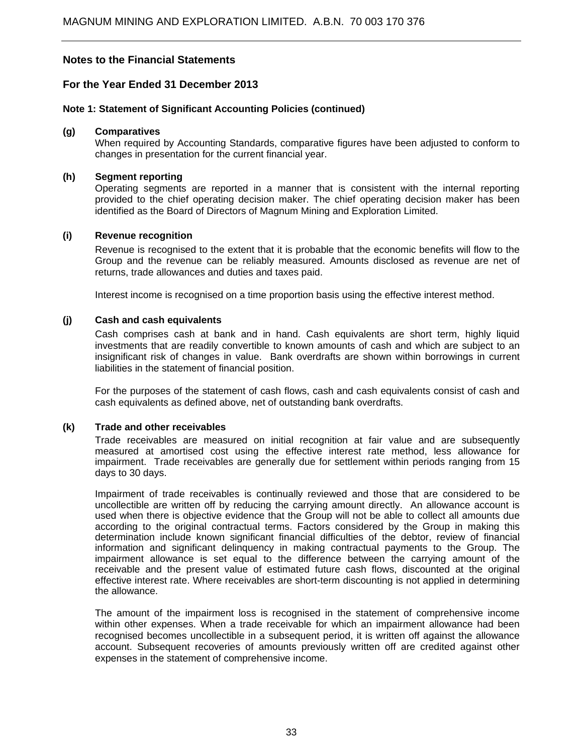## Notes to the Financial Statements

## For the Year Ended 31 December 2013

### Note 1: Statement of Significant Accounting Policies (continued)

**(g) Comparatives**

When required by Accounting Standards, comparative figures have been adjusted to conform to changes in presentation for the current financial year.

**(h) Segment reporting**

Operating segments are reported in a manner that is consistent with the internal reporting provided to the chief operating decision maker. The chief operating decision maker has been identified as the Board of Directors of Magnum Mining and Exploration Limited.

**(i) Revenue recognition**

Revenue is recognised to the extent that it is probable that the economic benefits will flow to the Group and the revenue can be reliably measured. Amounts disclosed as revenue are net of returns, trade allowances and duties and taxes paid.

Interest income is recognised on a time proportion basis using the effective interest method.

**(j) Cash and cash equivalents**

Cash comprises cash at bank and in hand. Cash equivalents are short term, highly liquid investments that are readily convertible to known amounts of cash and which are subject to an insignificant risk of changes in value. Bank overdrafts are shown within borrowings in current liabilities in the statement of financial position.

For the purposes of the statement of cash flows, cash and cash equivalents consist of cash and cash equivalents as defined above, net of outstanding bank overdrafts.

**(k) Trade and other receivables**

Trade receivables are measured on initial recognition at fair value and are subsequently measured at amortised cost using the effective interest rate method, less allowance for impairment. Trade receivables are generally due for settlement within periods ranging from 15 days to 30 days.

Impairment of trade receivables is continually reviewed and those that are considered to be uncollectible are written off by reducing the carrying amount directly. An allowance account is used when there is objective evidence that the Group will not be able to collect all amounts due according to the original contractual terms. Factors considered by the Group in making this determination include known significant financial difficulties of the debtor, review of financial information and significant delinquency in making contractual payments to the Group. The impairment allowance is set equal to the difference between the carrying amount of the receivable and the present value of estimated future cash flows, discounted at the original effective interest rate. Where receivables are short-term discounting is not applied in determining the allowance.

The amount of the impairment loss is recognised in the statement of comprehensive income within other expenses. When a trade receivable for which an impairment allowance had been recognised becomes uncollectible in a subsequent period, it is written off against the allowance account. Subsequent recoveries of amounts previously written off are credited against other expenses in the statement of comprehensive income.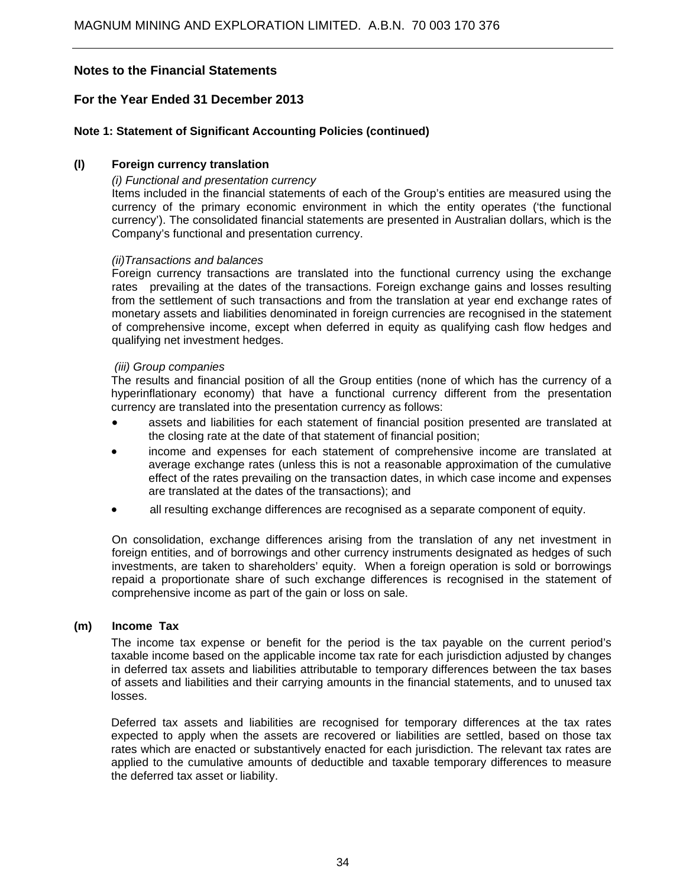## Notes to the Financial Statements

## For the Year Ended 31 December 2013

### Note 1: Statement of Significant Accounting Policies (continued)

**(l) Foreign currency translation**

*(i) Functional and presentation currency*

Items included in the financial statements of each of the Group's entities are measured using the currency of the primary economic environment in which the entity operates ('the functional currency'). The consolidated financial statements are presented in Australian dollars, which is the Company's functional and presentation currency.

*(ii)Transactions and balances*

Foreign currency transactions are translated into the functional currency using the exchange rates prevailing at the dates of the transactions. Foreign exchange gains and losses resulting from the settlement of such transactions and from the translation at year end exchange rates of monetary assets and liabilities denominated in foreign currencies are recognised in the statement of comprehensive income, except when deferred in equity as qualifying cash flow hedges and qualifying net investment hedges.

*(iii) Group companies*

The results and financial position of all the Group entities (none of which has the currency of a hyperinflationary economy) that have a functional currency different from the presentation currency are translated into the presentation currency as follows:

- assets and liabilities for each statement of financial position presented are translated at the closing rate at the date of that statement of financial position;
- income and expenses for each statement of comprehensive income are translated at average exchange rates (unless this is not a reasonable approximation of the cumulative effect of the rates prevailing on the transaction dates, in which case income and expenses are translated at the dates of the transactions); and
- all resulting exchange differences are recognised as a separate component of equity.

On consolidation, exchange differences arising from the translation of any net investment in foreign entities, and of borrowings and other currency instruments designated as hedges of such investments, are taken to shareholders' equity. When a foreign operation is sold or borrowings repaid a proportionate share of such exchange differences is recognised in the statement of comprehensive income as part of the gain or loss on sale.

**(m) Income Tax**

The income tax expense or benefit for the period is the tax payable on the current period's taxable income based on the applicable income tax rate for each jurisdiction adjusted by changes in deferred tax assets and liabilities attributable to temporary differences between the tax bases of assets and liabilities and their carrying amounts in the financial statements, and to unused tax losses.

Deferred tax assets and liabilities are recognised for temporary differences at the tax rates expected to apply when the assets are recovered or liabilities are settled, based on those tax rates which are enacted or substantively enacted for each jurisdiction. The relevant tax rates are applied to the cumulative amounts of deductible and taxable temporary differences to measure the deferred tax asset or liability.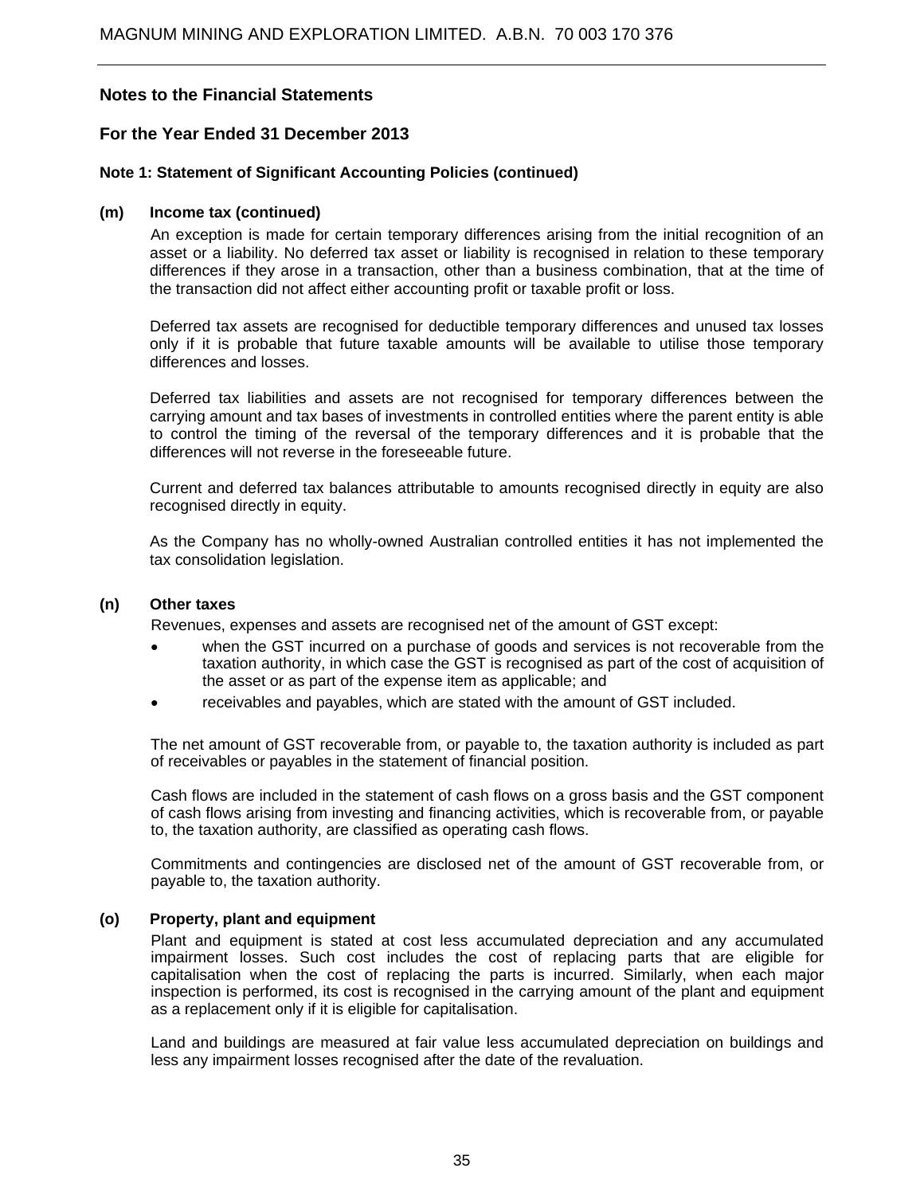## Notes to the Financial Statements

## For the Year Ended 31 December 2013

### Note 1: Statement of Significant Accounting Policies (continued)

#### (m) Income tax (continued)

An exception is made for certain temporary differences arising from the initial recognition of an asset or a liability. No deferred tax asset or liability is recognised in relation to these temporary differences if they arose in a transaction, other than a business combination, that at the time of the transaction did not affect either accounting profit or taxable profit or loss.

Deferred tax assets are recognised for deductible temporary differences and unused tax losses only if it is probable that future taxable amounts will be available to utilise those temporary differences and losses.

Deferred tax liabilities and assets are not recognised for temporary differences between the carrying amount and tax bases of investments in controlled entities where the parent entity is able to control the timing of the reversal of the temporary differences and it is probable that the differences will not reverse in the foreseeable future.

Current and deferred tax balances attributable to amounts recognised directly in equity are also recognised directly in equity.

As the Company has no wholly-owned Australian controlled entities it has not implemented the tax consolidation legislation.

#### (n) Other taxes

Revenues, expenses and assets are recognised net of the amount of GST except:

- when the GST incurred on a purchase of goods and services is not recoverable from the taxation authority, in which case the GST is recognised as part of the cost of acquisition of the asset or as part of the expense item as applicable; and
- receivables and payables, which are stated with the amount of GST included.

The net amount of GST recoverable from, or payable to, the taxation authority is included as part of receivables or payables in the statement of financial position.

Cash flows are included in the statement of cash flows on a gross basis and the GST component of cash flows arising from investing and financing activities, which is recoverable from, or payable to, the taxation authority, are classified as operating cash flows.

Commitments and contingencies are disclosed net of the amount of GST recoverable from, or payable to, the taxation authority.

#### (o) Property, plant and equipment

Plant and equipment is stated at cost less accumulated depreciation and any accumulated impairment losses. Such cost includes the cost of replacing parts that are eligible for capitalisation when the cost of replacing the parts is incurred. Similarly, when each major inspection is performed, its cost is recognised in the carrying amount of the plant and equipment as a replacement only if it is eligible for capitalisation.

Land and buildings are measured at fair value less accumulated depreciation on buildings and less any impairment losses recognised after the date of the revaluation.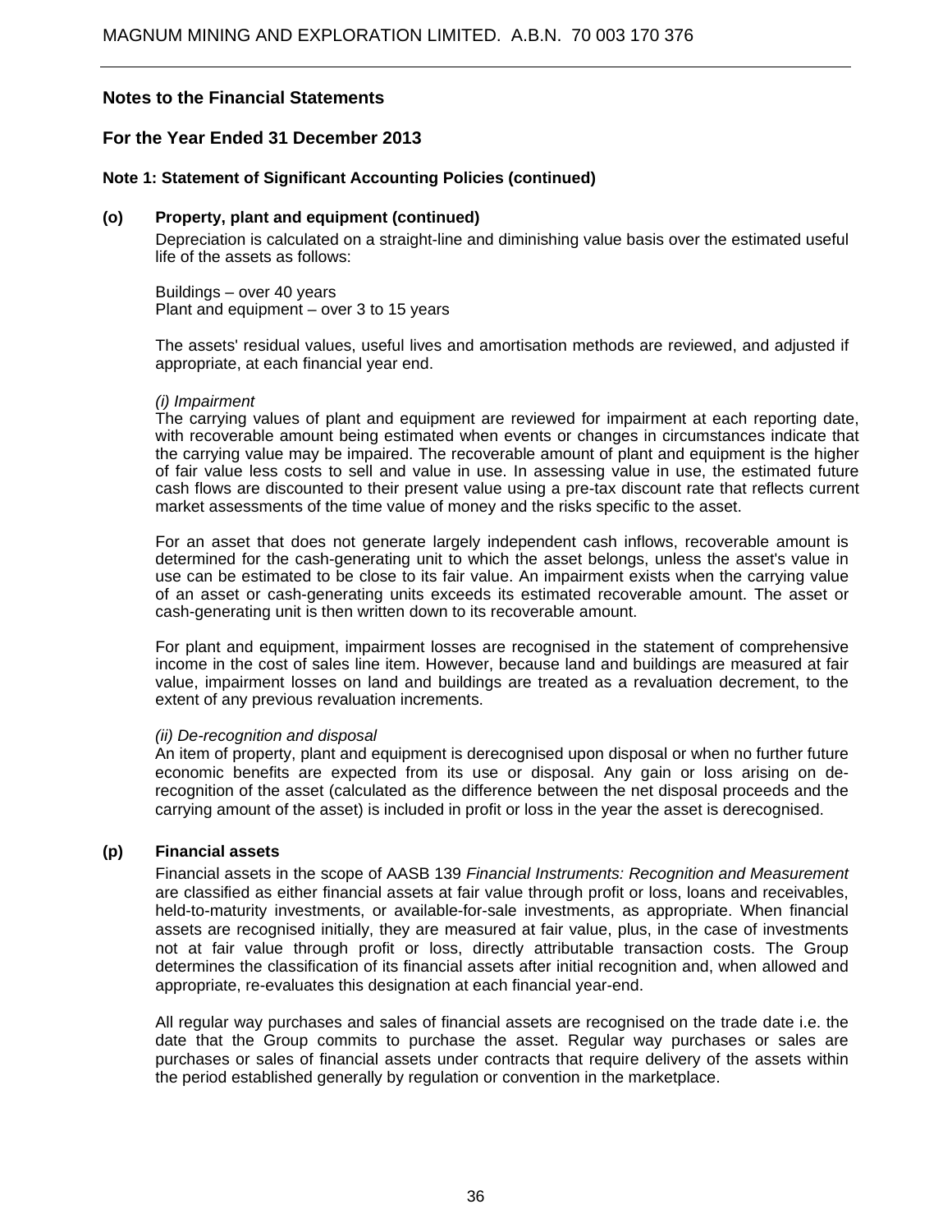## Notes to the Financial Statements

## For the Year Ended 31 December 2013

### Note 1: Statement of Significant Accounting Policies (continued)

#### (o) Property, plant and equipment (continued)

Depreciation is calculated on a straight-line and diminishing value basis over the estimated useful life of the assets as follows:

Buildings – over 40 years
Plant and equipment – over 3 to 15 years

The assets' residual values, useful lives and amortisation methods are reviewed, and adjusted if appropriate, at each financial year end.

*(i) Impairment*

The carrying values of plant and equipment are reviewed for impairment at each reporting date, with recoverable amount being estimated when events or changes in circumstances indicate that the carrying value may be impaired. The recoverable amount of plant and equipment is the higher of fair value less costs to sell and value in use. In assessing value in use, the estimated future cash flows are discounted to their present value using a pre-tax discount rate that reflects current market assessments of the time value of money and the risks specific to the asset.

For an asset that does not generate largely independent cash inflows, recoverable amount is determined for the cash-generating unit to which the asset belongs, unless the asset's value in use can be estimated to be close to its fair value. An impairment exists when the carrying value of an asset or cash-generating units exceeds its estimated recoverable amount. The asset or cash-generating unit is then written down to its recoverable amount.

For plant and equipment, impairment losses are recognised in the statement of comprehensive income in the cost of sales line item. However, because land and buildings are measured at fair value, impairment losses on land and buildings are treated as a revaluation decrement, to the extent of any previous revaluation increments.

*(ii) De-recognition and disposal*

An item of property, plant and equipment is derecognised upon disposal or when no further future economic benefits are expected from its use or disposal. Any gain or loss arising on de-recognition of the asset (calculated as the difference between the net disposal proceeds and the carrying amount of the asset) is included in profit or loss in the year the asset is derecognised.

#### (p) Financial assets

Financial assets in the scope of AASB 139 *Financial Instruments: Recognition and Measurement* are classified as either financial assets at fair value through profit or loss, loans and receivables, held-to-maturity investments, or available-for-sale investments, as appropriate. When financial assets are recognised initially, they are measured at fair value, plus, in the case of investments not at fair value through profit or loss, directly attributable transaction costs. The Group determines the classification of its financial assets after initial recognition and, when allowed and appropriate, re-evaluates this designation at each financial year-end.

All regular way purchases and sales of financial assets are recognised on the trade date i.e. the date that the Group commits to purchase the asset. Regular way purchases or sales are purchases or sales of financial assets under contracts that require delivery of the assets within the period established generally by regulation or convention in the marketplace.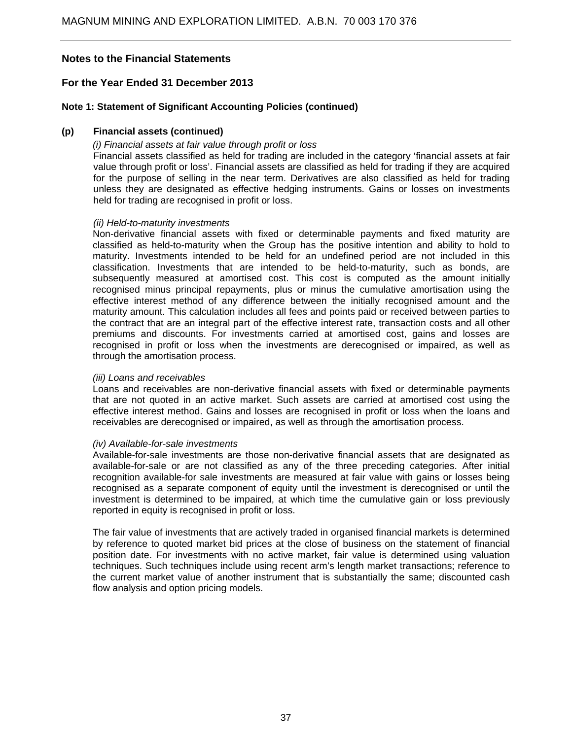## Notes to the Financial Statements

## For the Year Ended 31 December 2013

### Note 1: Statement of Significant Accounting Policies (continued)

#### (p) Financial assets (continued)

*(i) Financial assets at fair value through profit or loss*

Financial assets classified as held for trading are included in the category 'financial assets at fair value through profit or loss'. Financial assets are classified as held for trading if they are acquired for the purpose of selling in the near term. Derivatives are also classified as held for trading unless they are designated as effective hedging instruments. Gains or losses on investments held for trading are recognised in profit or loss.

*(ii) Held-to-maturity investments*

Non-derivative financial assets with fixed or determinable payments and fixed maturity are classified as held-to-maturity when the Group has the positive intention and ability to hold to maturity. Investments intended to be held for an undefined period are not included in this classification. Investments that are intended to be held-to-maturity, such as bonds, are subsequently measured at amortised cost. This cost is computed as the amount initially recognised minus principal repayments, plus or minus the cumulative amortisation using the effective interest method of any difference between the initially recognised amount and the maturity amount. This calculation includes all fees and points paid or received between parties to the contract that are an integral part of the effective interest rate, transaction costs and all other premiums and discounts. For investments carried at amortised cost, gains and losses are recognised in profit or loss when the investments are derecognised or impaired, as well as through the amortisation process.

*(iii) Loans and receivables*

Loans and receivables are non-derivative financial assets with fixed or determinable payments that are not quoted in an active market. Such assets are carried at amortised cost using the effective interest method. Gains and losses are recognised in profit or loss when the loans and receivables are derecognised or impaired, as well as through the amortisation process.

*(iv) Available-for-sale investments*

Available-for-sale investments are those non-derivative financial assets that are designated as available-for-sale or are not classified as any of the three preceding categories. After initial recognition available-for sale investments are measured at fair value with gains or losses being recognised as a separate component of equity until the investment is derecognised or until the investment is determined to be impaired, at which time the cumulative gain or loss previously reported in equity is recognised in profit or loss.

The fair value of investments that are actively traded in organised financial markets is determined by reference to quoted market bid prices at the close of business on the statement of financial position date. For investments with no active market, fair value is determined using valuation techniques. Such techniques include using recent arm's length market transactions; reference to the current market value of another instrument that is substantially the same; discounted cash flow analysis and option pricing models.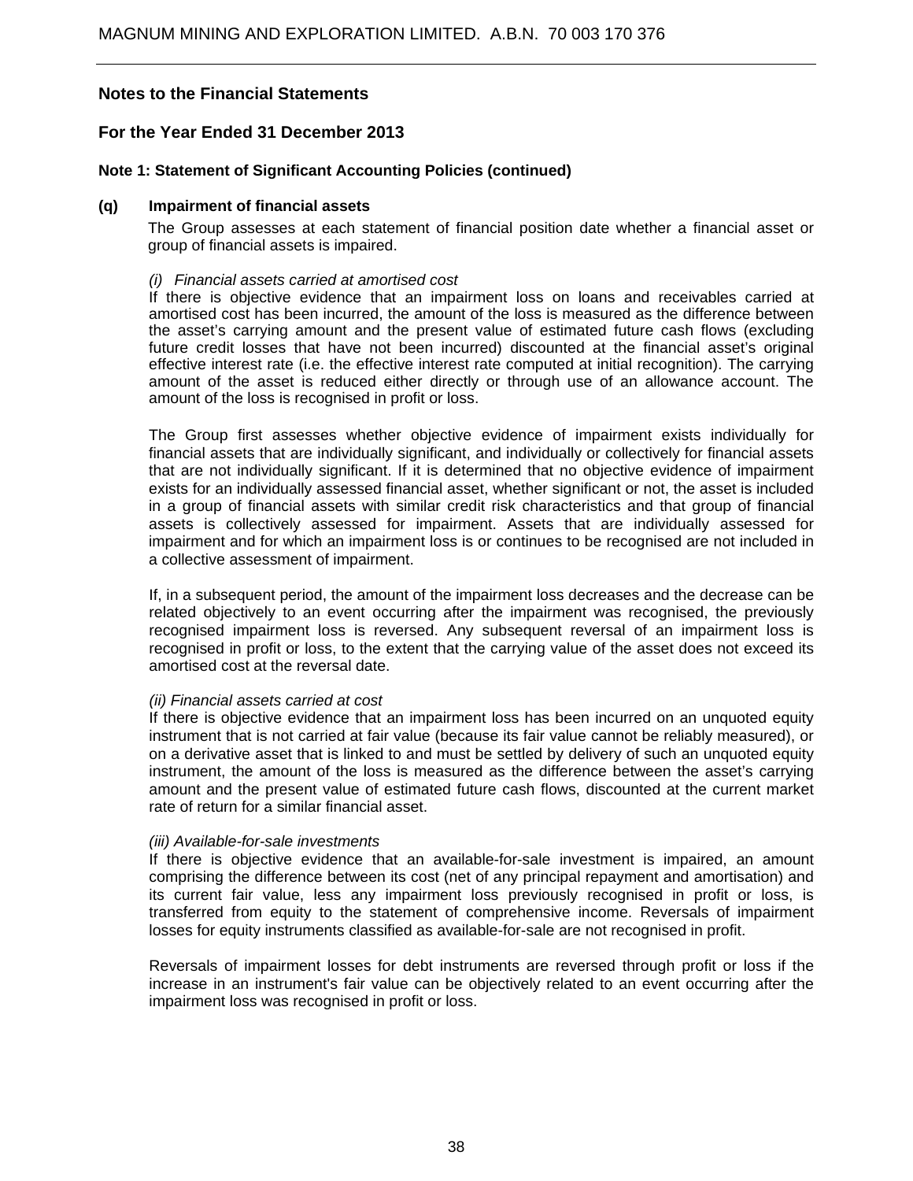## Notes to the Financial Statements

## For the Year Ended 31 December 2013

### Note 1: Statement of Significant Accounting Policies (continued)

#### (q) Impairment of financial assets

The Group assesses at each statement of financial position date whether a financial asset or group of financial assets is impaired.

*(i) Financial assets carried at amortised cost*

If there is objective evidence that an impairment loss on loans and receivables carried at amortised cost has been incurred, the amount of the loss is measured as the difference between the asset's carrying amount and the present value of estimated future cash flows (excluding future credit losses that have not been incurred) discounted at the financial asset's original effective interest rate (i.e. the effective interest rate computed at initial recognition). The carrying amount of the asset is reduced either directly or through use of an allowance account. The amount of the loss is recognised in profit or loss.

The Group first assesses whether objective evidence of impairment exists individually for financial assets that are individually significant, and individually or collectively for financial assets that are not individually significant. If it is determined that no objective evidence of impairment exists for an individually assessed financial asset, whether significant or not, the asset is included in a group of financial assets with similar credit risk characteristics and that group of financial assets is collectively assessed for impairment. Assets that are individually assessed for impairment and for which an impairment loss is or continues to be recognised are not included in a collective assessment of impairment.

If, in a subsequent period, the amount of the impairment loss decreases and the decrease can be related objectively to an event occurring after the impairment was recognised, the previously recognised impairment loss is reversed. Any subsequent reversal of an impairment loss is recognised in profit or loss, to the extent that the carrying value of the asset does not exceed its amortised cost at the reversal date.

*(ii) Financial assets carried at cost*

If there is objective evidence that an impairment loss has been incurred on an unquoted equity instrument that is not carried at fair value (because its fair value cannot be reliably measured), or on a derivative asset that is linked to and must be settled by delivery of such an unquoted equity instrument, the amount of the loss is measured as the difference between the asset's carrying amount and the present value of estimated future cash flows, discounted at the current market rate of return for a similar financial asset.

*(iii) Available-for-sale investments*

If there is objective evidence that an available-for-sale investment is impaired, an amount comprising the difference between its cost (net of any principal repayment and amortisation) and its current fair value, less any impairment loss previously recognised in profit or loss, is transferred from equity to the statement of comprehensive income. Reversals of impairment losses for equity instruments classified as available-for-sale are not recognised in profit.

Reversals of impairment losses for debt instruments are reversed through profit or loss if the increase in an instrument's fair value can be objectively related to an event occurring after the impairment loss was recognised in profit or loss.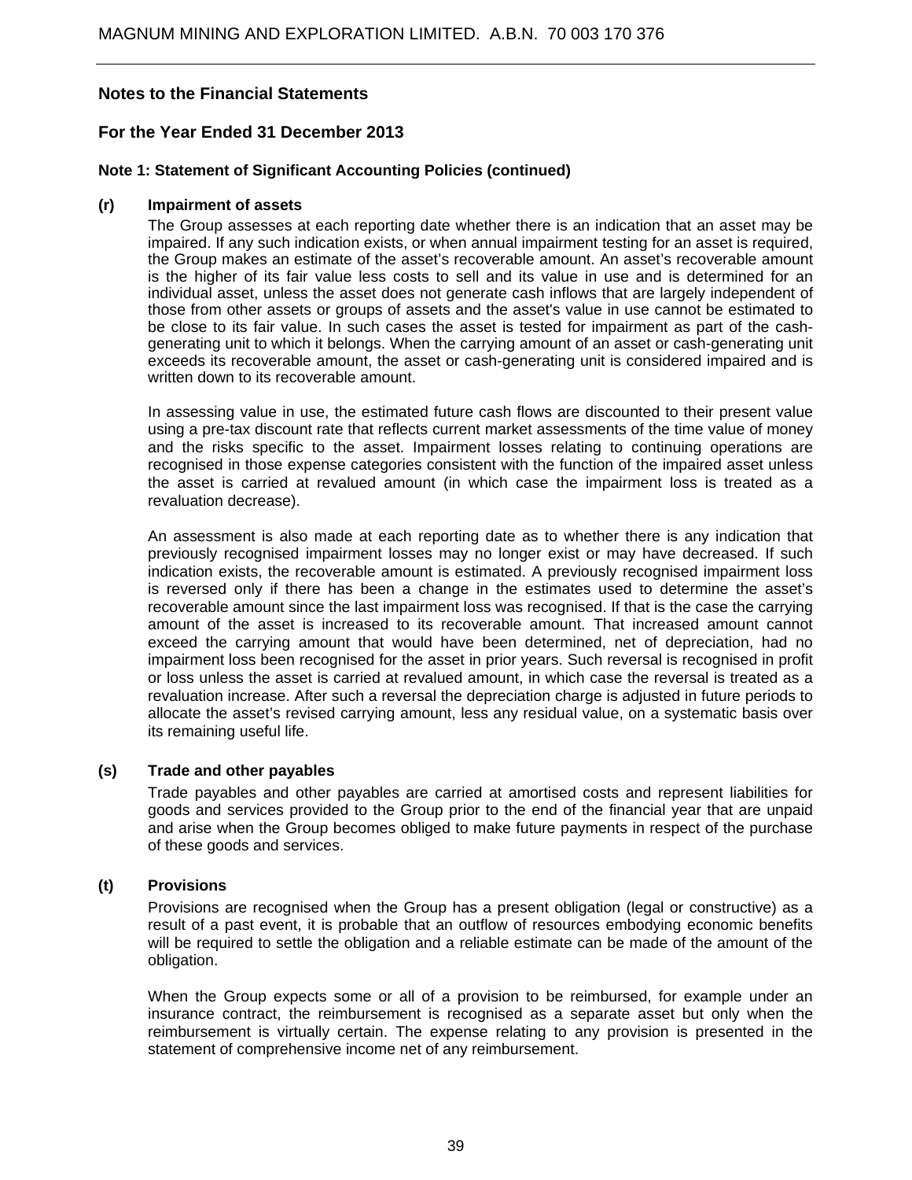## Notes to the Financial Statements

## For the Year Ended 31 December 2013

### Note 1: Statement of Significant Accounting Policies (continued)

**(r) Impairment of assets**

The Group assesses at each reporting date whether there is an indication that an asset may be impaired. If any such indication exists, or when annual impairment testing for an asset is required, the Group makes an estimate of the asset's recoverable amount. An asset's recoverable amount is the higher of its fair value less costs to sell and its value in use and is determined for an individual asset, unless the asset does not generate cash inflows that are largely independent of those from other assets or groups of assets and the asset's value in use cannot be estimated to be close to its fair value. In such cases the asset is tested for impairment as part of the cash-generating unit to which it belongs. When the carrying amount of an asset or cash-generating unit exceeds its recoverable amount, the asset or cash-generating unit is considered impaired and is written down to its recoverable amount.

In assessing value in use, the estimated future cash flows are discounted to their present value using a pre-tax discount rate that reflects current market assessments of the time value of money and the risks specific to the asset. Impairment losses relating to continuing operations are recognised in those expense categories consistent with the function of the impaired asset unless the asset is carried at revalued amount (in which case the impairment loss is treated as a revaluation decrease).

An assessment is also made at each reporting date as to whether there is any indication that previously recognised impairment losses may no longer exist or may have decreased. If such indication exists, the recoverable amount is estimated. A previously recognised impairment loss is reversed only if there has been a change in the estimates used to determine the asset's recoverable amount since the last impairment loss was recognised. If that is the case the carrying amount of the asset is increased to its recoverable amount. That increased amount cannot exceed the carrying amount that would have been determined, net of depreciation, had no impairment loss been recognised for the asset in prior years. Such reversal is recognised in profit or loss unless the asset is carried at revalued amount, in which case the reversal is treated as a revaluation increase. After such a reversal the depreciation charge is adjusted in future periods to allocate the asset's revised carrying amount, less any residual value, on a systematic basis over its remaining useful life.

**(s) Trade and other payables**

Trade payables and other payables are carried at amortised costs and represent liabilities for goods and services provided to the Group prior to the end of the financial year that are unpaid and arise when the Group becomes obliged to make future payments in respect of the purchase of these goods and services.

**(t) Provisions**

Provisions are recognised when the Group has a present obligation (legal or constructive) as a result of a past event, it is probable that an outflow of resources embodying economic benefits will be required to settle the obligation and a reliable estimate can be made of the amount of the obligation.

When the Group expects some or all of a provision to be reimbursed, for example under an insurance contract, the reimbursement is recognised as a separate asset but only when the reimbursement is virtually certain. The expense relating to any provision is presented in the statement of comprehensive income net of any reimbursement.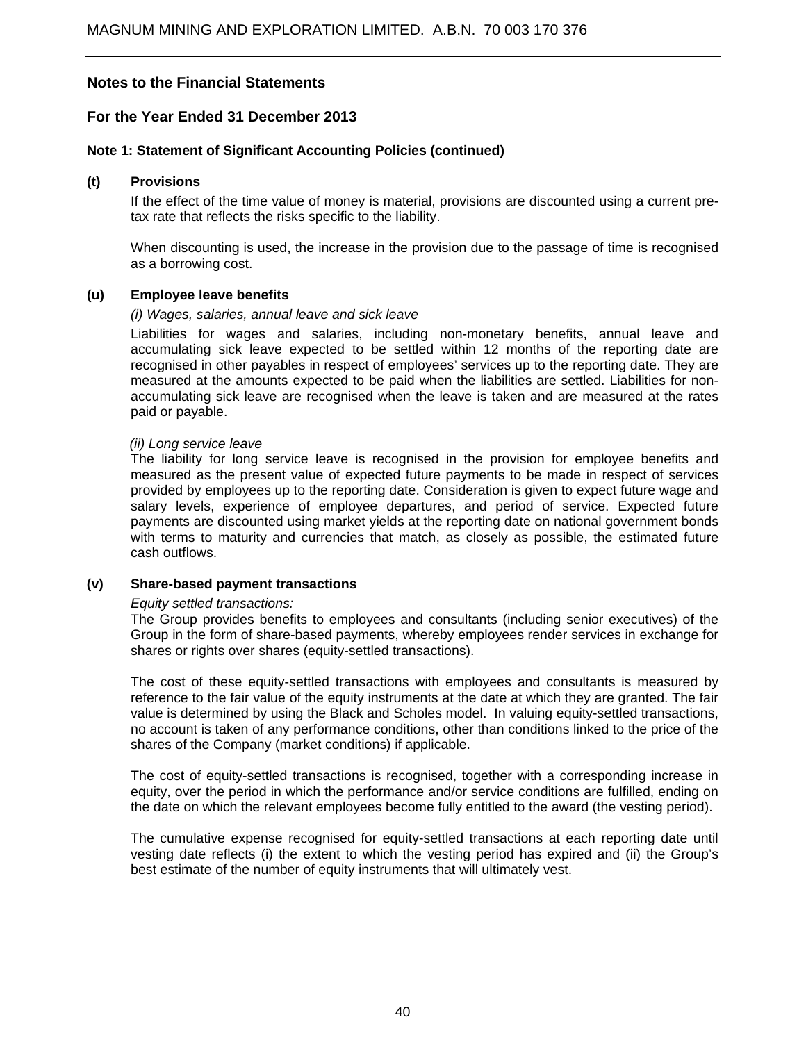## Notes to the Financial Statements

## For the Year Ended 31 December 2013

### Note 1: Statement of Significant Accounting Policies (continued)

**(t) Provisions**

If the effect of the time value of money is material, provisions are discounted using a current pre-tax rate that reflects the risks specific to the liability.

When discounting is used, the increase in the provision due to the passage of time is recognised as a borrowing cost.

**(u) Employee leave benefits**

*(i) Wages, salaries, annual leave and sick leave*

Liabilities for wages and salaries, including non-monetary benefits, annual leave and accumulating sick leave expected to be settled within 12 months of the reporting date are recognised in other payables in respect of employees' services up to the reporting date. They are measured at the amounts expected to be paid when the liabilities are settled. Liabilities for non-accumulating sick leave are recognised when the leave is taken and are measured at the rates paid or payable.

*(ii) Long service leave*

The liability for long service leave is recognised in the provision for employee benefits and measured as the present value of expected future payments to be made in respect of services provided by employees up to the reporting date. Consideration is given to expect future wage and salary levels, experience of employee departures, and period of service. Expected future payments are discounted using market yields at the reporting date on national government bonds with terms to maturity and currencies that match, as closely as possible, the estimated future cash outflows.

**(v) Share-based payment transactions**

*Equity settled transactions:*

The Group provides benefits to employees and consultants (including senior executives) of the Group in the form of share-based payments, whereby employees render services in exchange for shares or rights over shares (equity-settled transactions).

The cost of these equity-settled transactions with employees and consultants is measured by reference to the fair value of the equity instruments at the date at which they are granted. The fair value is determined by using the Black and Scholes model. In valuing equity-settled transactions, no account is taken of any performance conditions, other than conditions linked to the price of the shares of the Company (market conditions) if applicable.

The cost of equity-settled transactions is recognised, together with a corresponding increase in equity, over the period in which the performance and/or service conditions are fulfilled, ending on the date on which the relevant employees become fully entitled to the award (the vesting period).

The cumulative expense recognised for equity-settled transactions at each reporting date until vesting date reflects (i) the extent to which the vesting period has expired and (ii) the Group's best estimate of the number of equity instruments that will ultimately vest.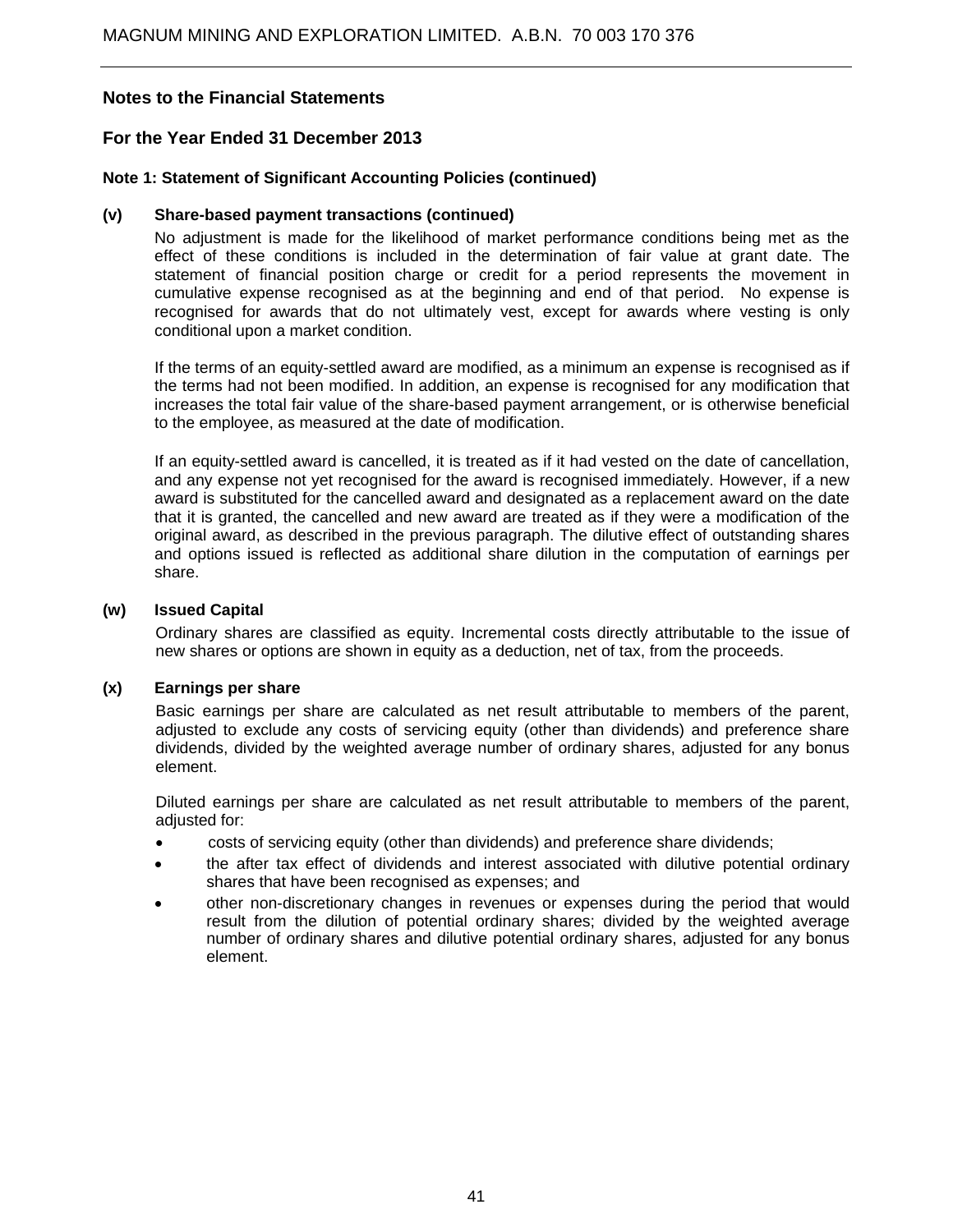## Notes to the Financial Statements

## For the Year Ended 31 December 2013

### Note 1: Statement of Significant Accounting Policies (continued)

**(v) Share-based payment transactions (continued)**

No adjustment is made for the likelihood of market performance conditions being met as the effect of these conditions is included in the determination of fair value at grant date. The statement of financial position charge or credit for a period represents the movement in cumulative expense recognised as at the beginning and end of that period. No expense is recognised for awards that do not ultimately vest, except for awards where vesting is only conditional upon a market condition.

If the terms of an equity-settled award are modified, as a minimum an expense is recognised as if the terms had not been modified. In addition, an expense is recognised for any modification that increases the total fair value of the share-based payment arrangement, or is otherwise beneficial to the employee, as measured at the date of modification.

If an equity-settled award is cancelled, it is treated as if it had vested on the date of cancellation, and any expense not yet recognised for the award is recognised immediately. However, if a new award is substituted for the cancelled award and designated as a replacement award on the date that it is granted, the cancelled and new award are treated as if they were a modification of the original award, as described in the previous paragraph. The dilutive effect of outstanding shares and options issued is reflected as additional share dilution in the computation of earnings per share.

**(w) Issued Capital**

Ordinary shares are classified as equity. Incremental costs directly attributable to the issue of new shares or options are shown in equity as a deduction, net of tax, from the proceeds.

**(x) Earnings per share**

Basic earnings per share are calculated as net result attributable to members of the parent, adjusted to exclude any costs of servicing equity (other than dividends) and preference share dividends, divided by the weighted average number of ordinary shares, adjusted for any bonus element.

Diluted earnings per share are calculated as net result attributable to members of the parent, adjusted for:

- costs of servicing equity (other than dividends) and preference share dividends;
- the after tax effect of dividends and interest associated with dilutive potential ordinary shares that have been recognised as expenses; and
- other non-discretionary changes in revenues or expenses during the period that would result from the dilution of potential ordinary shares; divided by the weighted average number of ordinary shares and dilutive potential ordinary shares, adjusted for any bonus element.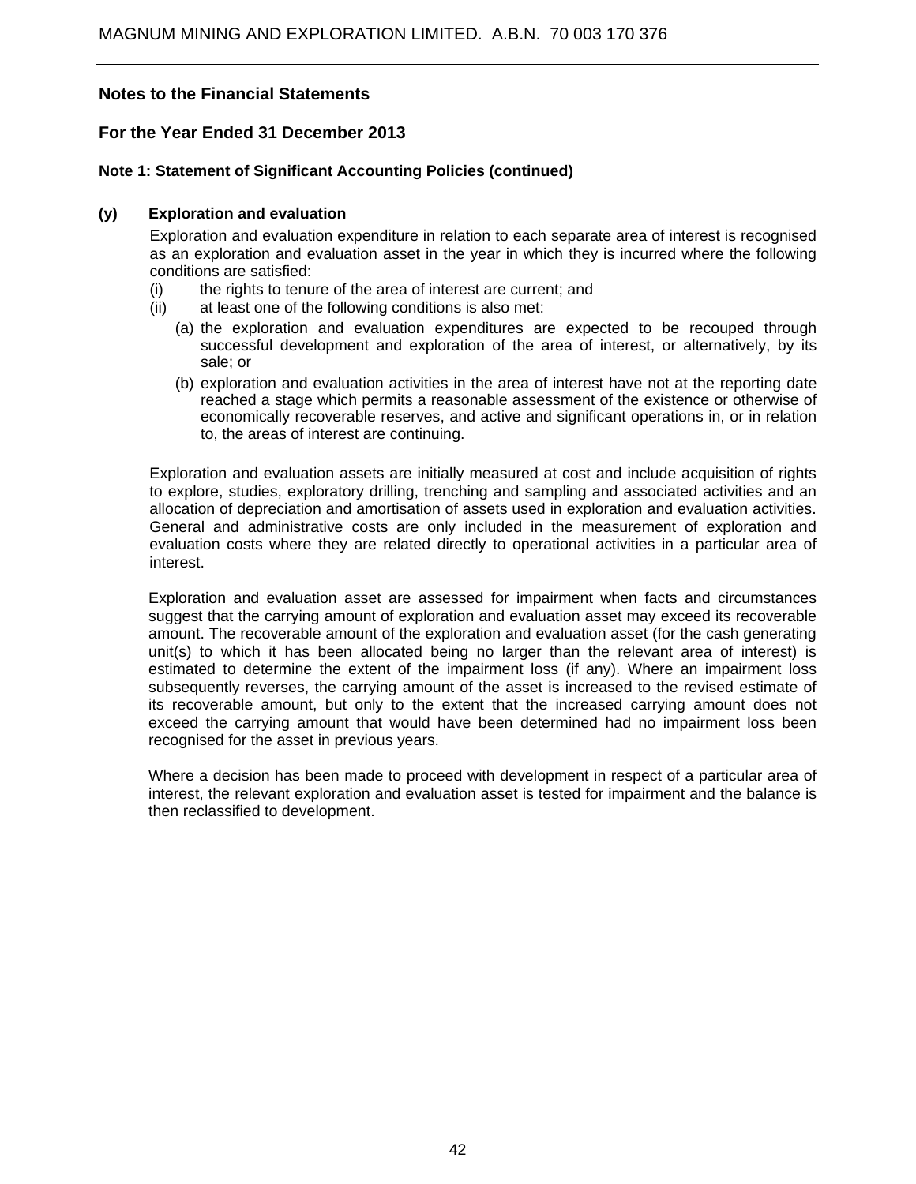## Notes to the Financial Statements

## For the Year Ended 31 December 2013

### Note 1: Statement of Significant Accounting Policies (continued)

**(y) Exploration and evaluation**

Exploration and evaluation expenditure in relation to each separate area of interest is recognised as an exploration and evaluation asset in the year in which they is incurred where the following conditions are satisfied:

(i) the rights to tenure of the area of interest are current; and

(ii) at least one of the following conditions is also met:

(a) the exploration and evaluation expenditures are expected to be recouped through successful development and exploration of the area of interest, or alternatively, by its sale; or

(b) exploration and evaluation activities in the area of interest have not at the reporting date reached a stage which permits a reasonable assessment of the existence or otherwise of economically recoverable reserves, and active and significant operations in, or in relation to, the areas of interest are continuing.

Exploration and evaluation assets are initially measured at cost and include acquisition of rights to explore, studies, exploratory drilling, trenching and sampling and associated activities and an allocation of depreciation and amortisation of assets used in exploration and evaluation activities. General and administrative costs are only included in the measurement of exploration and evaluation costs where they are related directly to operational activities in a particular area of interest.

Exploration and evaluation asset are assessed for impairment when facts and circumstances suggest that the carrying amount of exploration and evaluation asset may exceed its recoverable amount. The recoverable amount of the exploration and evaluation asset (for the cash generating unit(s) to which it has been allocated being no larger than the relevant area of interest) is estimated to determine the extent of the impairment loss (if any). Where an impairment loss subsequently reverses, the carrying amount of the asset is increased to the revised estimate of its recoverable amount, but only to the extent that the increased carrying amount does not exceed the carrying amount that would have been determined had no impairment loss been recognised for the asset in previous years.

Where a decision has been made to proceed with development in respect of a particular area of interest, the relevant exploration and evaluation asset is tested for impairment and the balance is then reclassified to development.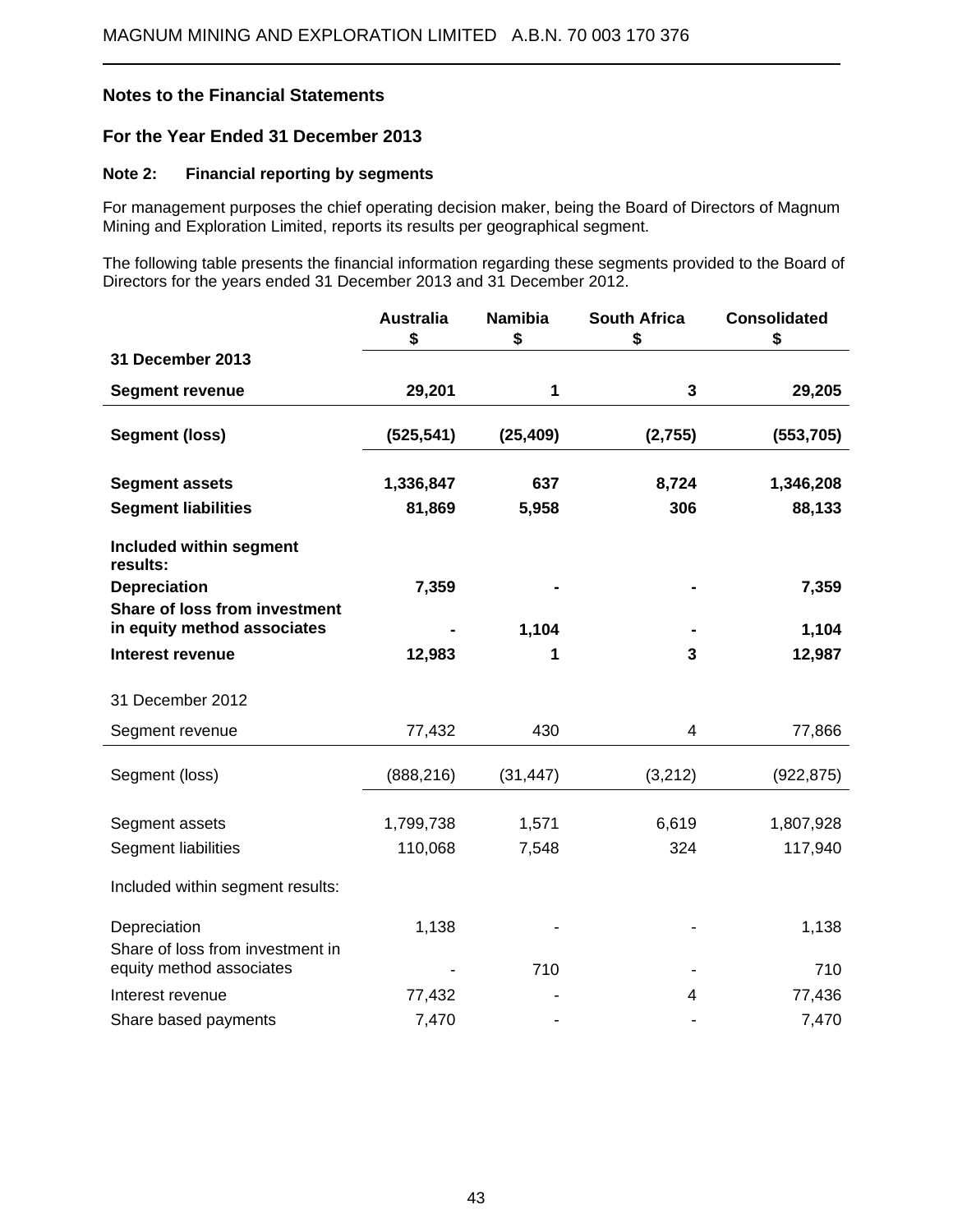## Notes to the Financial Statements

## For the Year Ended 31 December 2013

### Note 2: Financial reporting by segments

For management purposes the chief operating decision maker, being the Board of Directors of Magnum Mining and Exploration Limited, reports its results per geographical segment.

The following table presents the financial information regarding these segments provided to the Board of Directors for the years ended 31 December 2013 and 31 December 2012.

| | Australia $ | Namibia $ | South Africa $ | Consolidated $ |
|---|---|---|---|---|
| **31 December 2013** | | | | |
| **Segment revenue** | **29,201** | **1** | **3** | **29,205** |
| **Segment (loss)** | **(525,541)** | **(25,409)** | **(2,755)** | **(553,705)** |
| **Segment assets** | **1,336,847** | **637** | **8,724** | **1,346,208** |
| **Segment liabilities** | **81,869** | **5,958** | **306** | **88,133** |
| **Included within segment results:** | | | | |
| **Depreciation** | **7,359** | **-** | **-** | **7,359** |
| **Share of loss from investment in equity method associates** | **-** | **1,104** | **-** | **1,104** |
| **Interest revenue** | **12,983** | **1** | **3** | **12,987** |
| 31 December 2012 | | | | |
| Segment revenue | 77,432 | 430 | 4 | 77,866 |
| Segment (loss) | (888,216) | (31,447) | (3,212) | (922,875) |
| Segment assets | 1,799,738 | 1,571 | 6,619 | 1,807,928 |
| Segment liabilities | 110,068 | 7,548 | 324 | 117,940 |
| Included within segment results: | | | | |
| Depreciation | 1,138 | - | - | 1,138 |
| Share of loss from investment in equity method associates | - | 710 | - | 710 |
| Interest revenue | 77,432 | - | 4 | 77,436 |
| Share based payments | 7,470 | - | - | 7,470 |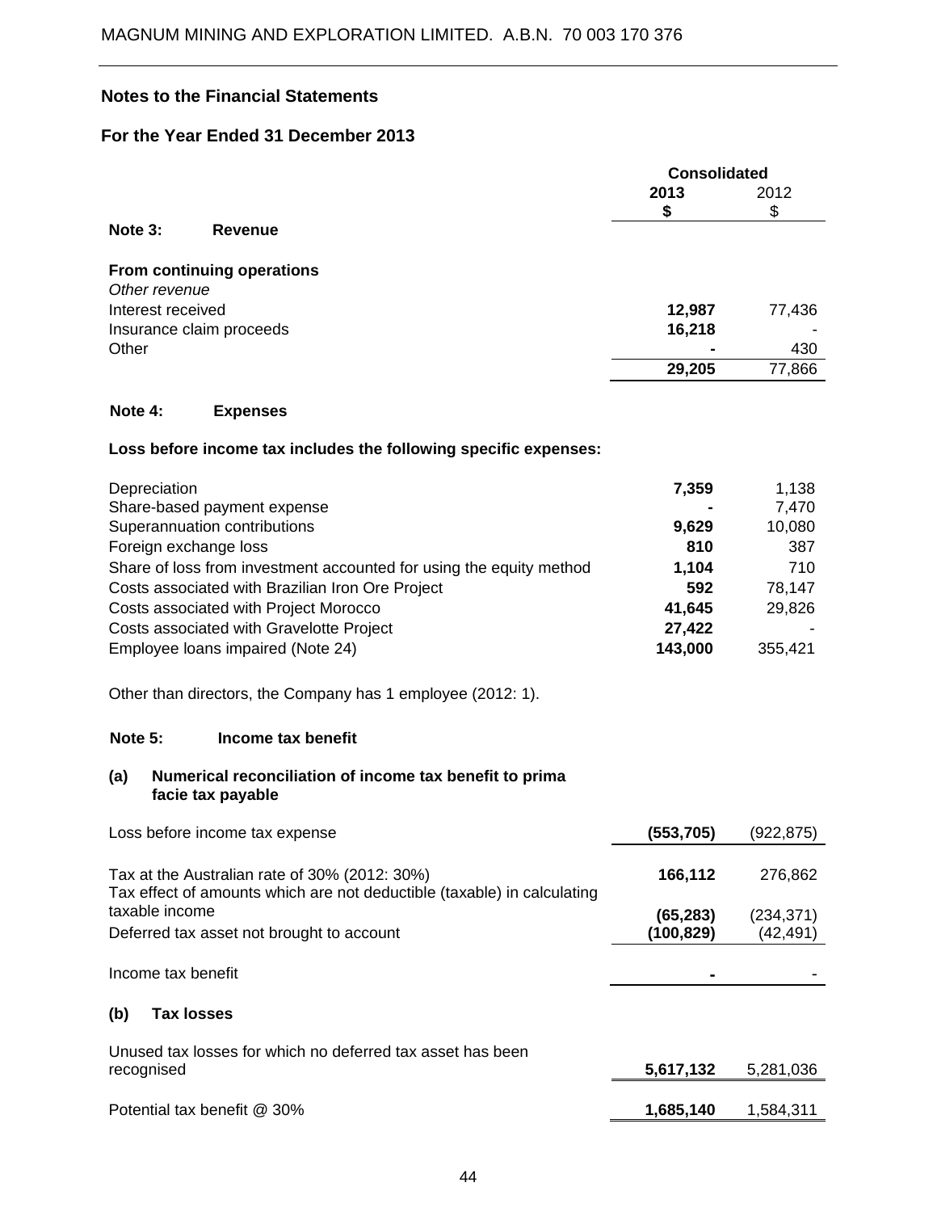## Notes to the Financial Statements

## For the Year Ended 31 December 2013

| | Consolidated | |
|---|---|---|
| | **2013** | 2012 |
| | **$** | $ |
| **Note 3: Revenue** | | |
| **From continuing operations** | | |
| *Other revenue* | | |
| Interest received | **12,987** | 77,436 |
| Insurance claim proceeds | **16,218** | - |
| Other | **-** | 430 |
| | **29,205** | 77,866 |

**Note 4: Expenses**

**Loss before income tax includes the following specific expenses:**

| | 2013 $ | 2012 $ |
|---|---|---|
| Depreciation | **7,359** | 1,138 |
| Share-based payment expense | **-** | 7,470 |
| Superannuation contributions | **9,629** | 10,080 |
| Foreign exchange loss | **810** | 387 |
| Share of loss from investment accounted for using the equity method | **1,104** | 710 |
| Costs associated with Brazilian Iron Ore Project | **592** | 78,147 |
| Costs associated with Project Morocco | **41,645** | 29,826 |
| Costs associated with Gravelotte Project | **27,422** | - |
| Employee loans impaired (Note 24) | **143,000** | 355,421 |

Other than directors, the Company has 1 employee (2012: 1).

**Note 5: Income tax benefit**

**(a) Numerical reconciliation of income tax benefit to prima facie tax payable**

| | 2013 $ | 2012 $ |
|---|---|---|
| Loss before income tax expense | **(553,705)** | (922,875) |
| Tax at the Australian rate of 30% (2012: 30%) | **166,112** | 276,862 |
| Tax effect of amounts which are not deductible (taxable) in calculating taxable income | **(65,283)** | (234,371) |
| Deferred tax asset not brought to account | **(100,829)** | (42,491) |
| Income tax benefit | **-** | - |

**(b) Tax losses**

| | 2013 $ | 2012 $ |
|---|---|---|
| Unused tax losses for which no deferred tax asset has been recognised | **5,617,132** | 5,281,036 |
| Potential tax benefit @ 30% | **1,685,140** | 1,584,311 |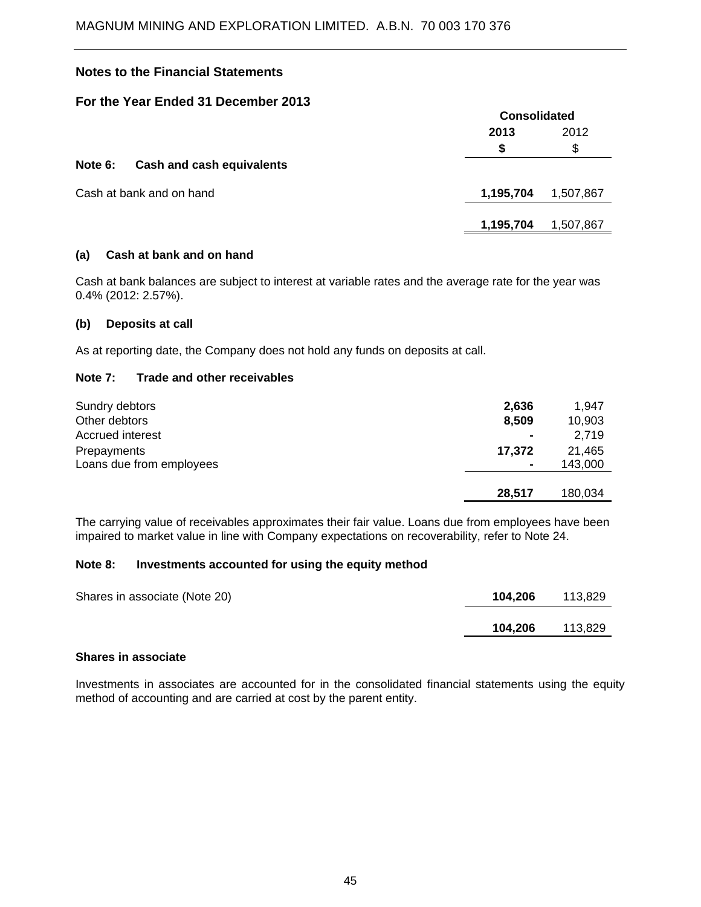## Notes to the Financial Statements

## For the Year Ended 31 December 2013

| | Consolidated | |
|---|---|---|
| | **2013** | 2012 |
| | **$** | $ |
| **Note 6: Cash and cash equivalents** | | |
| Cash at bank and on hand | **1,195,704** | 1,507,867 |
| | **1,195,704** | 1,507,867 |

### (a) Cash at bank and on hand

Cash at bank balances are subject to interest at variable rates and the average rate for the year was 0.4% (2012: 2.57%).

### (b) Deposits at call

As at reporting date, the Company does not hold any funds on deposits at call.

### Note 7: Trade and other receivables

| | 2013 | 2012 |
|---|---|---|
| Sundry debtors | **2,636** | 1,947 |
| Other debtors | **8,509** | 10,903 |
| Accrued interest | **-** | 2,719 |
| Prepayments | **17,372** | 21,465 |
| Loans due from employees | **-** | 143,000 |
| | **28,517** | 180,034 |

The carrying value of receivables approximates their fair value. Loans due from employees have been impaired to market value in line with Company expectations on recoverability, refer to Note 24.

### Note 8: Investments accounted for using the equity method

| | 2013 | 2012 |
|---|---|---|
| Shares in associate (Note 20) | **104,206** | 113,829 |
| | **104,206** | 113,829 |

**Shares in associate**

Investments in associates are accounted for in the consolidated financial statements using the equity method of accounting and are carried at cost by the parent entity.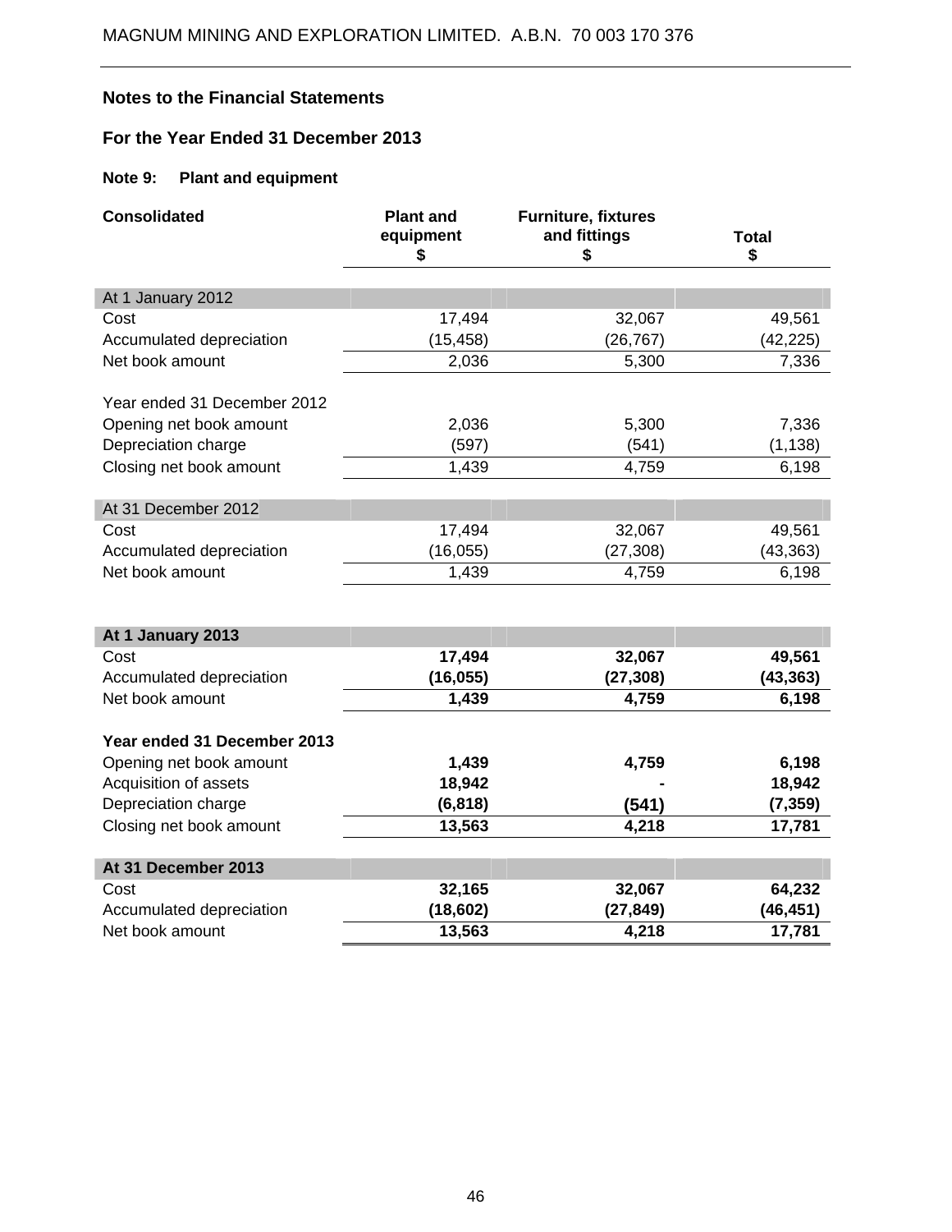## Notes to the Financial Statements

## For the Year Ended 31 December 2013

### Note 9: Plant and equipment

| Consolidated | Plant and equipment $ | Furniture, fixtures and fittings $ | Total $ |
|---|---|---|---|
| At 1 January 2012 | | | |
| Cost | 17,494 | 32,067 | 49,561 |
| Accumulated depreciation | (15,458) | (26,767) | (42,225) |
| Net book amount | 2,036 | 5,300 | 7,336 |
| | | | |
| Year ended 31 December 2012 | | | |
| Opening net book amount | 2,036 | 5,300 | 7,336 |
| Depreciation charge | (597) | (541) | (1,138) |
| Closing net book amount | 1,439 | 4,759 | 6,198 |
| | | | |
| At 31 December 2012 | | | |
| Cost | 17,494 | 32,067 | 49,561 |
| Accumulated depreciation | (16,055) | (27,308) | (43,363) |
| Net book amount | 1,439 | 4,759 | 6,198 |
| | | | |
| **At 1 January 2013** | | | |
| Cost | **17,494** | **32,067** | **49,561** |
| Accumulated depreciation | **(16,055)** | **(27,308)** | **(43,363)** |
| Net book amount | **1,439** | **4,759** | **6,198** |
| | | | |
| **Year ended 31 December 2013** | | | |
| Opening net book amount | **1,439** | **4,759** | **6,198** |
| Acquisition of assets | **18,942** | **-** | **18,942** |
| Depreciation charge | **(6,818)** | **(541)** | **(7,359)** |
| Closing net book amount | **13,563** | **4,218** | **17,781** |
| | | | |
| **At 31 December 2013** | | | |
| Cost | **32,165** | **32,067** | **64,232** |
| Accumulated depreciation | **(18,602)** | **(27,849)** | **(46,451)** |
| Net book amount | **13,563** | **4,218** | **17,781** |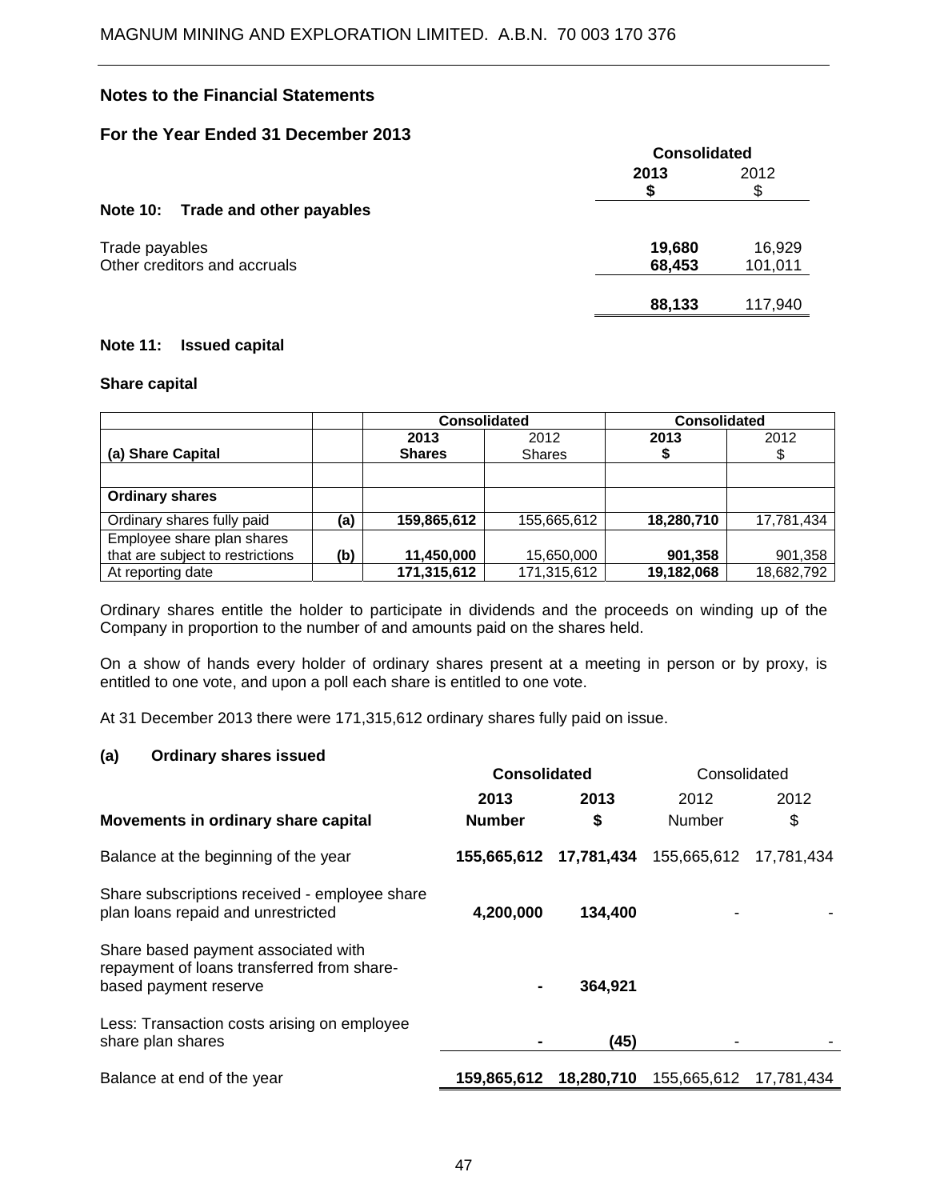## Notes to the Financial Statements

## For the Year Ended 31 December 2013

| | Consolidated | |
|---|---|---|
| | **2013** | 2012 |
| | **$** | $ |
| **Note 10: Trade and other payables** | | |
| Trade payables | **19,680** | 16,929 |
| Other creditors and accruals | **68,453** | 101,011 |
| | **88,133** | 117,940 |

### Note 11: Issued capital

#### Share capital

| (a) Share Capital | | Consolidated | | Consolidated | |
|---|---|---|---|---|---|
| | | **2013 Shares** | 2012 Shares | **2013 $** | 2012 $ |
| | | | | | |
| **Ordinary shares** | | | | | |
| Ordinary shares fully paid | **(a)** | **159,865,612** | 155,665,612 | **18,280,710** | 17,781,434 |
| Employee share plan shares that are subject to restrictions | **(b)** | **11,450,000** | 15,650,000 | **901,358** | 901,358 |
| At reporting date | | **171,315,612** | 171,315,612 | **19,182,068** | 18,682,792 |

Ordinary shares entitle the holder to participate in dividends and the proceeds on winding up of the Company in proportion to the number of and amounts paid on the shares held.

On a show of hands every holder of ordinary shares present at a meeting in person or by proxy, is entitled to one vote, and upon a poll each share is entitled to one vote.

At 31 December 2013 there were 171,315,612 ordinary shares fully paid on issue.

#### (a) Ordinary shares issued

| Movements in ordinary share capital | Consolidated | | Consolidated | |
|---|---|---|---|---|
| | **2013 Number** | **2013 $** | 2012 Number | 2012 $ |
| Balance at the beginning of the year | **155,665,612** | **17,781,434** | 155,665,612 | 17,781,434 |
| Share subscriptions received - employee share plan loans repaid and unrestricted | **4,200,000** | **134,400** | - | - |
| Share based payment associated with repayment of loans transferred from share-based payment reserve | **-** | **364,921** | | |
| Less: Transaction costs arising on employee share plan shares | **-** | **(45)** | - | - |
| Balance at end of the year | **159,865,612** | **18,280,710** | 155,665,612 | 17,781,434 |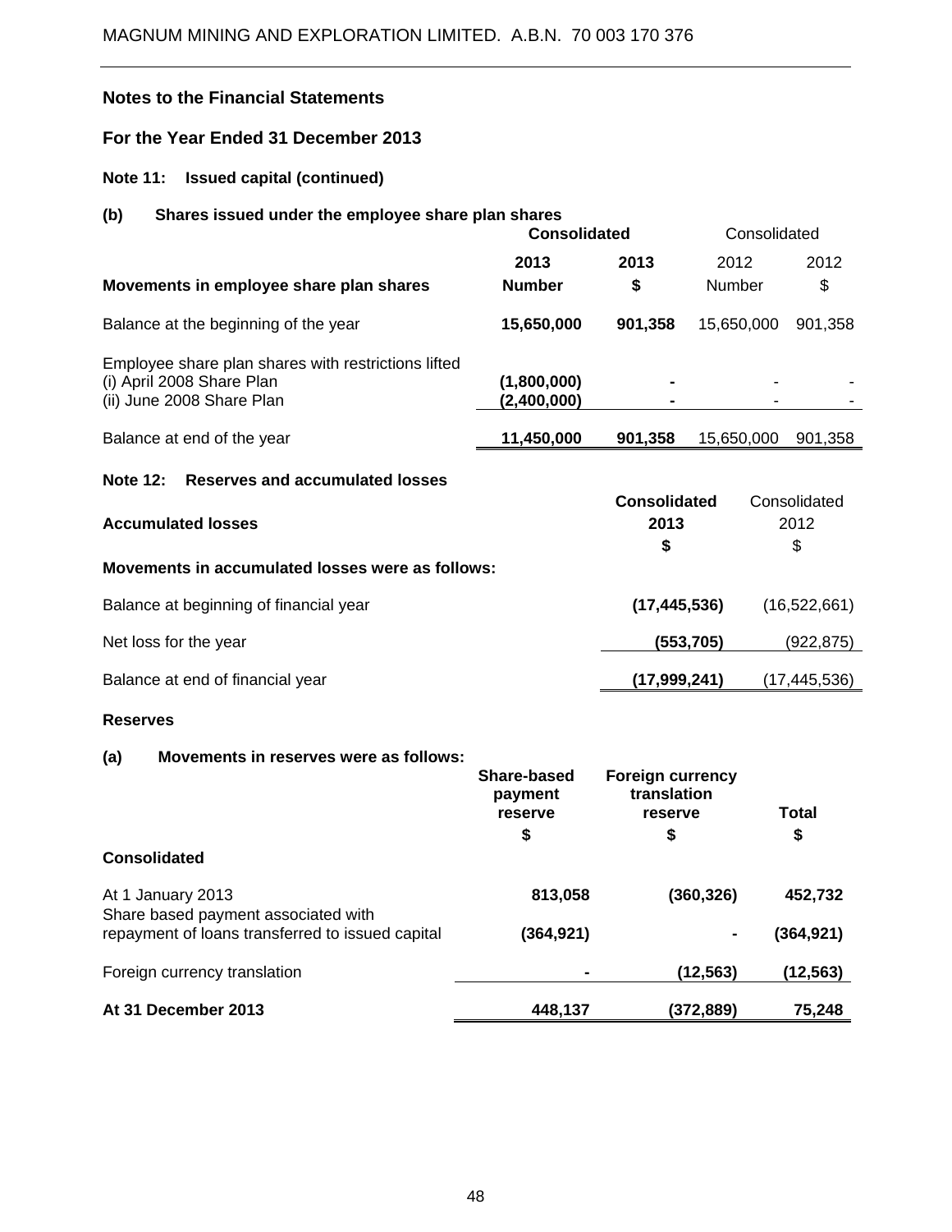## Notes to the Financial Statements

## For the Year Ended 31 December 2013

### Note 11: Issued capital (continued)

#### (b) Shares issued under the employee share plan shares

| | Consolidated | | Consolidated | |
|---|---|---|---|---|
| **Movements in employee share plan shares** | **2013 Number** | **2013 $** | 2012 Number | 2012 $ |
| Balance at the beginning of the year | **15,650,000** | **901,358** | 15,650,000 | 901,358 |
| Employee share plan shares with restrictions lifted | | | | |
| (i) April 2008 Share Plan | **(1,800,000)** | **-** | - | - |
| (ii) June 2008 Share Plan | **(2,400,000)** | **-** | - | - |
| Balance at end of the year | **11,450,000** | **901,358** | 15,650,000 | 901,358 |

### Note 12: Reserves and accumulated losses

| **Accumulated losses** | **Consolidated 2013 $** | Consolidated 2012 $ |
|---|---|---|
| **Movements in accumulated losses were as follows:** | | |
| Balance at beginning of financial year | **(17,445,536)** | (16,522,661) |
| Net loss for the year | **(553,705)** | (922,875) |
| Balance at end of financial year | **(17,999,241)** | (17,445,536) |

**Reserves**

#### (a) Movements in reserves were as follows:

| | Share-based payment reserve $ | Foreign currency translation reserve $ | Total $ |
|---|---|---|---|
| **Consolidated** | | | |
| At 1 January 2013 | **813,058** | **(360,326)** | **452,732** |
| Share based payment associated with repayment of loans transferred to issued capital | **(364,921)** | **-** | **(364,921)** |
| Foreign currency translation | **-** | **(12,563)** | **(12,563)** |
| **At 31 December 2013** | **448,137** | **(372,889)** | **75,248** |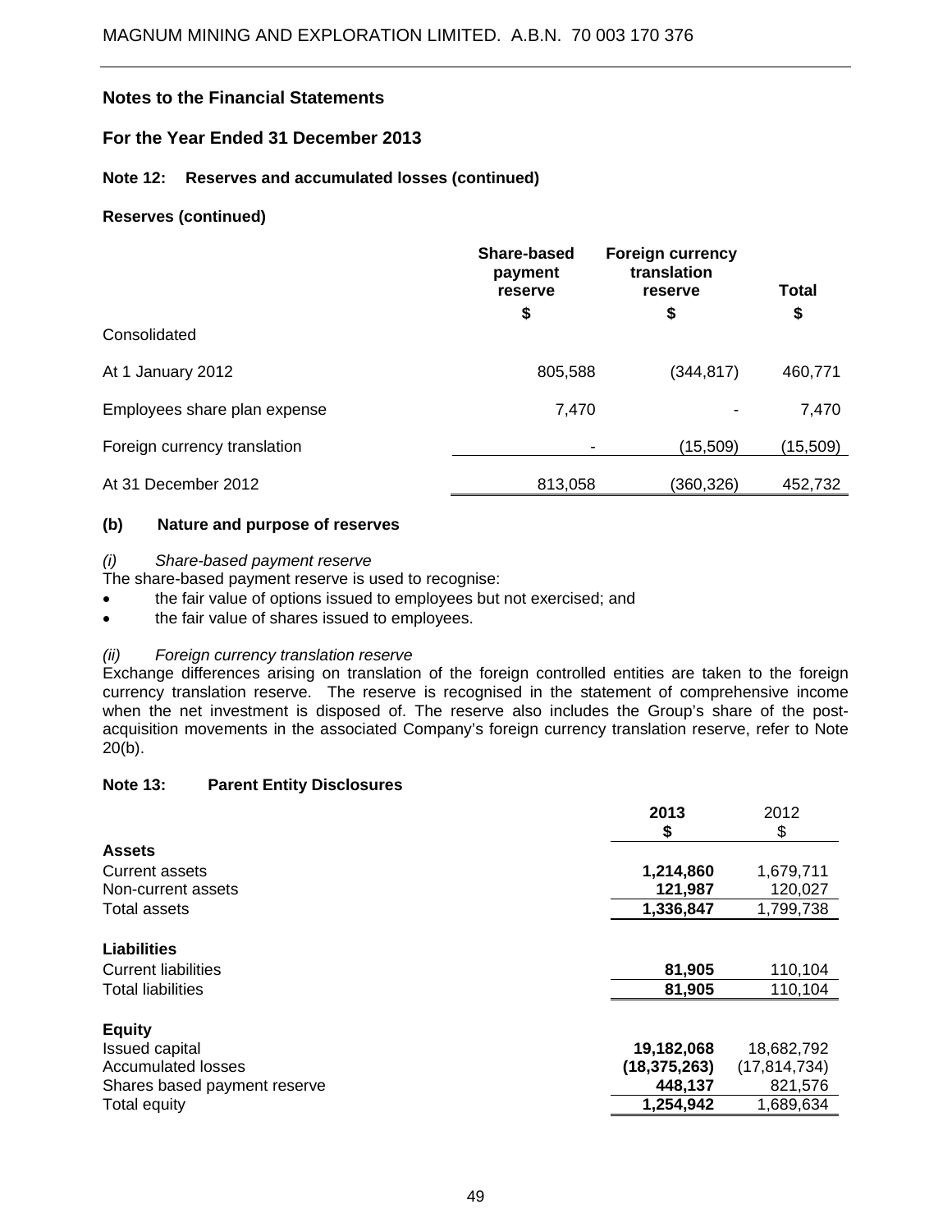## Notes to the Financial Statements

## For the Year Ended 31 December 2013

### Note 12: Reserves and accumulated losses (continued)

#### Reserves (continued)

| | Share-based payment reserve $ | Foreign currency translation reserve $ | Total $ |
|---|---|---|---|
| Consolidated | | | |
| At 1 January 2012 | 805,588 | (344,817) | 460,771 |
| Employees share plan expense | 7,470 | - | 7,470 |
| Foreign currency translation | - | (15,509) | (15,509) |
| At 31 December 2012 | 813,058 | (360,326) | 452,732 |

#### (b) Nature and purpose of reserves

*(i) Share-based payment reserve*

The share-based payment reserve is used to recognise:

- the fair value of options issued to employees but not exercised; and
- the fair value of shares issued to employees.

*(ii) Foreign currency translation reserve*

Exchange differences arising on translation of the foreign controlled entities are taken to the foreign currency translation reserve. The reserve is recognised in the statement of comprehensive income when the net investment is disposed of. The reserve also includes the Group's share of the post-acquisition movements in the associated Company's foreign currency translation reserve, refer to Note 20(b).

### Note 13: Parent Entity Disclosures

| | 2013 $ | 2012 $ |
|---|---|---|
| **Assets** | | |
| Current assets | **1,214,860** | 1,679,711 |
| Non-current assets | **121,987** | 120,027 |
| Total assets | **1,336,847** | 1,799,738 |
| **Liabilities** | | |
| Current liabilities | **81,905** | 110,104 |
| Total liabilities | **81,905** | 110,104 |
| **Equity** | | |
| Issued capital | **19,182,068** | 18,682,792 |
| Accumulated losses | **(18,375,263)** | (17,814,734) |
| Shares based payment reserve | **448,137** | 821,576 |
| Total equity | **1,254,942** | 1,689,634 |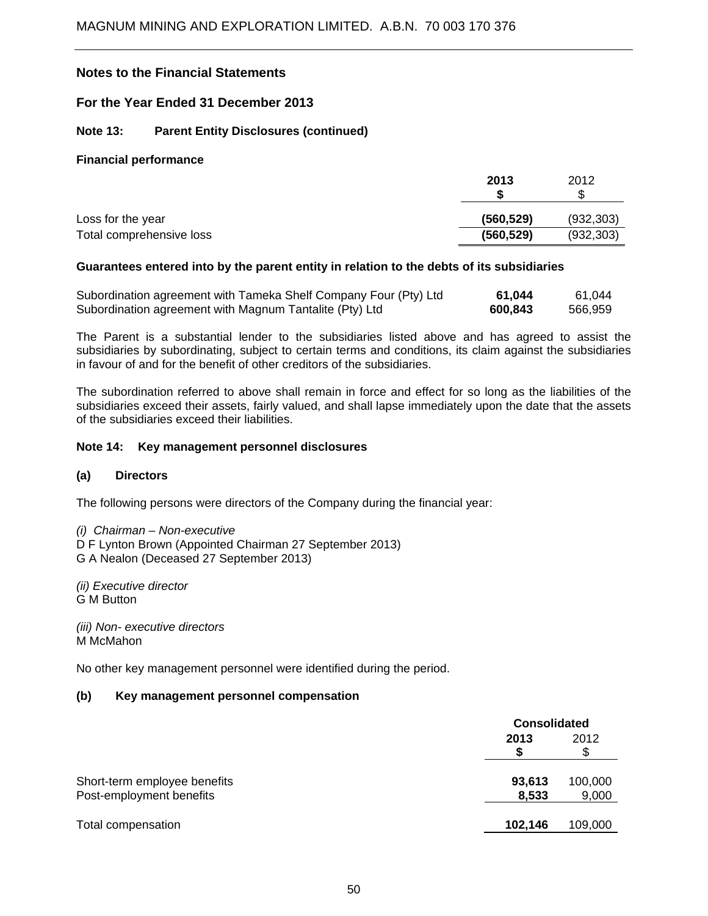## Notes to the Financial Statements

## For the Year Ended 31 December 2013

### Note 13: Parent Entity Disclosures (continued)

**Financial performance**

| | 2013<br>$ | 2012<br>$ |
|---|---|---|
| Loss for the year | **(560,529)** | (932,303) |
| Total comprehensive loss | **(560,529)** | (932,303) |

**Guarantees entered into by the parent entity in relation to the debts of its subsidiaries**

| | 2013<br>$ | 2012<br>$ |
|---|---|---|
| Subordination agreement with Tameka Shelf Company Four (Pty) Ltd | **61,044** | 61,044 |
| Subordination agreement with Magnum Tantalite (Pty) Ltd | **600,843** | 566,959 |

The Parent is a substantial lender to the subsidiaries listed above and has agreed to assist the subsidiaries by subordinating, subject to certain terms and conditions, its claim against the subsidiaries in favour of and for the benefit of other creditors of the subsidiaries.

The subordination referred to above shall remain in force and effect for so long as the liabilities of the subsidiaries exceed their assets, fairly valued, and shall lapse immediately upon the date that the assets of the subsidiaries exceed their liabilities.

### Note 14: Key management personnel disclosures

**(a) Directors**

The following persons were directors of the Company during the financial year:

*(i) Chairman – Non-executive*
D F Lynton Brown (Appointed Chairman 27 September 2013)
G A Nealon (Deceased 27 September 2013)

*(ii) Executive director*
G M Button

*(iii) Non- executive directors*
M McMahon

No other key management personnel were identified during the period.

**(b) Key management personnel compensation**

| | Consolidated | |
|---|---|---|
| | 2013<br>$ | 2012<br>$ |
| Short-term employee benefits | **93,613** | 100,000 |
| Post-employment benefits | **8,533** | 9,000 |
| Total compensation | **102,146** | 109,000 |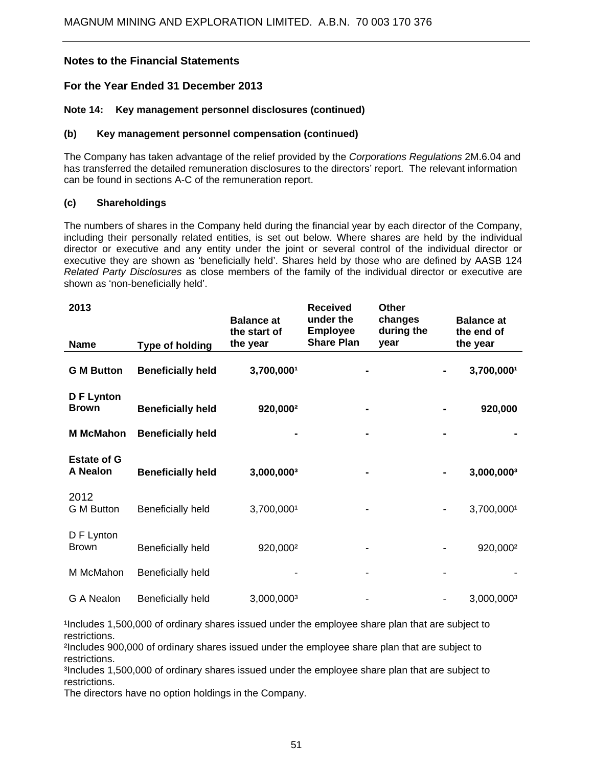## Notes to the Financial Statements

## For the Year Ended 31 December 2013

### Note 14: Key management personnel disclosures (continued)

#### (b) Key management personnel compensation (continued)

The Company has taken advantage of the relief provided by the *Corporations Regulations* 2M.6.04 and has transferred the detailed remuneration disclosures to the directors' report. The relevant information can be found in sections A-C of the remuneration report.

#### (c) Shareholdings

The numbers of shares in the Company held during the financial year by each director of the Company, including their personally related entities, is set out below. Where shares are held by the individual director or executive and any entity under the joint or several control of the individual director or executive they are shown as 'beneficially held'. Shares held by those who are defined by AASB 124 *Related Party Disclosures* as close members of the family of the individual director or executive are shown as 'non-beneficially held'.

| **2013**<br>**Name** | **Type of holding** | **Balance at the start of the year** | **Received under the Employee Share Plan** | **Other changes during the year** | **Balance at the end of the year** |
|---|---|---|---|---|---|
| **G M Button** | **Beneficially held** | **3,700,000[1]** | **-** | **-** | **3,700,000[1]** |
| **D F Lynton Brown** | **Beneficially held** | **920,000[2]** | **-** | **-** | **920,000** |
| **M McMahon** | **Beneficially held** | **-** | **-** | **-** | **-** |
| **Estate of G A Nealon** | **Beneficially held** | **3,000,000[3]** | **-** | **-** | **3,000,000[3]** |
| 2012<br>G M Button | Beneficially held | 3,700,000[1] | - | - | 3,700,000[1] |
| D F Lynton Brown | Beneficially held | 920,000[2] | - | - | 920,000[2] |
| M McMahon | Beneficially held | - | - | - | - |
| G A Nealon | Beneficially held | 3,000,000[3] | - | - | 3,000,000[3] |

[1]Includes 1,500,000 of ordinary shares issued under the employee share plan that are subject to restrictions.
[2]Includes 900,000 of ordinary shares issued under the employee share plan that are subject to restrictions.
[3]Includes 1,500,000 of ordinary shares issued under the employee share plan that are subject to restrictions.
The directors have no option holdings in the Company.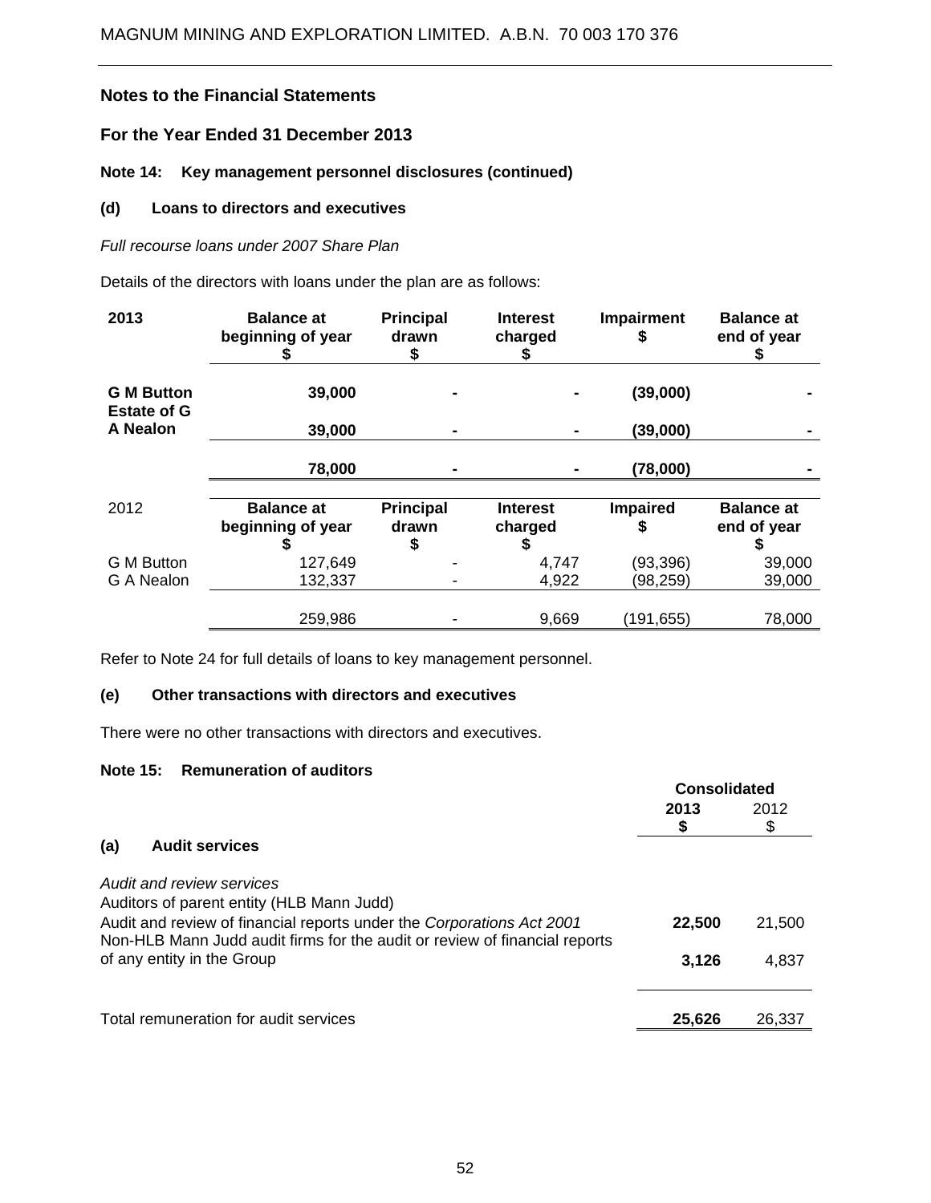## Notes to the Financial Statements

## For the Year Ended 31 December 2013

### Note 14: Key management personnel disclosures (continued)

#### (d) Loans to directors and executives

*Full recourse loans under 2007 Share Plan*

Details of the directors with loans under the plan are as follows:

| **2013** | **Balance at beginning of year $** | **Principal drawn $** | **Interest charged $** | **Impairment $** | **Balance at end of year $** |
|---|---|---|---|---|---|
| **G M Button** | **39,000** | **-** | **-** | **(39,000)** | **-** |
| **Estate of G A Nealon** | **39,000** | **-** | **-** | **(39,000)** | **-** |
| | **78,000** | **-** | **-** | **(78,000)** | **-** |

| 2012 | **Balance at beginning of year $** | **Principal drawn $** | **Interest charged $** | **Impaired $** | **Balance at end of year $** |
|---|---|---|---|---|---|
| G M Button | 127,649 | - | 4,747 | (93,396) | 39,000 |
| G A Nealon | 132,337 | - | 4,922 | (98,259) | 39,000 |
| | 259,986 | - | 9,669 | (191,655) | 78,000 |

Refer to Note 24 for full details of loans to key management personnel.

#### (e) Other transactions with directors and executives

There were no other transactions with directors and executives.

### Note 15: Remuneration of auditors

| | **Consolidated** | |
|---|---|---|
| | **2013 $** | 2012 $ |
| **(a) Audit services** | | |
| *Audit and review services* | | |
| Auditors of parent entity (HLB Mann Judd) | | |
| Audit and review of financial reports under the *Corporations Act 2001* | **22,500** | 21,500 |
| Non-HLB Mann Judd audit firms for the audit or review of financial reports of any entity in the Group | **3,126** | 4,837 |
| Total remuneration for audit services | **25,626** | 26,337 |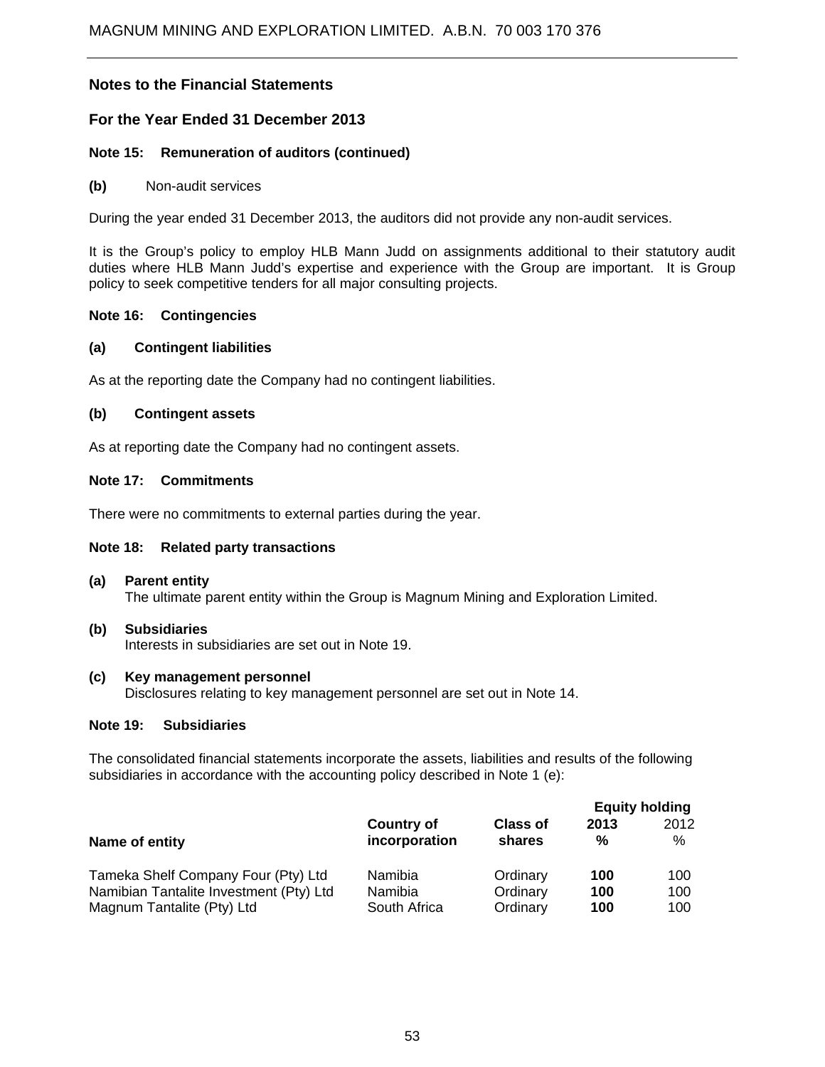# Notes to the Financial Statements

## For the Year Ended 31 December 2013

### Note 15: Remuneration of auditors (continued)

**(b)** Non-audit services

During the year ended 31 December 2013, the auditors did not provide any non-audit services.

It is the Group's policy to employ HLB Mann Judd on assignments additional to their statutory audit duties where HLB Mann Judd's expertise and experience with the Group are important. It is Group policy to seek competitive tenders for all major consulting projects.

### Note 16: Contingencies

**(a) Contingent liabilities**

As at the reporting date the Company had no contingent liabilities.

**(b) Contingent assets**

As at reporting date the Company had no contingent assets.

### Note 17: Commitments

There were no commitments to external parties during the year.

### Note 18: Related party transactions

**(a) Parent entity**
The ultimate parent entity within the Group is Magnum Mining and Exploration Limited.

**(b) Subsidiaries**
Interests in subsidiaries are set out in Note 19.

**(c) Key management personnel**
Disclosures relating to key management personnel are set out in Note 14.

### Note 19: Subsidiaries

The consolidated financial statements incorporate the assets, liabilities and results of the following subsidiaries in accordance with the accounting policy described in Note 1 (e):

| Name of entity | Country of incorporation | Class of shares | Equity holding 2013 % | Equity holding 2012 % |
|---|---|---|---|---|
| Tameka Shelf Company Four (Pty) Ltd | Namibia | Ordinary | **100** | 100 |
| Namibian Tantalite Investment (Pty) Ltd | Namibia | Ordinary | **100** | 100 |
| Magnum Tantalite (Pty) Ltd | South Africa | Ordinary | **100** | 100 |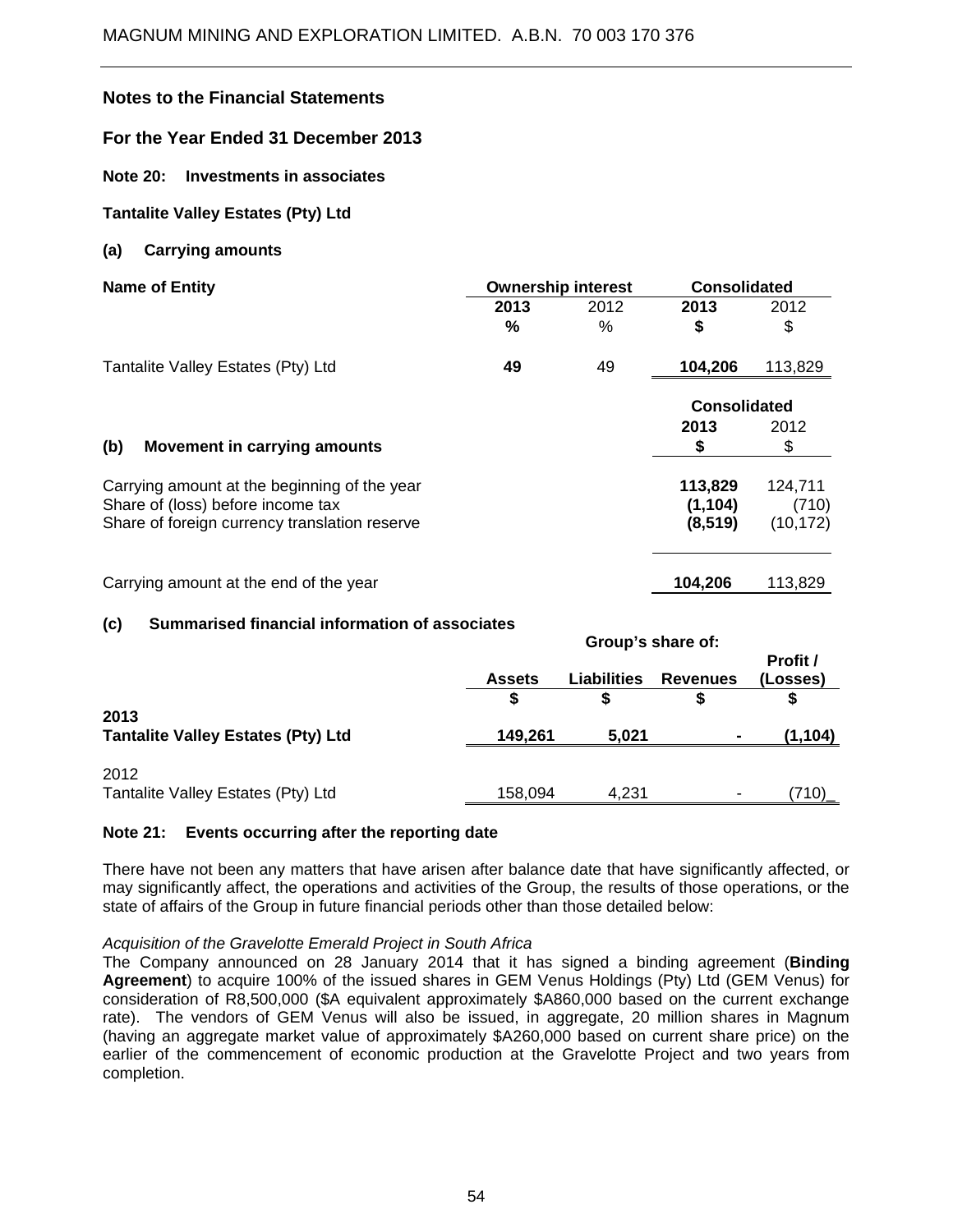## Notes to the Financial Statements

## For the Year Ended 31 December 2013

### Note 20: Investments in associates

**Tantalite Valley Estates (Pty) Ltd**

**(a) Carrying amounts**

| Name of Entity | Ownership interest | | Consolidated | |
|---|---|---|---|---|
| | **2013** | 2012 | **2013** | 2012 |
| | **%** | % | **$** | $ |
| Tantalite Valley Estates (Pty) Ltd | **49** | 49 | **104,206** | 113,829 |

**(b) Movement in carrying amounts**

| | Consolidated | |
|---|---|---|
| | **2013** | 2012 |
| | **$** | $ |
| Carrying amount at the beginning of the year | **113,829** | 124,711 |
| Share of (loss) before income tax | **(1,104)** | (710) |
| Share of foreign currency translation reserve | **(8,519)** | (10,172) |
| Carrying amount at the end of the year | **104,206** | 113,829 |

**(c) Summarised financial information of associates**

| | Group's share of: | | | |
|---|---|---|---|---|
| | **Assets** | **Liabilities** | **Revenues** | **Profit / (Losses)** |
| | **$** | **$** | **$** | **$** |
| **2013** | | | | |
| **Tantalite Valley Estates (Pty) Ltd** | **149,261** | **5,021** | **-** | **(1,104)** |
| 2012 | | | | |
| Tantalite Valley Estates (Pty) Ltd | 158,094 | 4,231 | - | (710) |

### Note 21: Events occurring after the reporting date

There have not been any matters that have arisen after balance date that have significantly affected, or may significantly affect, the operations and activities of the Group, the results of those operations, or the state of affairs of the Group in future financial periods other than those detailed below:

*Acquisition of the Gravelotte Emerald Project in South Africa*

The Company announced on 28 January 2014 that it has signed a binding agreement (**Binding Agreement**) to acquire 100% of the issued shares in GEM Venus Holdings (Pty) Ltd (GEM Venus) for consideration of R8,500,000 ($A equivalent approximately $A860,000 based on the current exchange rate). The vendors of GEM Venus will also be issued, in aggregate, 20 million shares in Magnum (having an aggregate market value of approximately $A260,000 based on current share price) on the earlier of the commencement of economic production at the Gravelotte Project and two years from completion.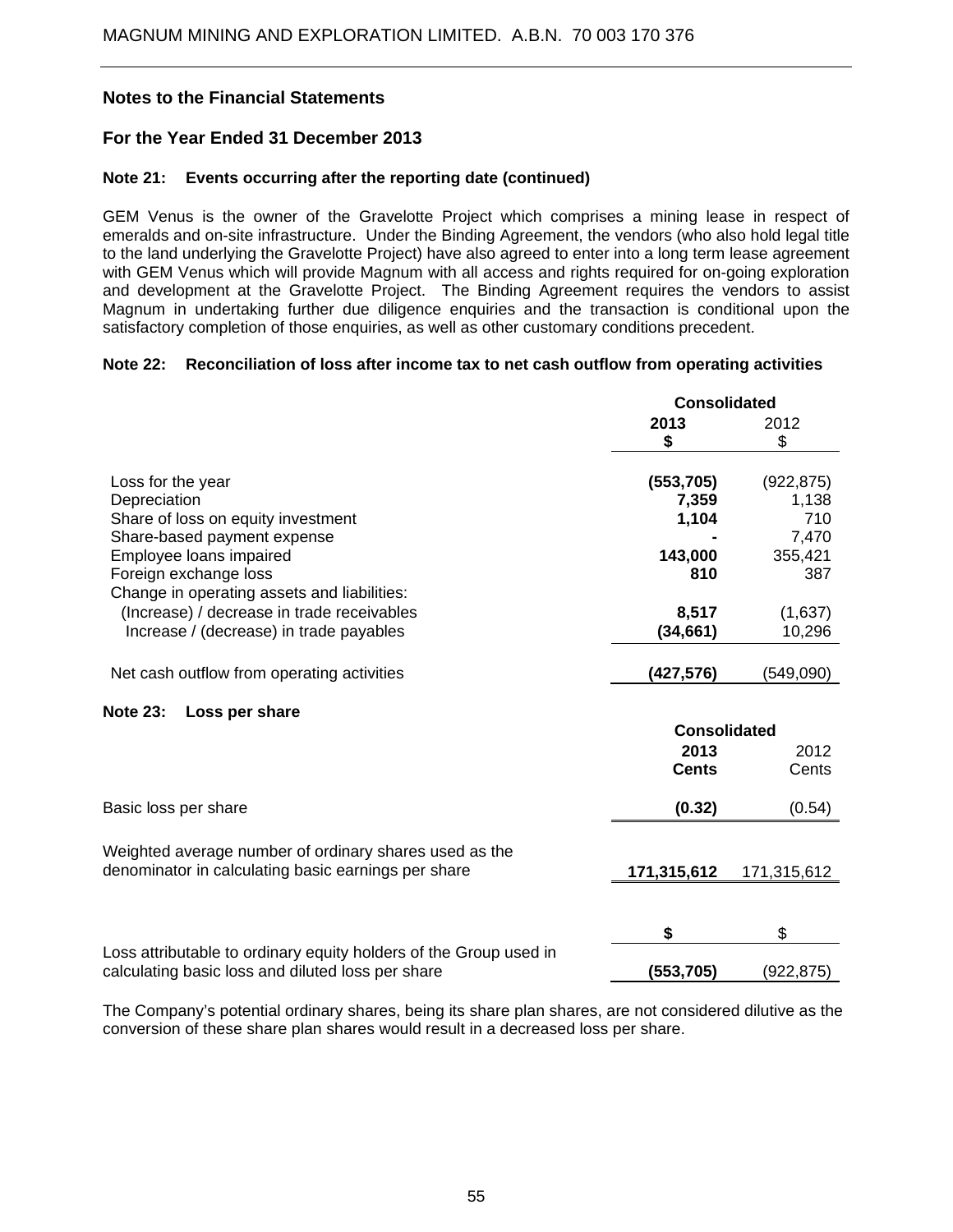## Notes to the Financial Statements

## For the Year Ended 31 December 2013

### Note 21: Events occurring after the reporting date (continued)

GEM Venus is the owner of the Gravelotte Project which comprises a mining lease in respect of emeralds and on-site infrastructure. Under the Binding Agreement, the vendors (who also hold legal title to the land underlying the Gravelotte Project) have also agreed to enter into a long term lease agreement with GEM Venus which will provide Magnum with all access and rights required for on-going exploration and development at the Gravelotte Project. The Binding Agreement requires the vendors to assist Magnum in undertaking further due diligence enquiries and the transaction is conditional upon the satisfactory completion of those enquiries, as well as other customary conditions precedent.

### Note 22: Reconciliation of loss after income tax to net cash outflow from operating activities

| | Consolidated | |
|---|---|---|
| | **2013** **$** | 2012 $ |
| Loss for the year | **(553,705)** | (922,875) |
| Depreciation | **7,359** | 1,138 |
| Share of loss on equity investment | **1,104** | 710 |
| Share-based payment expense | **-** | 7,470 |
| Employee loans impaired | **143,000** | 355,421 |
| Foreign exchange loss | **810** | 387 |
| Change in operating assets and liabilities: | | |
| (Increase) / decrease in trade receivables | **8,517** | (1,637) |
| Increase / (decrease) in trade payables | **(34,661)** | 10,296 |
| Net cash outflow from operating activities | **(427,576)** | (549,090) |

### Note 23: Loss per share

| | Consolidated | |
|---|---|---|
| | **2013** **Cents** | 2012 Cents |
| Basic loss per share | **(0.32)** | (0.54) |
| Weighted average number of ordinary shares used as the denominator in calculating basic earnings per share | **171,315,612** | 171,315,612 |
| | **$** | $ |
| Loss attributable to ordinary equity holders of the Group used in calculating basic loss and diluted loss per share | **(553,705)** | (922,875) |

The Company's potential ordinary shares, being its share plan shares, are not considered dilutive as the conversion of these share plan shares would result in a decreased loss per share.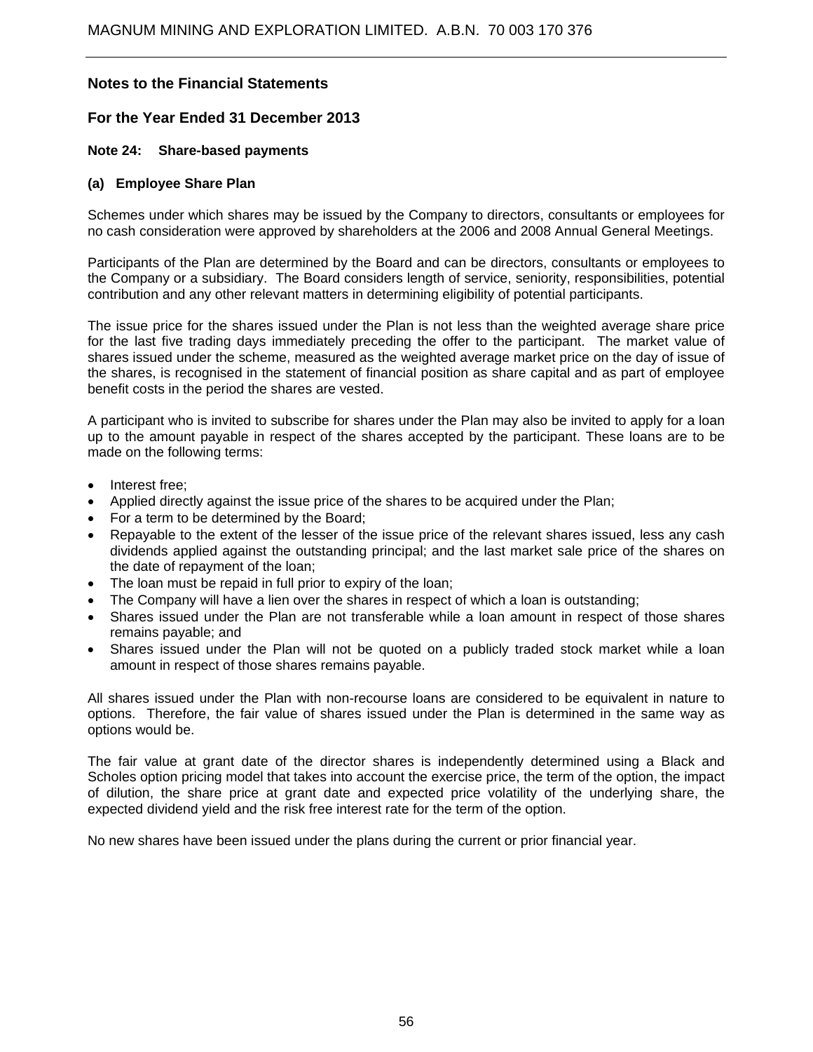## Notes to the Financial Statements

## For the Year Ended 31 December 2013

### Note 24: Share-based payments

#### (a) Employee Share Plan

Schemes under which shares may be issued by the Company to directors, consultants or employees for no cash consideration were approved by shareholders at the 2006 and 2008 Annual General Meetings.

Participants of the Plan are determined by the Board and can be directors, consultants or employees to the Company or a subsidiary. The Board considers length of service, seniority, responsibilities, potential contribution and any other relevant matters in determining eligibility of potential participants.

The issue price for the shares issued under the Plan is not less than the weighted average share price for the last five trading days immediately preceding the offer to the participant. The market value of shares issued under the scheme, measured as the weighted average market price on the day of issue of the shares, is recognised in the statement of financial position as share capital and as part of employee benefit costs in the period the shares are vested.

A participant who is invited to subscribe for shares under the Plan may also be invited to apply for a loan up to the amount payable in respect of the shares accepted by the participant. These loans are to be made on the following terms:

- Interest free;
- Applied directly against the issue price of the shares to be acquired under the Plan;
- For a term to be determined by the Board;
- Repayable to the extent of the lesser of the issue price of the relevant shares issued, less any cash dividends applied against the outstanding principal; and the last market sale price of the shares on the date of repayment of the loan;
- The loan must be repaid in full prior to expiry of the loan;
- The Company will have a lien over the shares in respect of which a loan is outstanding;
- Shares issued under the Plan are not transferable while a loan amount in respect of those shares remains payable; and
- Shares issued under the Plan will not be quoted on a publicly traded stock market while a loan amount in respect of those shares remains payable.

All shares issued under the Plan with non-recourse loans are considered to be equivalent in nature to options. Therefore, the fair value of shares issued under the Plan is determined in the same way as options would be.

The fair value at grant date of the director shares is independently determined using a Black and Scholes option pricing model that takes into account the exercise price, the term of the option, the impact of dilution, the share price at grant date and expected price volatility of the underlying share, the expected dividend yield and the risk free interest rate for the term of the option.

No new shares have been issued under the plans during the current or prior financial year.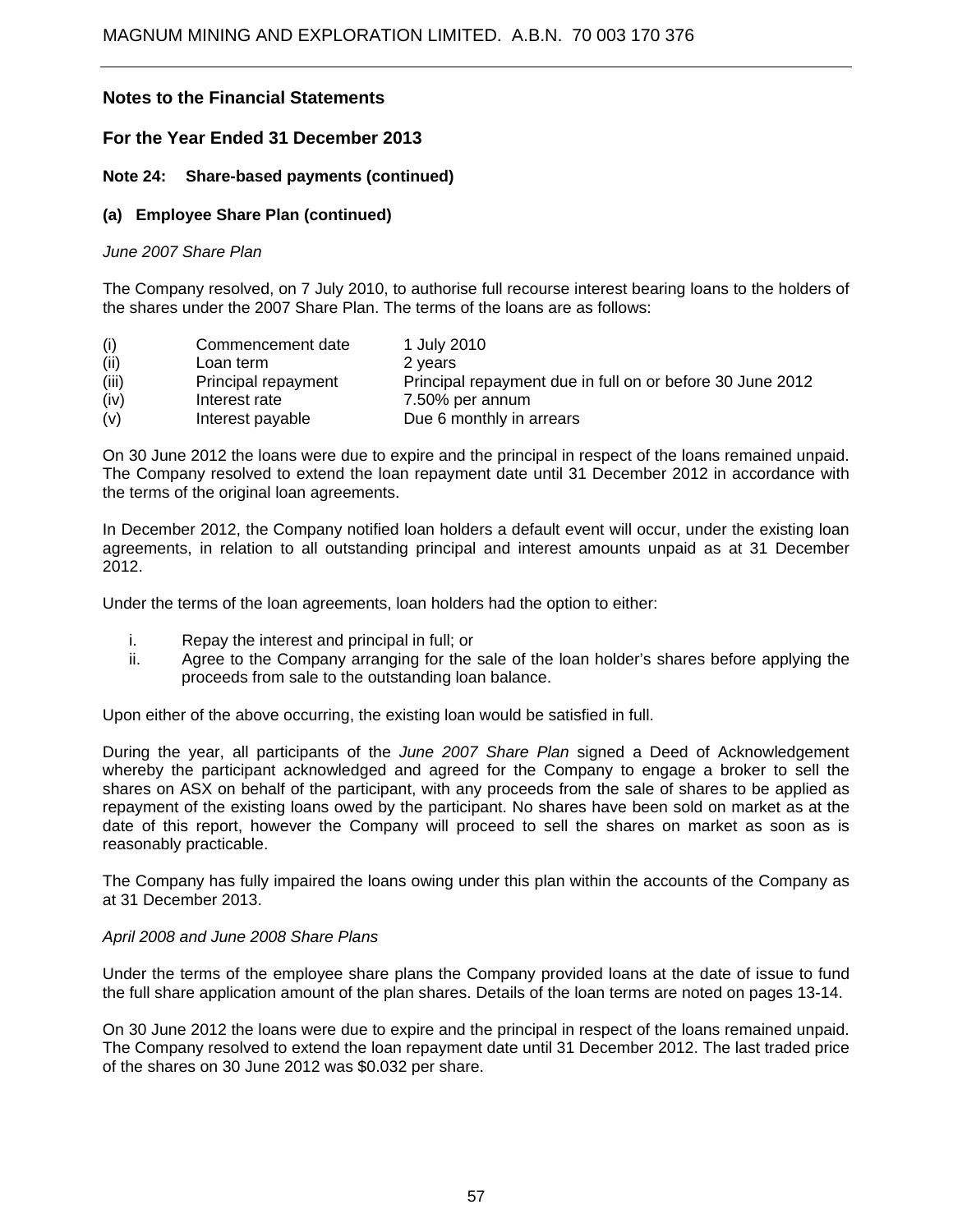## Notes to the Financial Statements

## For the Year Ended 31 December 2013

### Note 24: Share-based payments (continued)

#### (a) Employee Share Plan (continued)

*June 2007 Share Plan*

The Company resolved, on 7 July 2010, to authorise full recourse interest bearing loans to the holders of the shares under the 2007 Share Plan. The terms of the loans are as follows:

| | | |
|---|---|---|
| (i) | Commencement date | 1 July 2010 |
| (ii) | Loan term | 2 years |
| (iii) | Principal repayment | Principal repayment due in full on or before 30 June 2012 |
| (iv) | Interest rate | 7.50% per annum |
| (v) | Interest payable | Due 6 monthly in arrears |

On 30 June 2012 the loans were due to expire and the principal in respect of the loans remained unpaid. The Company resolved to extend the loan repayment date until 31 December 2012 in accordance with the terms of the original loan agreements.

In December 2012, the Company notified loan holders a default event will occur, under the existing loan agreements, in relation to all outstanding principal and interest amounts unpaid as at 31 December 2012.

Under the terms of the loan agreements, loan holders had the option to either:

i. Repay the interest and principal in full; or
ii. Agree to the Company arranging for the sale of the loan holder's shares before applying the proceeds from sale to the outstanding loan balance.

Upon either of the above occurring, the existing loan would be satisfied in full.

During the year, all participants of the *June 2007 Share Plan* signed a Deed of Acknowledgement whereby the participant acknowledged and agreed for the Company to engage a broker to sell the shares on ASX on behalf of the participant, with any proceeds from the sale of shares to be applied as repayment of the existing loans owed by the participant. No shares have been sold on market as at the date of this report, however the Company will proceed to sell the shares on market as soon as is reasonably practicable.

The Company has fully impaired the loans owing under this plan within the accounts of the Company as at 31 December 2013.

*April 2008 and June 2008 Share Plans*

Under the terms of the employee share plans the Company provided loans at the date of issue to fund the full share application amount of the plan shares. Details of the loan terms are noted on pages 13-14.

On 30 June 2012 the loans were due to expire and the principal in respect of the loans remained unpaid. The Company resolved to extend the loan repayment date until 31 December 2012. The last traded price of the shares on 30 June 2012 was $0.032 per share.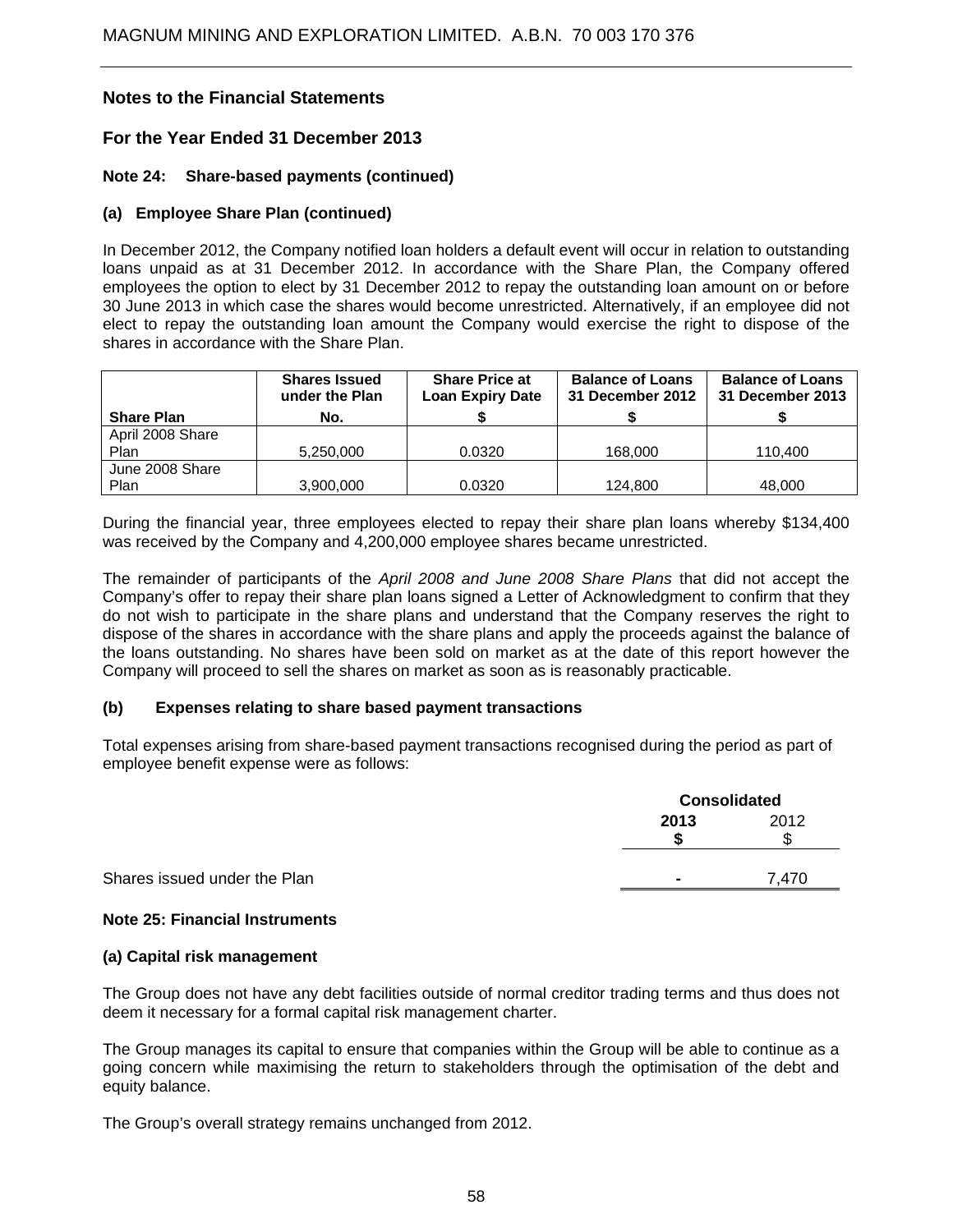## Notes to the Financial Statements

## For the Year Ended 31 December 2013

### Note 24: Share-based payments (continued)

#### (a) Employee Share Plan (continued)

In December 2012, the Company notified loan holders a default event will occur in relation to outstanding loans unpaid as at 31 December 2012. In accordance with the Share Plan, the Company offered employees the option to elect by 31 December 2012 to repay the outstanding loan amount on or before 30 June 2013 in which case the shares would become unrestricted. Alternatively, if an employee did not elect to repay the outstanding loan amount the Company would exercise the right to dispose of the shares in accordance with the Share Plan.

| Share Plan | Shares Issued under the Plan No. | Share Price at Loan Expiry Date $ | Balance of Loans 31 December 2012 $ | Balance of Loans 31 December 2013 $ |
|---|---|---|---|---|
| April 2008 Share Plan | 5,250,000 | 0.0320 | 168,000 | 110,400 |
| June 2008 Share Plan | 3,900,000 | 0.0320 | 124,800 | 48,000 |

During the financial year, three employees elected to repay their share plan loans whereby $134,400 was received by the Company and 4,200,000 employee shares became unrestricted.

The remainder of participants of the *April 2008 and June 2008 Share Plans* that did not accept the Company's offer to repay their share plan loans signed a Letter of Acknowledgment to confirm that they do not wish to participate in the share plans and understand that the Company reserves the right to dispose of the shares in accordance with the share plans and apply the proceeds against the balance of the loans outstanding. No shares have been sold on market as at the date of this report however the Company will proceed to sell the shares on market as soon as is reasonably practicable.

#### (b) Expenses relating to share based payment transactions

Total expenses arising from share-based payment transactions recognised during the period as part of employee benefit expense were as follows:

| | Consolidated | |
|---|---|---|
| | **2013 $** | 2012 $ |
| Shares issued under the Plan | - | 7,470 |

### Note 25: Financial Instruments

#### (a) Capital risk management

The Group does not have any debt facilities outside of normal creditor trading terms and thus does not deem it necessary for a formal capital risk management charter.

The Group manages its capital to ensure that companies within the Group will be able to continue as a going concern while maximising the return to stakeholders through the optimisation of the debt and equity balance.

The Group's overall strategy remains unchanged from 2012.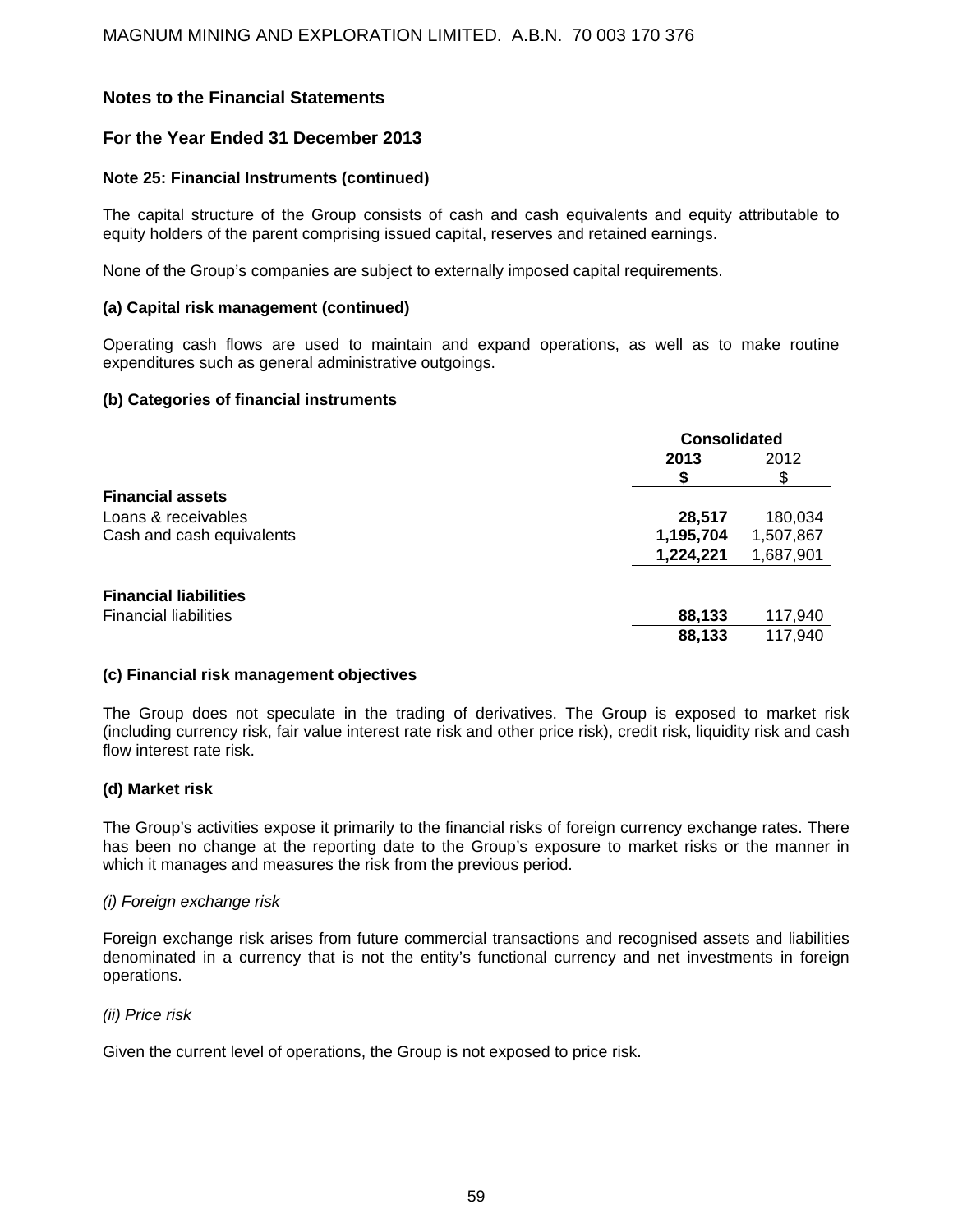## Notes to the Financial Statements

## For the Year Ended 31 December 2013

### Note 25: Financial Instruments (continued)

The capital structure of the Group consists of cash and cash equivalents and equity attributable to equity holders of the parent comprising issued capital, reserves and retained earnings.

None of the Group's companies are subject to externally imposed capital requirements.

#### (a) Capital risk management (continued)

Operating cash flows are used to maintain and expand operations, as well as to make routine expenditures such as general administrative outgoings.

#### (b) Categories of financial instruments

| | Consolidated | |
|---|---|---|
| | **2013** | 2012 |
| | **$** | $ |
| **Financial assets** | | |
| Loans & receivables | **28,517** | 180,034 |
| Cash and cash equivalents | **1,195,704** | 1,507,867 |
| | **1,224,221** | 1,687,901 |
| **Financial liabilities** | | |
| Financial liabilities | **88,133** | 117,940 |
| | **88,133** | 117,940 |

#### (c) Financial risk management objectives

The Group does not speculate in the trading of derivatives. The Group is exposed to market risk (including currency risk, fair value interest rate risk and other price risk), credit risk, liquidity risk and cash flow interest rate risk.

#### (d) Market risk

The Group's activities expose it primarily to the financial risks of foreign currency exchange rates. There has been no change at the reporting date to the Group's exposure to market risks or the manner in which it manages and measures the risk from the previous period.

*(i) Foreign exchange risk*

Foreign exchange risk arises from future commercial transactions and recognised assets and liabilities denominated in a currency that is not the entity's functional currency and net investments in foreign operations.

*(ii) Price risk*

Given the current level of operations, the Group is not exposed to price risk.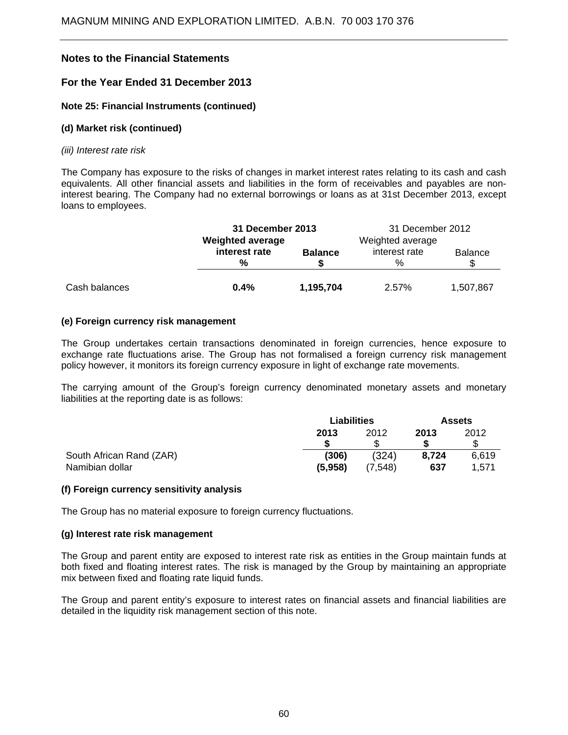## Notes to the Financial Statements

## For the Year Ended 31 December 2013

### Note 25: Financial Instruments (continued)

#### (d) Market risk (continued)

*(iii) Interest rate risk*

The Company has exposure to the risks of changes in market interest rates relating to its cash and cash equivalents. All other financial assets and liabilities in the form of receivables and payables are non-interest bearing. The Company had no external borrowings or loans as at 31st December 2013, except loans to employees.

| | **31 December 2013** | | 31 December 2012 | |
|---|---|---|---|---|
| | **Weighted average interest rate %** | **Balance $** | Weighted average interest rate % | Balance $ |
| Cash balances | **0.4%** | **1,195,704** | 2.57% | 1,507,867 |

#### (e) Foreign currency risk management

The Group undertakes certain transactions denominated in foreign currencies, hence exposure to exchange rate fluctuations arise. The Group has not formalised a foreign currency risk management policy however, it monitors its foreign currency exposure in light of exchange rate movements.

The carrying amount of the Group's foreign currency denominated monetary assets and monetary liabilities at the reporting date is as follows:

| | **Liabilities** | | **Assets** | |
|---|---|---|---|---|
| | **2013 $** | 2012 $ | **2013 $** | 2012 $ |
| South African Rand (ZAR) | **(306)** | (324) | **8,724** | 6,619 |
| Namibian dollar | **(5,958)** | (7,548) | **637** | 1,571 |

#### (f) Foreign currency sensitivity analysis

The Group has no material exposure to foreign currency fluctuations.

#### (g) Interest rate risk management

The Group and parent entity are exposed to interest rate risk as entities in the Group maintain funds at both fixed and floating interest rates. The risk is managed by the Group by maintaining an appropriate mix between fixed and floating rate liquid funds.

The Group and parent entity's exposure to interest rates on financial assets and financial liabilities are detailed in the liquidity risk management section of this note.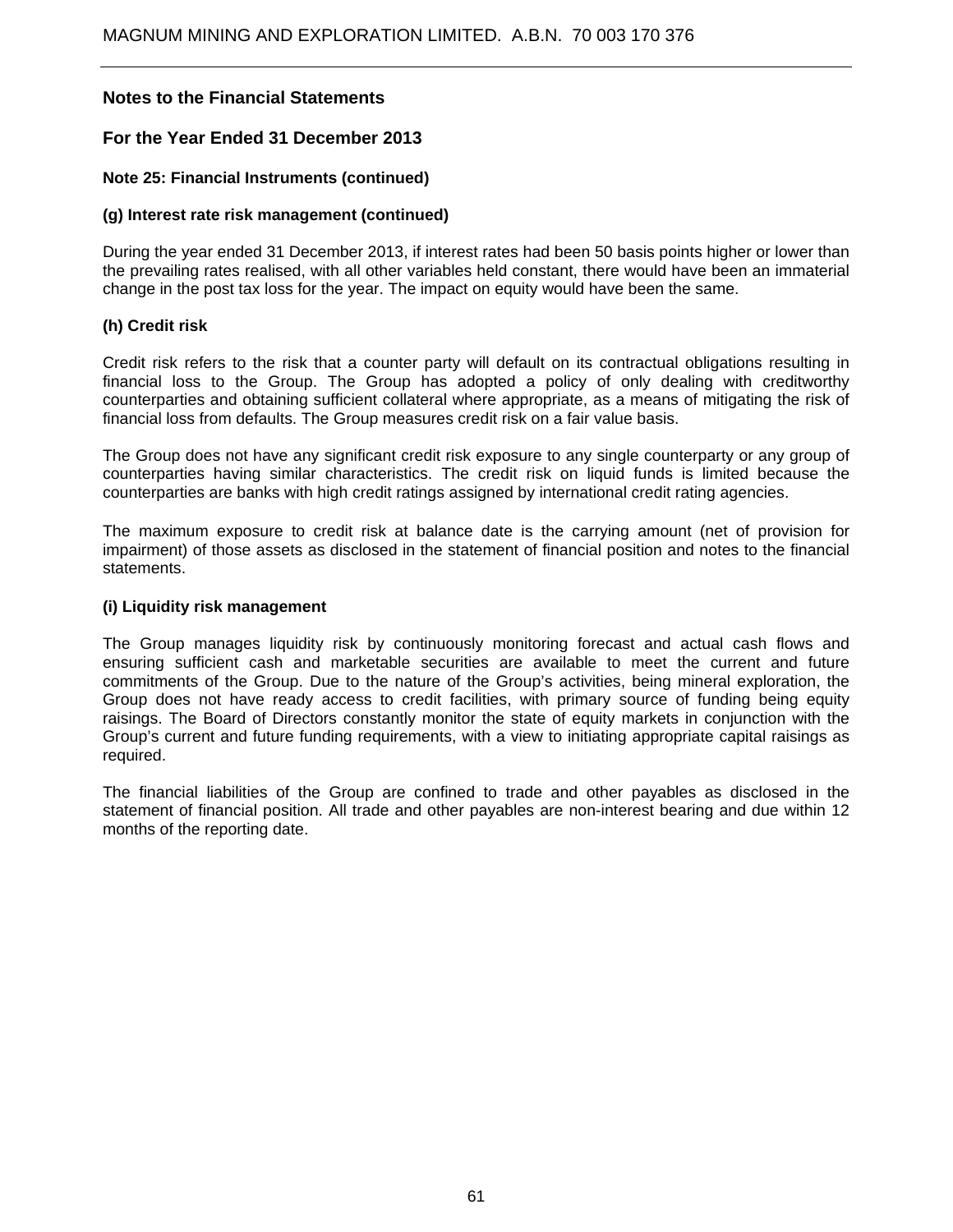## Notes to the Financial Statements

## For the Year Ended 31 December 2013

### Note 25: Financial Instruments (continued)

#### (g) Interest rate risk management (continued)

During the year ended 31 December 2013, if interest rates had been 50 basis points higher or lower than the prevailing rates realised, with all other variables held constant, there would have been an immaterial change in the post tax loss for the year. The impact on equity would have been the same.

#### (h) Credit risk

Credit risk refers to the risk that a counter party will default on its contractual obligations resulting in financial loss to the Group. The Group has adopted a policy of only dealing with creditworthy counterparties and obtaining sufficient collateral where appropriate, as a means of mitigating the risk of financial loss from defaults. The Group measures credit risk on a fair value basis.

The Group does not have any significant credit risk exposure to any single counterparty or any group of counterparties having similar characteristics. The credit risk on liquid funds is limited because the counterparties are banks with high credit ratings assigned by international credit rating agencies.

The maximum exposure to credit risk at balance date is the carrying amount (net of provision for impairment) of those assets as disclosed in the statement of financial position and notes to the financial statements.

#### (i) Liquidity risk management

The Group manages liquidity risk by continuously monitoring forecast and actual cash flows and ensuring sufficient cash and marketable securities are available to meet the current and future commitments of the Group. Due to the nature of the Group's activities, being mineral exploration, the Group does not have ready access to credit facilities, with primary source of funding being equity raisings. The Board of Directors constantly monitor the state of equity markets in conjunction with the Group's current and future funding requirements, with a view to initiating appropriate capital raisings as required.

The financial liabilities of the Group are confined to trade and other payables as disclosed in the statement of financial position. All trade and other payables are non-interest bearing and due within 12 months of the reporting date.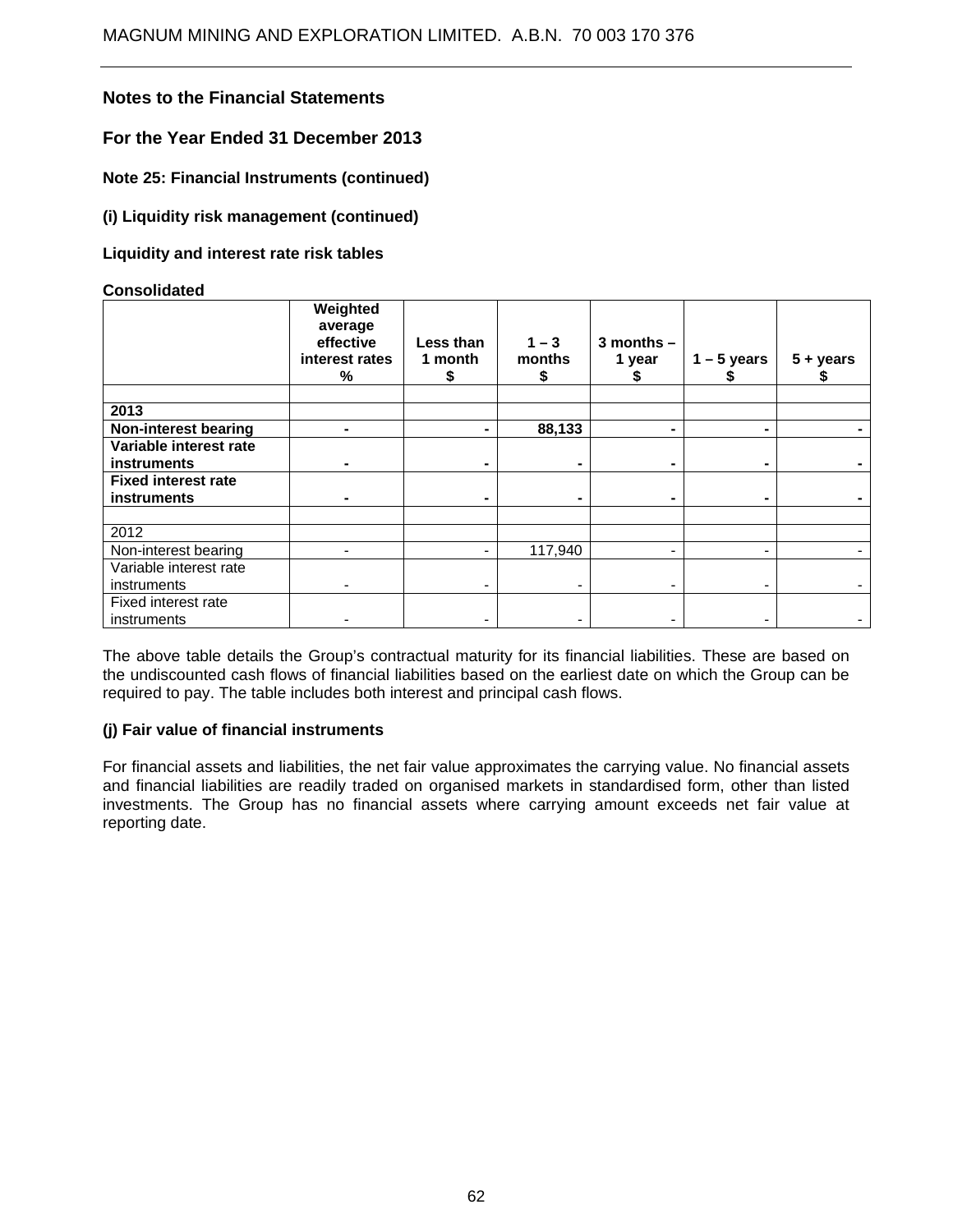## Notes to the Financial Statements

## For the Year Ended 31 December 2013

### Note 25: Financial Instruments (continued)

#### (i) Liquidity risk management (continued)

**Liquidity and interest rate risk tables**

**Consolidated**

| | Weighted average effective interest rates % | Less than 1 month $ | 1 – 3 months $ | 3 months – 1 year $ | 1 – 5 years $ | 5 + years $ |
|---|---|---|---|---|---|---|
| | | | | | | |
| **2013** | | | | | | |
| **Non-interest bearing** | **-** | **-** | **88,133** | **-** | **-** | **-** |
| **Variable interest rate instruments** | **-** | **-** | **-** | **-** | **-** | **-** |
| **Fixed interest rate instruments** | **-** | **-** | **-** | **-** | **-** | **-** |
| | | | | | | |
| 2012 | | | | | | |
| Non-interest bearing | - | - | 117,940 | - | - | - |
| Variable interest rate instruments | - | - | - | - | - | - |
| Fixed interest rate instruments | - | - | - | - | - | - |

The above table details the Group's contractual maturity for its financial liabilities. These are based on the undiscounted cash flows of financial liabilities based on the earliest date on which the Group can be required to pay. The table includes both interest and principal cash flows.

#### (j) Fair value of financial instruments

For financial assets and liabilities, the net fair value approximates the carrying value. No financial assets and financial liabilities are readily traded on organised markets in standardised form, other than listed investments. The Group has no financial assets where carrying amount exceeds net fair value at reporting date.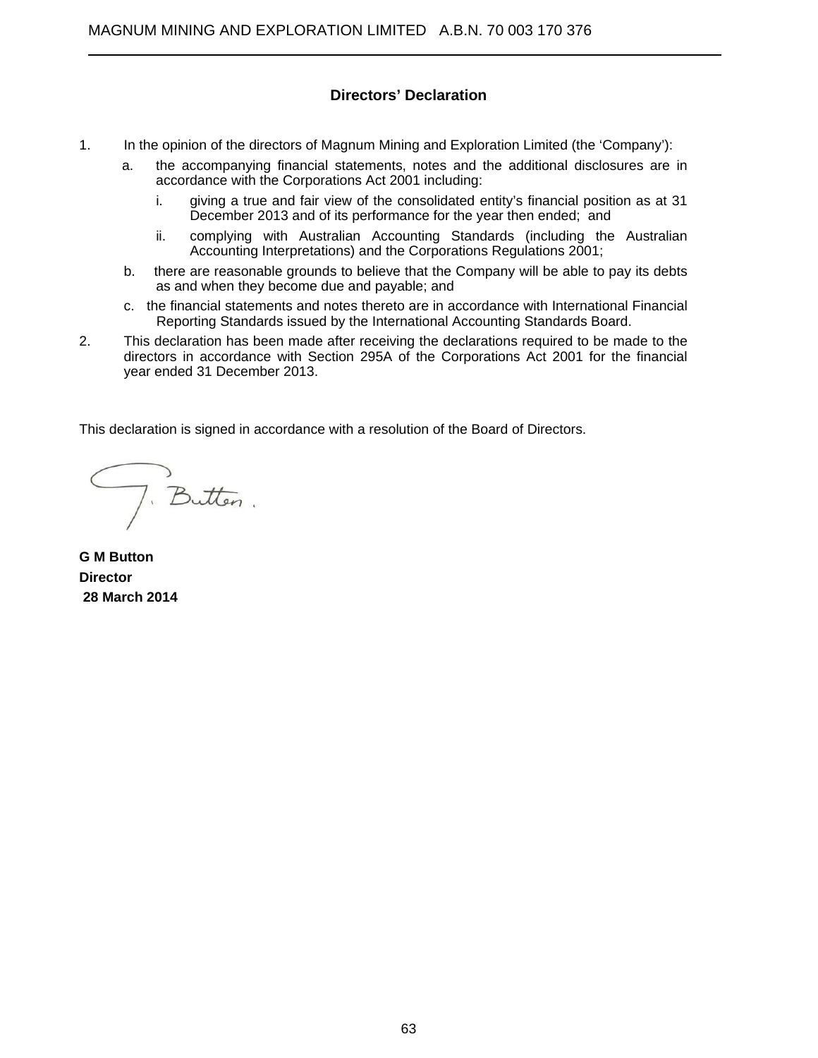## Directors' Declaration

1. In the opinion of the directors of Magnum Mining and Exploration Limited (the 'Company'):

   a. the accompanying financial statements, notes and the additional disclosures are in accordance with the Corporations Act 2001 including:

      i. giving a true and fair view of the consolidated entity's financial position as at 31 December 2013 and of its performance for the year then ended; and

      ii. complying with Australian Accounting Standards (including the Australian Accounting Interpretations) and the Corporations Regulations 2001;

   b. there are reasonable grounds to believe that the Company will be able to pay its debts as and when they become due and payable; and

   c. the financial statements and notes thereto are in accordance with International Financial Reporting Standards issued by the International Accounting Standards Board.

2. This declaration has been made after receiving the declarations required to be made to the directors in accordance with Section 295A of the Corporations Act 2001 for the financial year ended 31 December 2013.

This declaration is signed in accordance with a resolution of the Board of Directors.

**G M Button**
**Director**
**28 March 2014**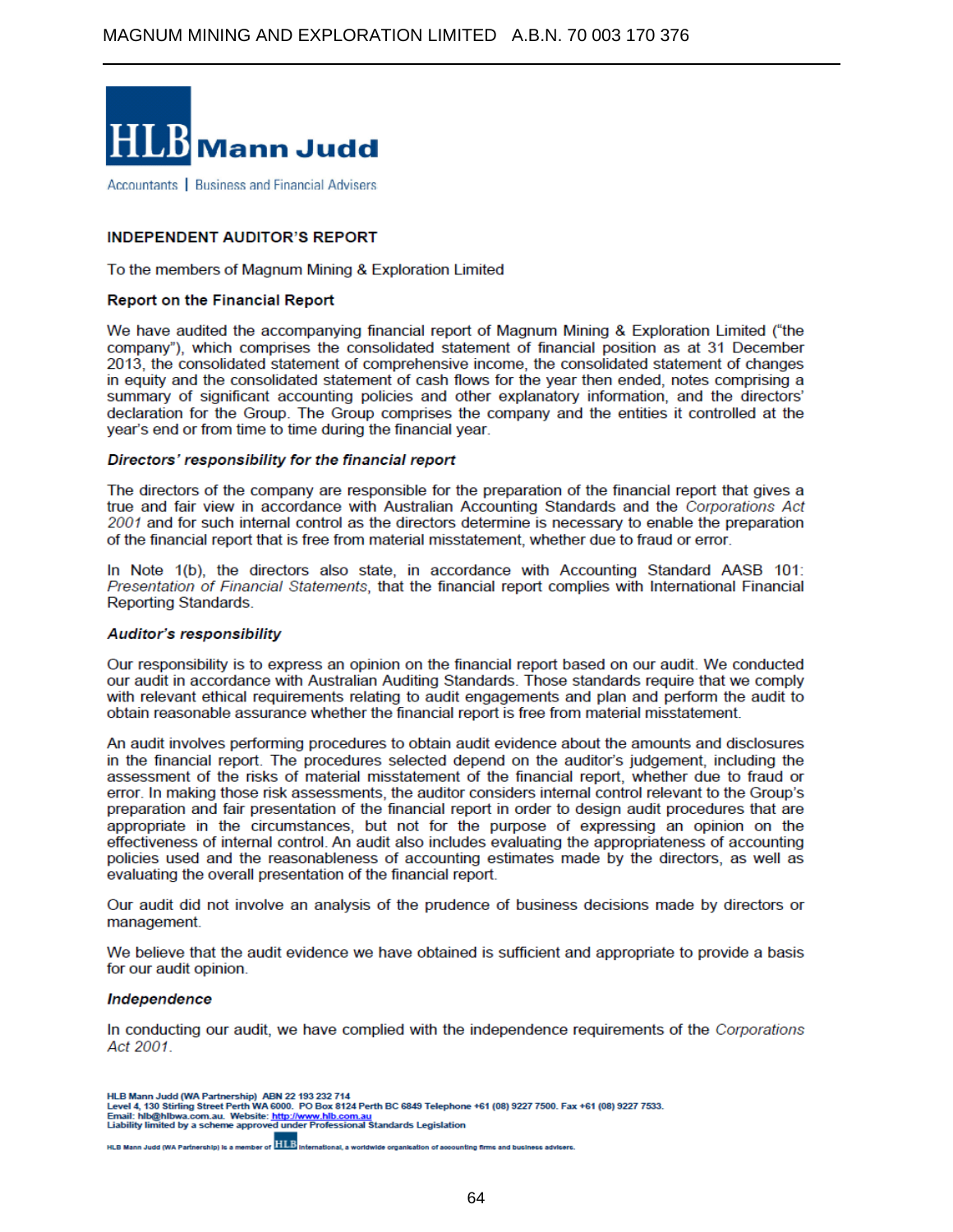HLB Mann Judd

Accountants | Business and Financial Advisers

## INDEPENDENT AUDITOR'S REPORT

To the members of Magnum Mining & Exploration Limited

### Report on the Financial Report

We have audited the accompanying financial report of Magnum Mining & Exploration Limited ("the company"), which comprises the consolidated statement of financial position as at 31 December 2013, the consolidated statement of comprehensive income, the consolidated statement of changes in equity and the consolidated statement of cash flows for the year then ended, notes comprising a summary of significant accounting policies and other explanatory information, and the directors' declaration for the Group. The Group comprises the company and the entities it controlled at the year's end or from time to time during the financial year.

***Directors' responsibility for the financial report***

The directors of the company are responsible for the preparation of the financial report that gives a true and fair view in accordance with Australian Accounting Standards and the *Corporations Act 2001* and for such internal control as the directors determine is necessary to enable the preparation of the financial report that is free from material misstatement, whether due to fraud or error.

In Note 1(b), the directors also state, in accordance with Accounting Standard AASB 101: *Presentation of Financial Statements*, that the financial report complies with International Financial Reporting Standards.

***Auditor's responsibility***

Our responsibility is to express an opinion on the financial report based on our audit. We conducted our audit in accordance with Australian Auditing Standards. Those standards require that we comply with relevant ethical requirements relating to audit engagements and plan and perform the audit to obtain reasonable assurance whether the financial report is free from material misstatement.

An audit involves performing procedures to obtain audit evidence about the amounts and disclosures in the financial report. The procedures selected depend on the auditor's judgement, including the assessment of the risks of material misstatement of the financial report, whether due to fraud or error. In making those risk assessments, the auditor considers internal control relevant to the Group's preparation and fair presentation of the financial report in order to design audit procedures that are appropriate in the circumstances, but not for the purpose of expressing an opinion on the effectiveness of internal control. An audit also includes evaluating the appropriateness of accounting policies used and the reasonableness of accounting estimates made by the directors, as well as evaluating the overall presentation of the financial report.

Our audit did not involve an analysis of the prudence of business decisions made by directors or management.

We believe that the audit evidence we have obtained is sufficient and appropriate to provide a basis for our audit opinion.

***Independence***

In conducting our audit, we have complied with the independence requirements of the *Corporations Act 2001*.

HLB Mann Judd (WA Partnership) ABN 22 193 232 714
Level 4, 130 Stirling Street Perth WA 6000. PO Box 8124 Perth BC 6849 Telephone +61 (08) 9227 7500. Fax +61 (08) 9227 7533.
Email: hlb@hlbwa.com.au. Website: http://www.hlb.com.au
Liability limited by a scheme approved under Professional Standards Legislation

HLB Mann Judd (WA Partnership) is a member of HLB International, a worldwide organisation of accounting firms and business advisers.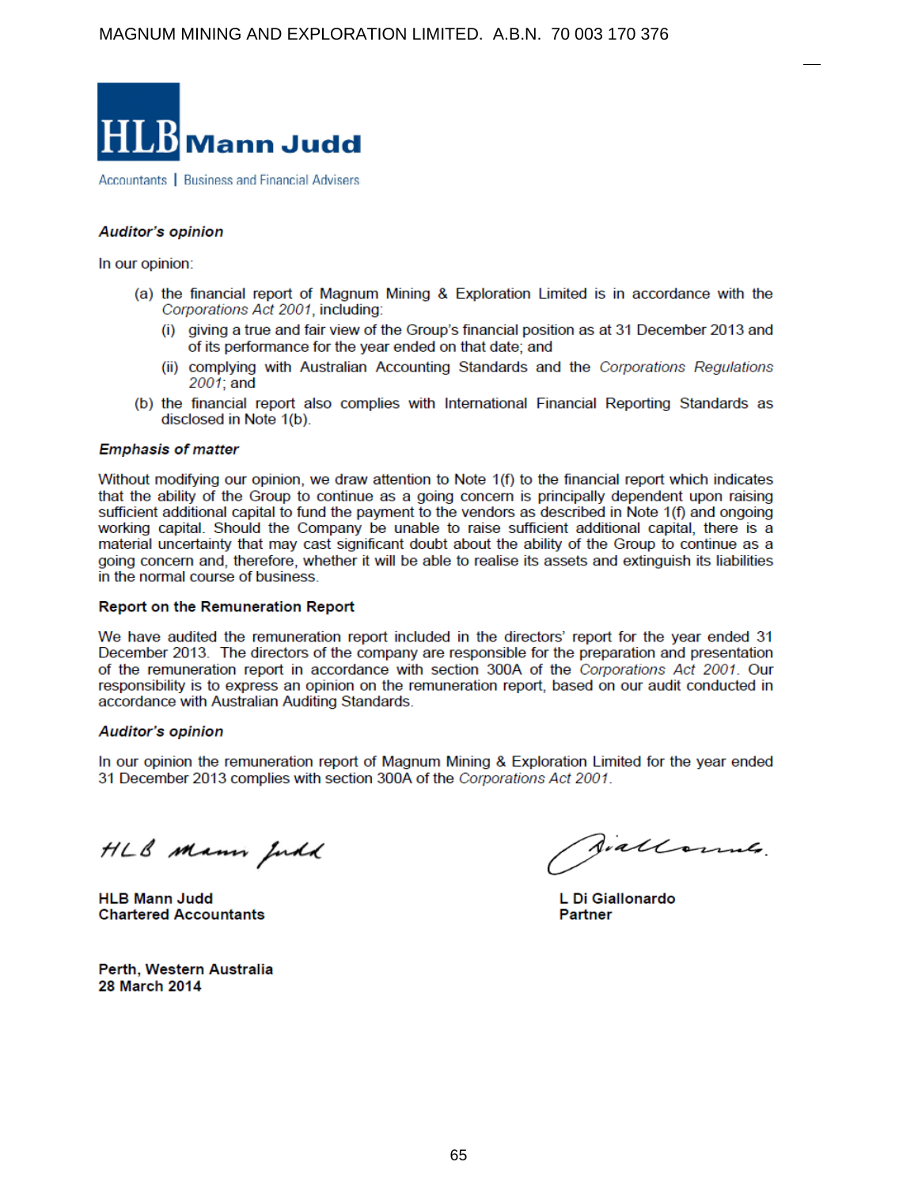HLB Mann Judd

Accountants | Business and Financial Advisers

***Auditor's opinion***

In our opinion:

(a) the financial report of Magnum Mining & Exploration Limited is in accordance with the *Corporations Act 2001*, including:

   (i) giving a true and fair view of the Group's financial position as at 31 December 2013 and of its performance for the year ended on that date; and

   (ii) complying with Australian Accounting Standards and the *Corporations Regulations 2001*; and

(b) the financial report also complies with International Financial Reporting Standards as disclosed in Note 1(b).

***Emphasis of matter***

Without modifying our opinion, we draw attention to Note 1(f) to the financial report which indicates that the ability of the Group to continue as a going concern is principally dependent upon raising sufficient additional capital to fund the payment to the vendors as described in Note 1(f) and ongoing working capital. Should the Company be unable to raise sufficient additional capital, there is a material uncertainty that may cast significant doubt about the ability of the Group to continue as a going concern and, therefore, whether it will be able to realise its assets and extinguish its liabilities in the normal course of business.

**Report on the Remuneration Report**

We have audited the remuneration report included in the directors' report for the year ended 31 December 2013. The directors of the company are responsible for the preparation and presentation of the remuneration report in accordance with section 300A of the *Corporations Act 2001*. Our responsibility is to express an opinion on the remuneration report, based on our audit conducted in accordance with Australian Auditing Standards.

***Auditor's opinion***

In our opinion the remuneration report of Magnum Mining & Exploration Limited for the year ended 31 December 2013 complies with section 300A of the *Corporations Act 2001*.

**HLB Mann Judd**
**Chartered Accountants**

**L Di Giallonardo**
**Partner**

**Perth, Western Australia**
**28 March 2014**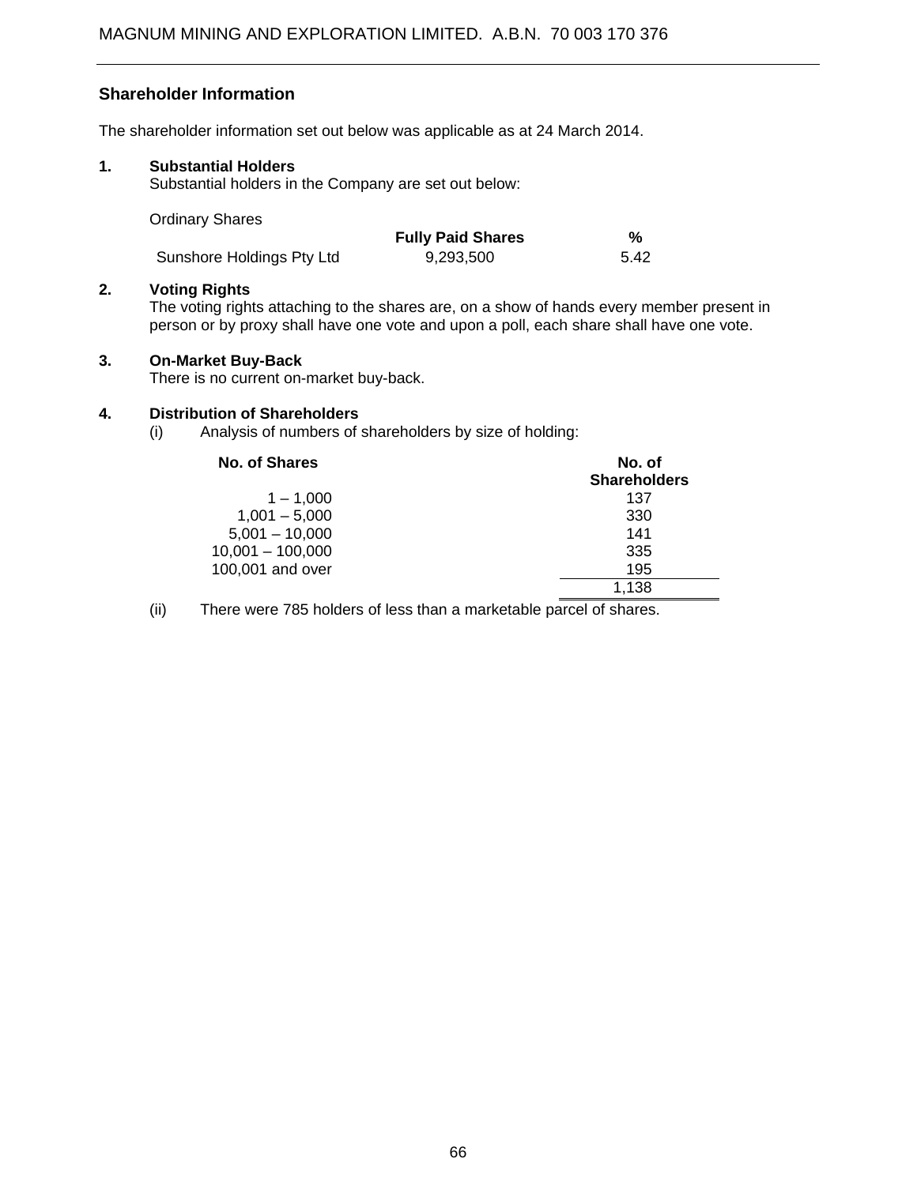## Shareholder Information

The shareholder information set out below was applicable as at 24 March 2014.

### 1. Substantial Holders

Substantial holders in the Company are set out below:

Ordinary Shares

| | Fully Paid Shares | % |
|---|---|---|
| Sunshore Holdings Pty Ltd | 9,293,500 | 5.42 |

### 2. Voting Rights

The voting rights attaching to the shares are, on a show of hands every member present in person or by proxy shall have one vote and upon a poll, each share shall have one vote.

### 3. On-Market Buy-Back

There is no current on-market buy-back.

### 4. Distribution of Shareholders

(i) Analysis of numbers of shareholders by size of holding:

| No. of Shares | No. of Shareholders |
|---|---|
| 1 – 1,000 | 137 |
| 1,001 – 5,000 | 330 |
| 5,001 – 10,000 | 141 |
| 10,001 – 100,000 | 335 |
| 100,001 and over | 195 |
| | 1,138 |

(ii) There were 785 holders of less than a marketable parcel of shares.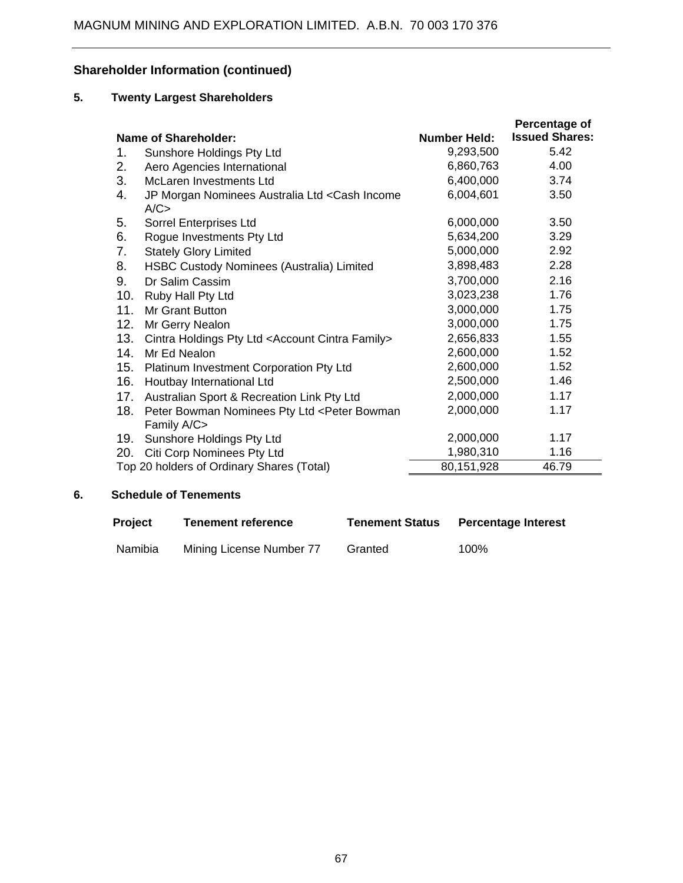## Shareholder Information (continued)

### 5. Twenty Largest Shareholders

| | Name of Shareholder: | Number Held: | Percentage of Issued Shares: |
|---|---|---|---|
| 1. | Sunshore Holdings Pty Ltd | 9,293,500 | 5.42 |
| 2. | Aero Agencies International | 6,860,763 | 4.00 |
| 3. | McLaren Investments Ltd | 6,400,000 | 3.74 |
| 4. | JP Morgan Nominees Australia Ltd <Cash Income A/C> | 6,004,601 | 3.50 |
| 5. | Sorrel Enterprises Ltd | 6,000,000 | 3.50 |
| 6. | Rogue Investments Pty Ltd | 5,634,200 | 3.29 |
| 7. | Stately Glory Limited | 5,000,000 | 2.92 |
| 8. | HSBC Custody Nominees (Australia) Limited | 3,898,483 | 2.28 |
| 9. | Dr Salim Cassim | 3,700,000 | 2.16 |
| 10. | Ruby Hall Pty Ltd | 3,023,238 | 1.76 |
| 11. | Mr Grant Button | 3,000,000 | 1.75 |
| 12. | Mr Gerry Nealon | 3,000,000 | 1.75 |
| 13. | Cintra Holdings Pty Ltd <Account Cintra Family> | 2,656,833 | 1.55 |
| 14. | Mr Ed Nealon | 2,600,000 | 1.52 |
| 15. | Platinum Investment Corporation Pty Ltd | 2,600,000 | 1.52 |
| 16. | Houtbay International Ltd | 2,500,000 | 1.46 |
| 17. | Australian Sport & Recreation Link Pty Ltd | 2,000,000 | 1.17 |
| 18. | Peter Bowman Nominees Pty Ltd <Peter Bowman Family A/C> | 2,000,000 | 1.17 |
| 19. | Sunshore Holdings Pty Ltd | 2,000,000 | 1.17 |
| 20. | Citi Corp Nominees Pty Ltd | 1,980,310 | 1.16 |
| | Top 20 holders of Ordinary Shares (Total) | 80,151,928 | 46.79 |

### 6. Schedule of Tenements

| Project | Tenement reference | Tenement Status | Percentage Interest |
|---|---|---|---|
| Namibia | Mining License Number 77 | Granted | 100% |